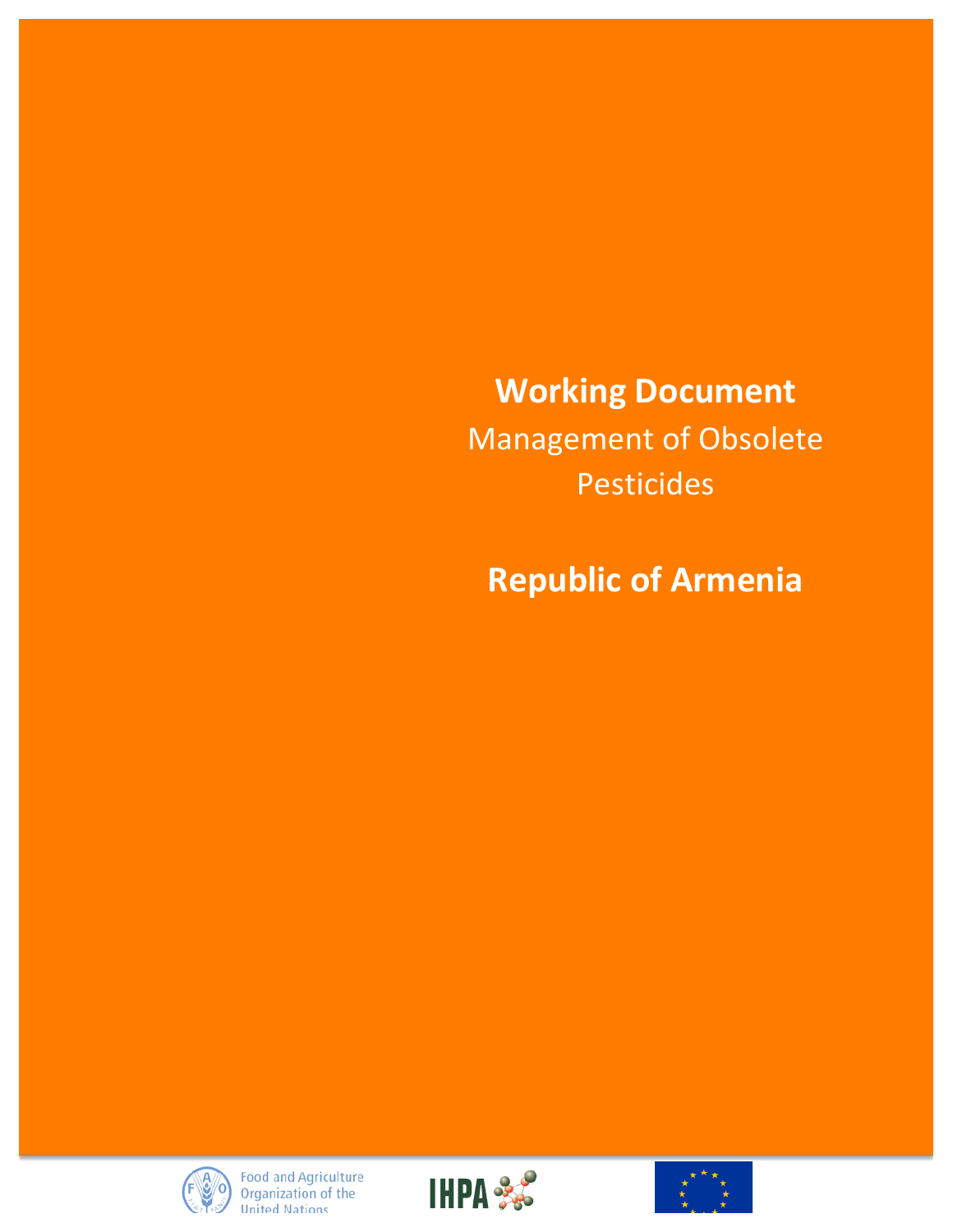# Working Document

Management of Obsolete Pesticides

## Republic of Armenia

Food and Agriculture Organization of the United Nations

IHPA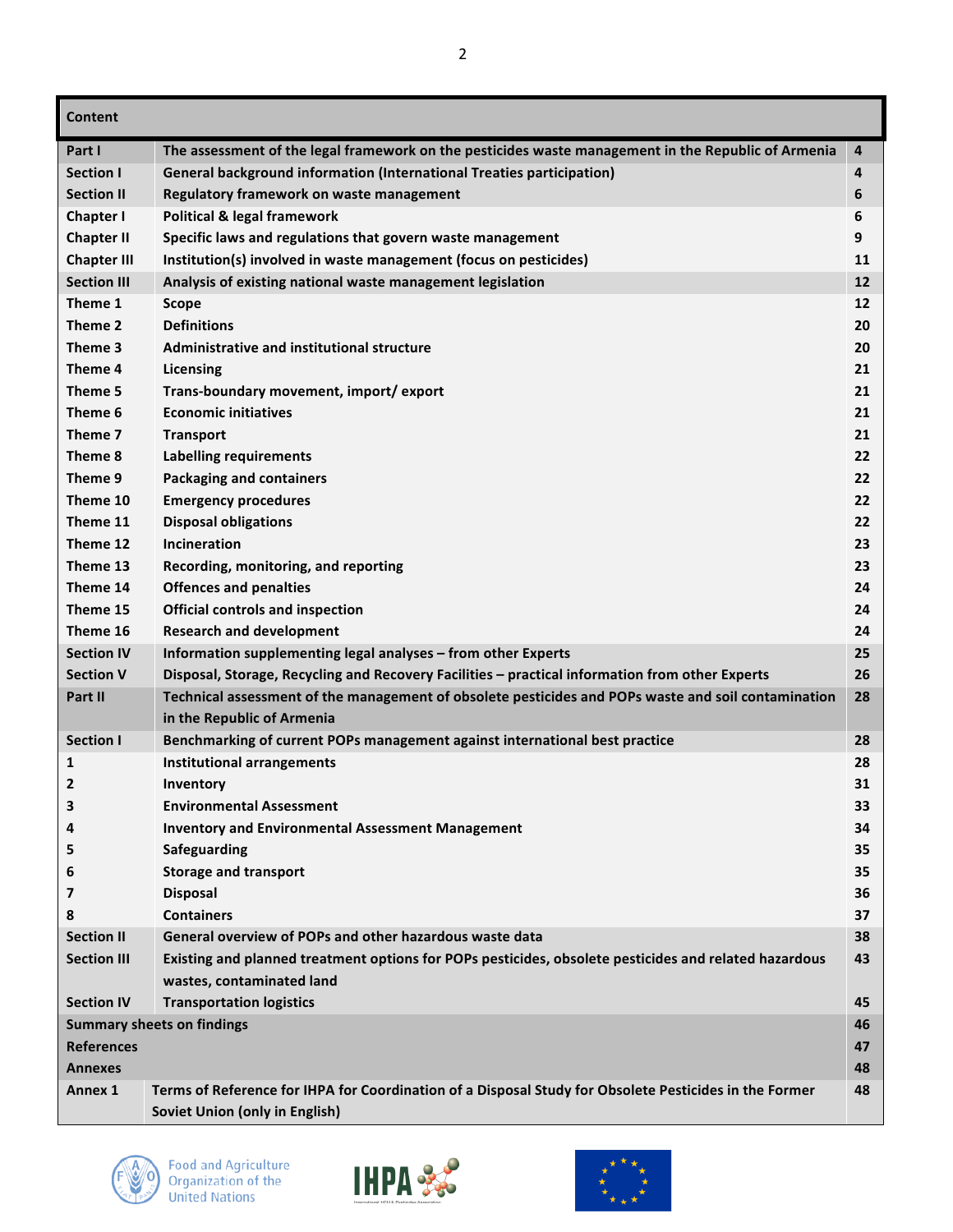| Content | | |
|---|---|---|
| Part I | The assessment of the legal framework on the pesticides waste management in the Republic of Armenia | 4 |
| Section I | General background information (International Treaties participation) | 4 |
| Section II | Regulatory framework on waste management | 6 |
| Chapter I | Political & legal framework | 6 |
| Chapter II | Specific laws and regulations that govern waste management | 9 |
| Chapter III | Institution(s) involved in waste management (focus on pesticides) | 11 |
| Section III | Analysis of existing national waste management legislation | 12 |
| Theme 1 | Scope | 12 |
| Theme 2 | Definitions | 20 |
| Theme 3 | Administrative and institutional structure | 20 |
| Theme 4 | Licensing | 21 |
| Theme 5 | Trans-boundary movement, import/ export | 21 |
| Theme 6 | Economic initiatives | 21 |
| Theme 7 | Transport | 21 |
| Theme 8 | Labelling requirements | 22 |
| Theme 9 | Packaging and containers | 22 |
| Theme 10 | Emergency procedures | 22 |
| Theme 11 | Disposal obligations | 22 |
| Theme 12 | Incineration | 23 |
| Theme 13 | Recording, monitoring, and reporting | 23 |
| Theme 14 | Offences and penalties | 24 |
| Theme 15 | Official controls and inspection | 24 |
| Theme 16 | Research and development | 24 |
| Section IV | Information supplementing legal analyses – from other Experts | 25 |
| Section V | Disposal, Storage, Recycling and Recovery Facilities – practical information from other Experts | 26 |
| Part II | Technical assessment of the management of obsolete pesticides and POPs waste and soil contamination in the Republic of Armenia | 28 |
| Section I | Benchmarking of current POPs management against international best practice | 28 |
| 1 | Institutional arrangements | 28 |
| 2 | Inventory | 31 |
| 3 | Environmental Assessment | 33 |
| 4 | Inventory and Environmental Assessment Management | 34 |
| 5 | Safeguarding | 35 |
| 6 | Storage and transport | 35 |
| 7 | Disposal | 36 |
| 8 | Containers | 37 |
| Section II | General overview of POPs and other hazardous waste data | 38 |
| Section III | Existing and planned treatment options for POPs pesticides, obsolete pesticides and related hazardous wastes, contaminated land | 43 |
| Section IV | Transportation logistics | 45 |
| Summary sheets on findings | | 46 |
| References | | 47 |
| Annexes | | 48 |
| Annex 1 | Terms of Reference for IHPA for Coordination of a Disposal Study for Obsolete Pesticides in the Former Soviet Union (only in English) | 48 |

Food and Agriculture Organization of the United Nations

IHPA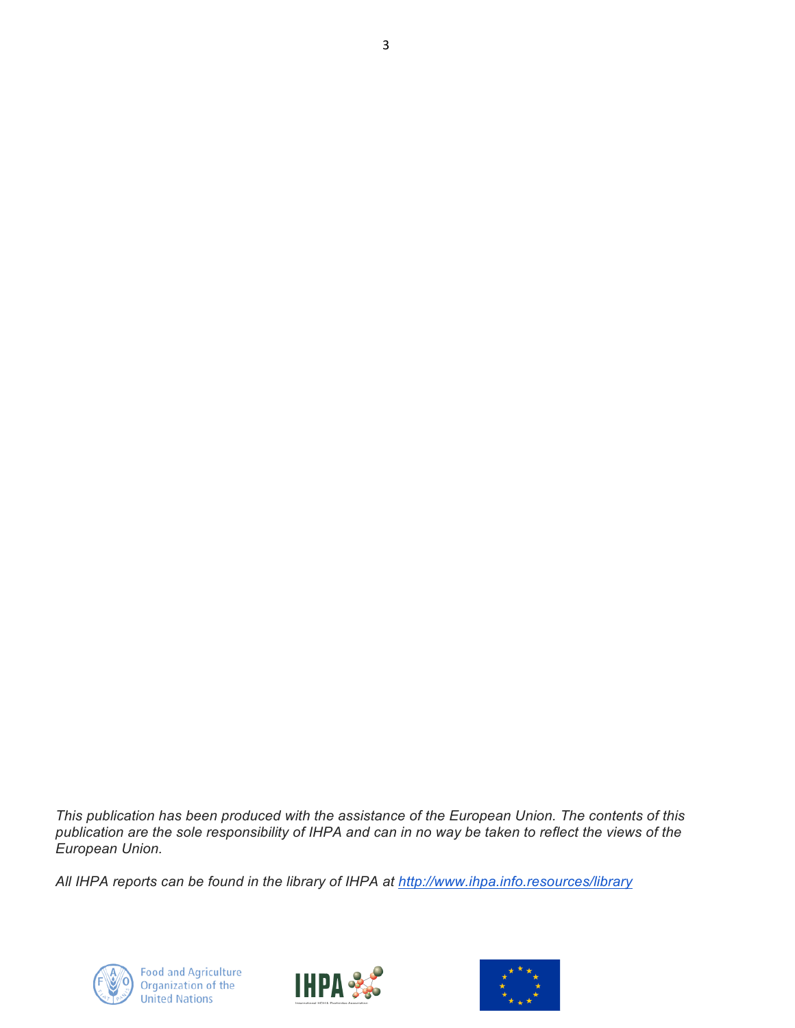*This publication has been produced with the assistance of the European Union. The contents of this publication are the sole responsibility of IHPA and can in no way be taken to reflect the views of the European Union.*

*All IHPA reports can be found in the library of IHPA at [http://www.ihpa.info.resources/library](http://www.ihpa.info.resources/library)*

Food and Agriculture Organization of the United Nations

IHPA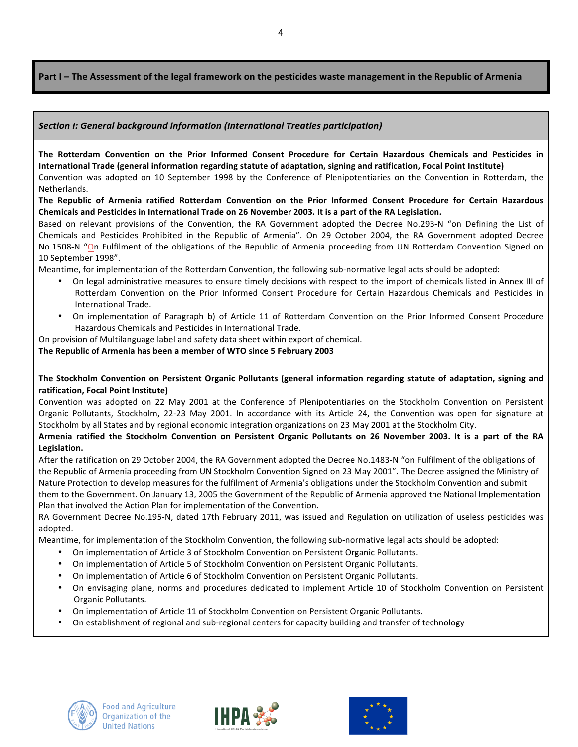## Part I – The Assessment of the legal framework on the pesticides waste management in the Republic of Armenia

### *Section I: General background information (International Treaties participation)*

**The Rotterdam Convention on the Prior Informed Consent Procedure for Certain Hazardous Chemicals and Pesticides in International Trade (general information regarding statute of adaptation, signing and ratification, Focal Point Institute)**

Convention was adopted on 10 September 1998 by the Conference of Plenipotentiaries on the Convention in Rotterdam, the Netherlands.

**The Republic of Armenia ratified Rotterdam Convention on the Prior Informed Consent Procedure for Certain Hazardous Chemicals and Pesticides in International Trade on 26 November 2003. It is a part of the RA Legislation.**

Based on relevant provisions of the Convention, the RA Government adopted the Decree No.293-N "on Defining the List of Chemicals and Pesticides Prohibited in the Republic of Armenia". On 29 October 2004, the RA Government adopted Decree No.1508-N "On Fulfilment of the obligations of the Republic of Armenia proceeding from UN Rotterdam Convention Signed on 10 September 1998".

Meantime, for implementation of the Rotterdam Convention, the following sub-normative legal acts should be adopted:

- On legal administrative measures to ensure timely decisions with respect to the import of chemicals listed in Annex III of Rotterdam Convention on the Prior Informed Consent Procedure for Certain Hazardous Chemicals and Pesticides in International Trade.
- On implementation of Paragraph b) of Article 11 of Rotterdam Convention on the Prior Informed Consent Procedure Hazardous Chemicals and Pesticides in International Trade.

On provision of Multilanguage label and safety data sheet within export of chemical.

**The Republic of Armenia has been a member of WTO since 5 February 2003**

**The Stockholm Convention on Persistent Organic Pollutants (general information regarding statute of adaptation, signing and ratification, Focal Point Institute)**

Convention was adopted on 22 May 2001 at the Conference of Plenipotentiaries on the Stockholm Convention on Persistent Organic Pollutants, Stockholm, 22-23 May 2001. In accordance with its Article 24, the Convention was open for signature at Stockholm by all States and by regional economic integration organizations on 23 May 2001 at the Stockholm City.

**Armenia ratified the Stockholm Convention on Persistent Organic Pollutants on 26 November 2003. It is a part of the RA Legislation.**

After the ratification on 29 October 2004, the RA Government adopted the Decree No.1483-N "on Fulfilment of the obligations of the Republic of Armenia proceeding from UN Stockholm Convention Signed on 23 May 2001". The Decree assigned the Ministry of Nature Protection to develop measures for the fulfilment of Armenia's obligations under the Stockholm Convention and submit them to the Government. On January 13, 2005 the Government of the Republic of Armenia approved the National Implementation Plan that involved the Action Plan for implementation of the Convention.

RA Government Decree No.195-N, dated 17th February 2011, was issued and Regulation on utilization of useless pesticides was adopted.

Meantime, for implementation of the Stockholm Convention, the following sub-normative legal acts should be adopted:

- On implementation of Article 3 of Stockholm Convention on Persistent Organic Pollutants.
- On implementation of Article 5 of Stockholm Convention on Persistent Organic Pollutants.
- On implementation of Article 6 of Stockholm Convention on Persistent Organic Pollutants.
- On envisaging plane, norms and procedures dedicated to implement Article 10 of Stockholm Convention on Persistent Organic Pollutants.
- On implementation of Article 11 of Stockholm Convention on Persistent Organic Pollutants.
- On establishment of regional and sub-regional centers for capacity building and transfer of technology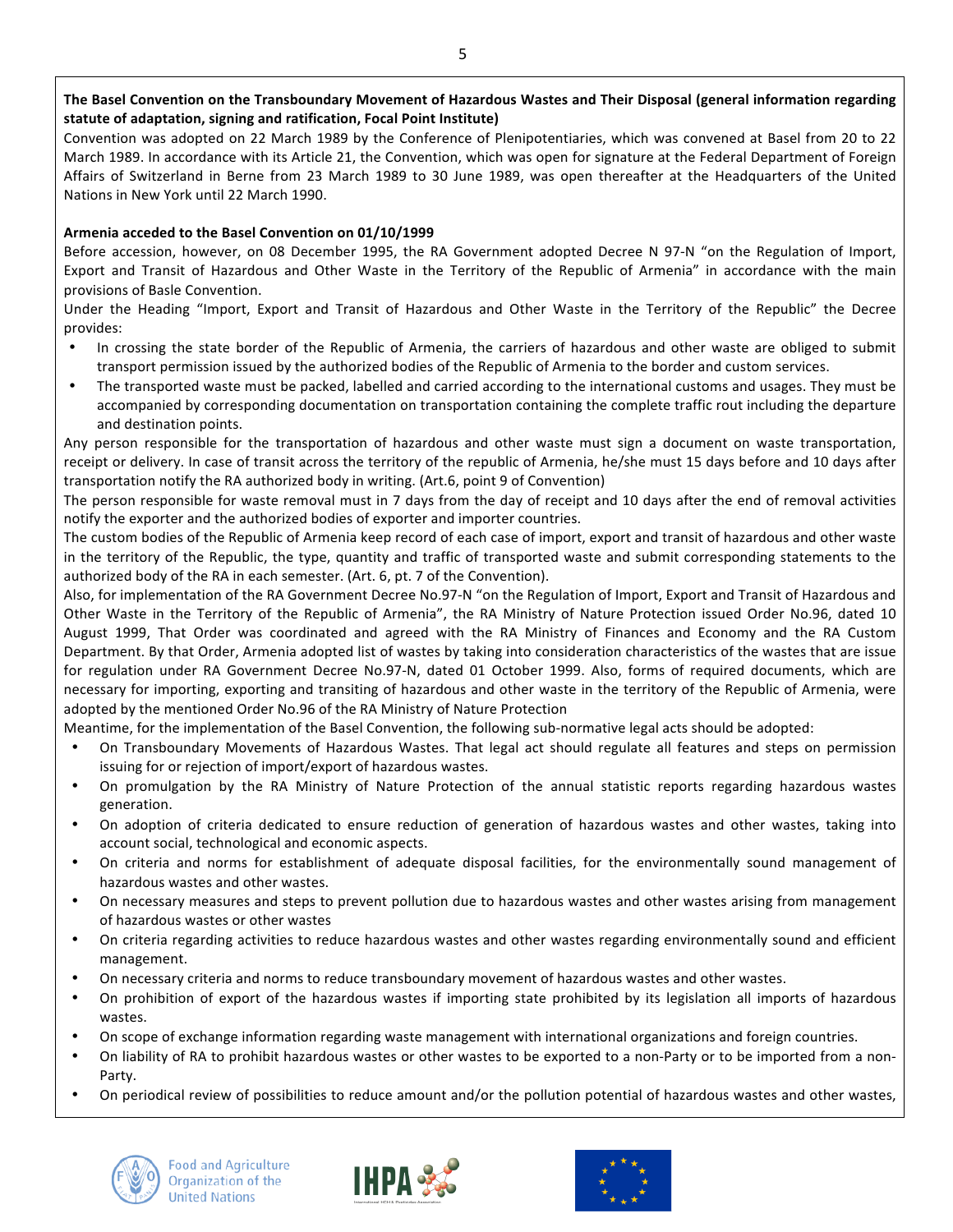**The Basel Convention on the Transboundary Movement of Hazardous Wastes and Their Disposal (general information regarding statute of adaptation, signing and ratification, Focal Point Institute)**

Convention was adopted on 22 March 1989 by the Conference of Plenipotentiaries, which was convened at Basel from 20 to 22 March 1989. In accordance with its Article 21, the Convention, which was open for signature at the Federal Department of Foreign Affairs of Switzerland in Berne from 23 March 1989 to 30 June 1989, was open thereafter at the Headquarters of the United Nations in New York until 22 March 1990.

**Armenia acceded to the Basel Convention on 01/10/1999**

Before accession, however, on 08 December 1995, the RA Government adopted Decree N 97-N "on the Regulation of Import, Export and Transit of Hazardous and Other Waste in the Territory of the Republic of Armenia" in accordance with the main provisions of Basle Convention.

Under the Heading "Import, Export and Transit of Hazardous and Other Waste in the Territory of the Republic" the Decree provides:

- In crossing the state border of the Republic of Armenia, the carriers of hazardous and other waste are obliged to submit transport permission issued by the authorized bodies of the Republic of Armenia to the border and custom services.
- The transported waste must be packed, labelled and carried according to the international customs and usages. They must be accompanied by corresponding documentation on transportation containing the complete traffic rout including the departure and destination points.

Any person responsible for the transportation of hazardous and other waste must sign a document on waste transportation, receipt or delivery. In case of transit across the territory of the republic of Armenia, he/she must 15 days before and 10 days after transportation notify the RA authorized body in writing. (Art.6, point 9 of Convention)

The person responsible for waste removal must in 7 days from the day of receipt and 10 days after the end of removal activities notify the exporter and the authorized bodies of exporter and importer countries.

The custom bodies of the Republic of Armenia keep record of each case of import, export and transit of hazardous and other waste in the territory of the Republic, the type, quantity and traffic of transported waste and submit corresponding statements to the authorized body of the RA in each semester. (Art. 6, pt. 7 of the Convention).

Also, for implementation of the RA Government Decree No.97-N "on the Regulation of Import, Export and Transit of Hazardous and Other Waste in the Territory of the Republic of Armenia", the RA Ministry of Nature Protection issued Order No.96, dated 10 August 1999, That Order was coordinated and agreed with the RA Ministry of Finances and Economy and the RA Custom Department. By that Order, Armenia adopted list of wastes by taking into consideration characteristics of the wastes that are issue for regulation under RA Government Decree No.97-N, dated 01 October 1999. Also, forms of required documents, which are necessary for importing, exporting and transiting of hazardous and other waste in the territory of the Republic of Armenia, were adopted by the mentioned Order No.96 of the RA Ministry of Nature Protection

Meantime, for the implementation of the Basel Convention, the following sub-normative legal acts should be adopted:

- On Transboundary Movements of Hazardous Wastes. That legal act should regulate all features and steps on permission issuing for or rejection of import/export of hazardous wastes.
- On promulgation by the RA Ministry of Nature Protection of the annual statistic reports regarding hazardous wastes generation.
- On adoption of criteria dedicated to ensure reduction of generation of hazardous wastes and other wastes, taking into account social, technological and economic aspects.
- On criteria and norms for establishment of adequate disposal facilities, for the environmentally sound management of hazardous wastes and other wastes.
- On necessary measures and steps to prevent pollution due to hazardous wastes and other wastes arising from management of hazardous wastes or other wastes
- On criteria regarding activities to reduce hazardous wastes and other wastes regarding environmentally sound and efficient management.
- On necessary criteria and norms to reduce transboundary movement of hazardous wastes and other wastes.
- On prohibition of export of the hazardous wastes if importing state prohibited by its legislation all imports of hazardous wastes.
- On scope of exchange information regarding waste management with international organizations and foreign countries.
- On liability of RA to prohibit hazardous wastes or other wastes to be exported to a non-Party or to be imported from a non-Party.
- On periodical review of possibilities to reduce amount and/or the pollution potential of hazardous wastes and other wastes,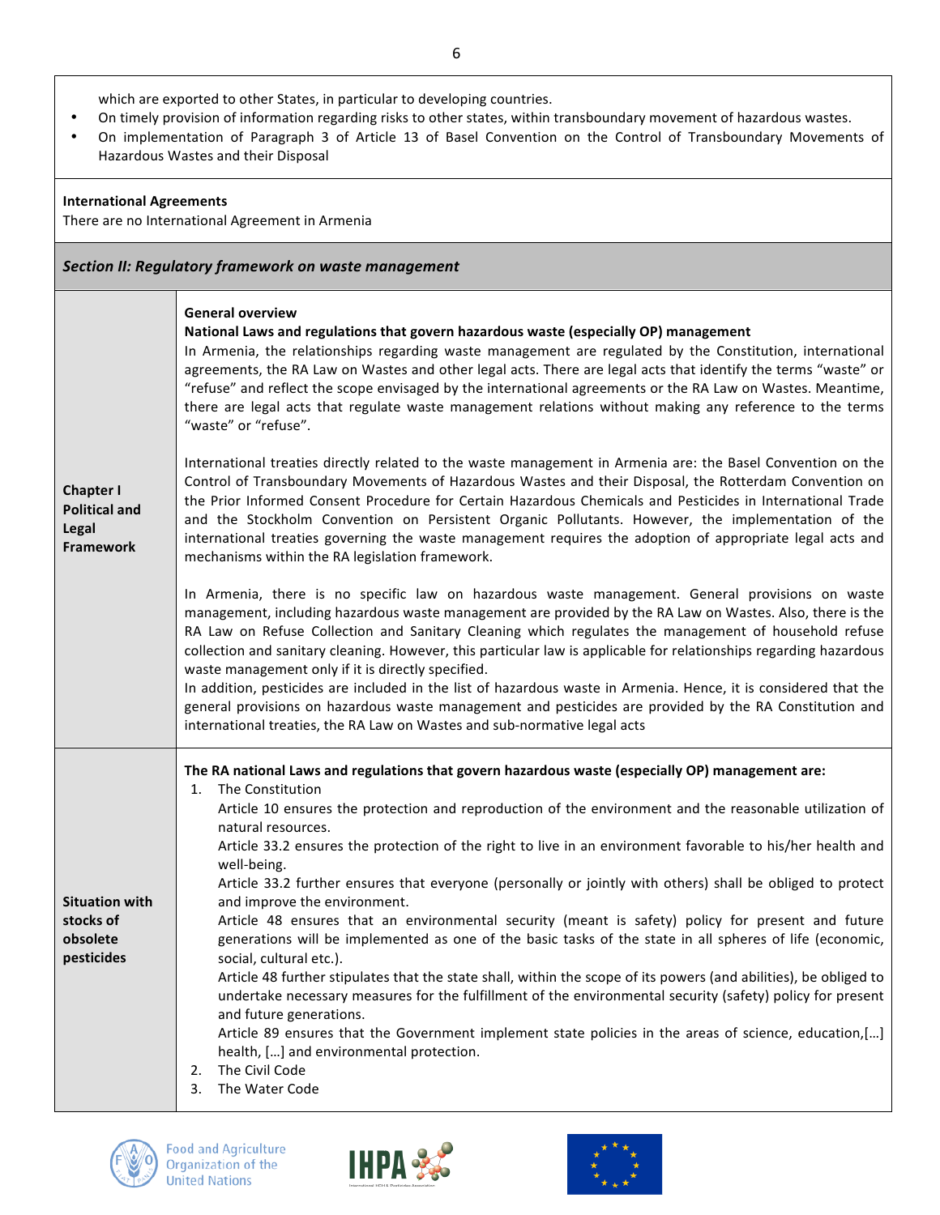which are exported to other States, in particular to developing countries.

- On timely provision of information regarding risks to other states, within transboundary movement of hazardous wastes.
- On implementation of Paragraph 3 of Article 13 of Basel Convention on the Control of Transboundary Movements of Hazardous Wastes and their Disposal

**International Agreements**

There are no International Agreement in Armenia

***Section II: Regulatory framework on waste management***

**Chapter I Political and Legal Framework**

**General overview**

**National Laws and regulations that govern hazardous waste (especially OP) management**

In Armenia, the relationships regarding waste management are regulated by the Constitution, international agreements, the RA Law on Wastes and other legal acts. There are legal acts that identify the terms "waste" or "refuse" and reflect the scope envisaged by the international agreements or the RA Law on Wastes. Meantime, there are legal acts that regulate waste management relations without making any reference to the terms "waste" or "refuse".

International treaties directly related to the waste management in Armenia are: the Basel Convention on the Control of Transboundary Movements of Hazardous Wastes and their Disposal, the Rotterdam Convention on the Prior Informed Consent Procedure for Certain Hazardous Chemicals and Pesticides in International Trade and the Stockholm Convention on Persistent Organic Pollutants. However, the implementation of the international treaties governing the waste management requires the adoption of appropriate legal acts and mechanisms within the RA legislation framework.

In Armenia, there is no specific law on hazardous waste management. General provisions on waste management, including hazardous waste management are provided by the RA Law on Wastes. Also, there is the RA Law on Refuse Collection and Sanitary Cleaning which regulates the management of household refuse collection and sanitary cleaning. However, this particular law is applicable for relationships regarding hazardous waste management only if it is directly specified.

In addition, pesticides are included in the list of hazardous waste in Armenia. Hence, it is considered that the general provisions on hazardous waste management and pesticides are provided by the RA Constitution and international treaties, the RA Law on Wastes and sub-normative legal acts

**Situation with stocks of obsolete pesticides**

**The RA national Laws and regulations that govern hazardous waste (especially OP) management are:**

1. The Constitution

   Article 10 ensures the protection and reproduction of the environment and the reasonable utilization of natural resources.

   Article 33.2 ensures the protection of the right to live in an environment favorable to his/her health and well-being.

   Article 33.2 further ensures that everyone (personally or jointly with others) shall be obliged to protect and improve the environment.

   Article 48 ensures that an environmental security (meant is safety) policy for present and future generations will be implemented as one of the basic tasks of the state in all spheres of life (economic, social, cultural etc.).

   Article 48 further stipulates that the state shall, within the scope of its powers (and abilities), be obliged to undertake necessary measures for the fulfillment of the environmental security (safety) policy for present and future generations.

   Article 89 ensures that the Government implement state policies in the areas of science, education,[…] health, […] and environmental protection.
2. The Civil Code
3. The Water Code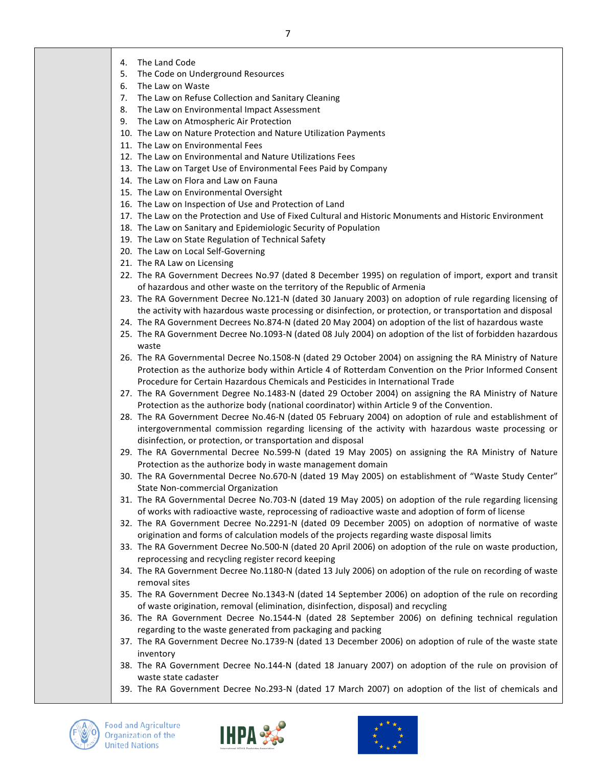4. The Land Code
5. The Code on Underground Resources
6. The Law on Waste
7. The Law on Refuse Collection and Sanitary Cleaning
8. The Law on Environmental Impact Assessment
9. The Law on Atmospheric Air Protection
10. The Law on Nature Protection and Nature Utilization Payments
11. The Law on Environmental Fees
12. The Law on Environmental and Nature Utilizations Fees
13. The Law on Target Use of Environmental Fees Paid by Company
14. The Law on Flora and Law on Fauna
15. The Law on Environmental Oversight
16. The Law on Inspection of Use and Protection of Land
17. The Law on the Protection and Use of Fixed Cultural and Historic Monuments and Historic Environment
18. The Law on Sanitary and Epidemiologic Security of Population
19. The Law on State Regulation of Technical Safety
20. The Law on Local Self-Governing
21. The RA Law on Licensing
22. The RA Government Decrees No.97 (dated 8 December 1995) on regulation of import, export and transit of hazardous and other waste on the territory of the Republic of Armenia
23. The RA Government Decree No.121-N (dated 30 January 2003) on adoption of rule regarding licensing of the activity with hazardous waste processing or disinfection, or protection, or transportation and disposal
24. The RA Government Decrees No.874-N (dated 20 May 2004) on adoption of the list of hazardous waste
25. The RA Government Decree No.1093-N (dated 08 July 2004) on adoption of the list of forbidden hazardous waste
26. The RA Governmental Decree No.1508-N (dated 29 October 2004) on assigning the RA Ministry of Nature Protection as the authorize body within Article 4 of Rotterdam Convention on the Prior Informed Consent Procedure for Certain Hazardous Chemicals and Pesticides in International Trade
27. The RA Government Degree No.1483-N (dated 29 October 2004) on assigning the RA Ministry of Nature Protection as the authorize body (national coordinator) within Article 9 of the Convention.
28. The RA Government Decree No.46-N (dated 05 February 2004) on adoption of rule and establishment of intergovernmental commission regarding licensing of the activity with hazardous waste processing or disinfection, or protection, or transportation and disposal
29. The RA Governmental Decree No.599-N (dated 19 May 2005) on assigning the RA Ministry of Nature Protection as the authorize body in waste management domain
30. The RA Governmental Decree No.670-N (dated 19 May 2005) on establishment of "Waste Study Center" State Non-commercial Organization
31. The RA Governmental Decree No.703-N (dated 19 May 2005) on adoption of the rule regarding licensing of works with radioactive waste, reprocessing of radioactive waste and adoption of form of license
32. The RA Government Decree No.2291-N (dated 09 December 2005) on adoption of normative of waste origination and forms of calculation models of the projects regarding waste disposal limits
33. The RA Government Decree No.500-N (dated 20 April 2006) on adoption of the rule on waste production, reprocessing and recycling register record keeping
34. The RA Government Decree No.1180-N (dated 13 July 2006) on adoption of the rule on recording of waste removal sites
35. The RA Government Decree No.1343-N (dated 14 September 2006) on adoption of the rule on recording of waste origination, removal (elimination, disinfection, disposal) and recycling
36. The RA Government Decree No.1544-N (dated 28 September 2006) on defining technical regulation regarding to the waste generated from packaging and packing
37. The RA Government Decree No.1739-N (dated 13 December 2006) on adoption of rule of the waste state inventory
38. The RA Government Decree No.144-N (dated 18 January 2007) on adoption of the rule on provision of waste state cadaster
39. The RA Government Decree No.293-N (dated 17 March 2007) on adoption of the list of chemicals and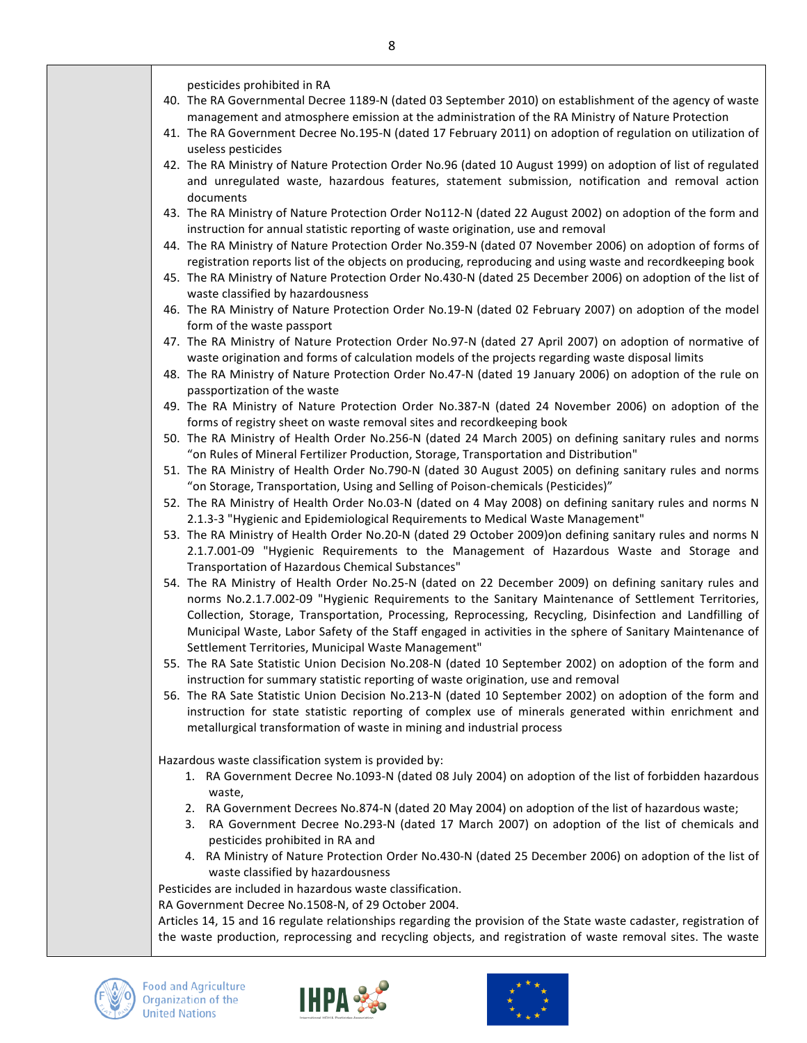pesticides prohibited in RA

40. The RA Governmental Decree 1189-N (dated 03 September 2010) on establishment of the agency of waste management and atmosphere emission at the administration of the RA Ministry of Nature Protection
41. The RA Government Decree No.195-N (dated 17 February 2011) on adoption of regulation on utilization of useless pesticides
42. The RA Ministry of Nature Protection Order No.96 (dated 10 August 1999) on adoption of list of regulated and unregulated waste, hazardous features, statement submission, notification and removal action documents
43. The RA Ministry of Nature Protection Order No112-N (dated 22 August 2002) on adoption of the form and instruction for annual statistic reporting of waste origination, use and removal
44. The RA Ministry of Nature Protection Order No.359-N (dated 07 November 2006) on adoption of forms of registration reports list of the objects on producing, reproducing and using waste and recordkeeping book
45. The RA Ministry of Nature Protection Order No.430-N (dated 25 December 2006) on adoption of the list of waste classified by hazardousness
46. The RA Ministry of Nature Protection Order No.19-N (dated 02 February 2007) on adoption of the model form of the waste passport
47. The RA Ministry of Nature Protection Order No.97-N (dated 27 April 2007) on adoption of normative of waste origination and forms of calculation models of the projects regarding waste disposal limits
48. The RA Ministry of Nature Protection Order No.47-N (dated 19 January 2006) on adoption of the rule on passportization of the waste
49. The RA Ministry of Nature Protection Order No.387-N (dated 24 November 2006) on adoption of the forms of registry sheet on waste removal sites and recordkeeping book
50. The RA Ministry of Health Order No.256-N (dated 24 March 2005) on defining sanitary rules and norms "on Rules of Mineral Fertilizer Production, Storage, Transportation and Distribution"
51. The RA Ministry of Health Order No.790-N (dated 30 August 2005) on defining sanitary rules and norms "on Storage, Transportation, Using and Selling of Poison-chemicals (Pesticides)"
52. The RA Ministry of Health Order No.03-N (dated on 4 May 2008) on defining sanitary rules and norms N 2.1.3-3 "Hygienic and Epidemiological Requirements to Medical Waste Management"
53. The RA Ministry of Health Order No.20-N (dated 29 October 2009)on defining sanitary rules and norms N 2.1.7.001-09 "Hygienic Requirements to the Management of Hazardous Waste and Storage and Transportation of Hazardous Chemical Substances"
54. The RA Ministry of Health Order No.25-N (dated on 22 December 2009) on defining sanitary rules and norms No.2.1.7.002-09 "Hygienic Requirements to the Sanitary Maintenance of Settlement Territories, Collection, Storage, Transportation, Processing, Reprocessing, Recycling, Disinfection and Landfilling of Municipal Waste, Labor Safety of the Staff engaged in activities in the sphere of Sanitary Maintenance of Settlement Territories, Municipal Waste Management"
55. The RA Sate Statistic Union Decision No.208-N (dated 10 September 2002) on adoption of the form and instruction for summary statistic reporting of waste origination, use and removal
56. The RA Sate Statistic Union Decision No.213-N (dated 10 September 2002) on adoption of the form and instruction for state statistic reporting of complex use of minerals generated within enrichment and metallurgical transformation of waste in mining and industrial process

Hazardous waste classification system is provided by:

1. RA Government Decree No.1093-N (dated 08 July 2004) on adoption of the list of forbidden hazardous waste,
2. RA Government Decrees No.874-N (dated 20 May 2004) on adoption of the list of hazardous waste;
3. RA Government Decree No.293-N (dated 17 March 2007) on adoption of the list of chemicals and pesticides prohibited in RA and
4. RA Ministry of Nature Protection Order No.430-N (dated 25 December 2006) on adoption of the list of waste classified by hazardousness

Pesticides are included in hazardous waste classification.

RA Government Decree No.1508-N, of 29 October 2004.

Articles 14, 15 and 16 regulate relationships regarding the provision of the State waste cadaster, registration of the waste production, reprocessing and recycling objects, and registration of waste removal sites. The waste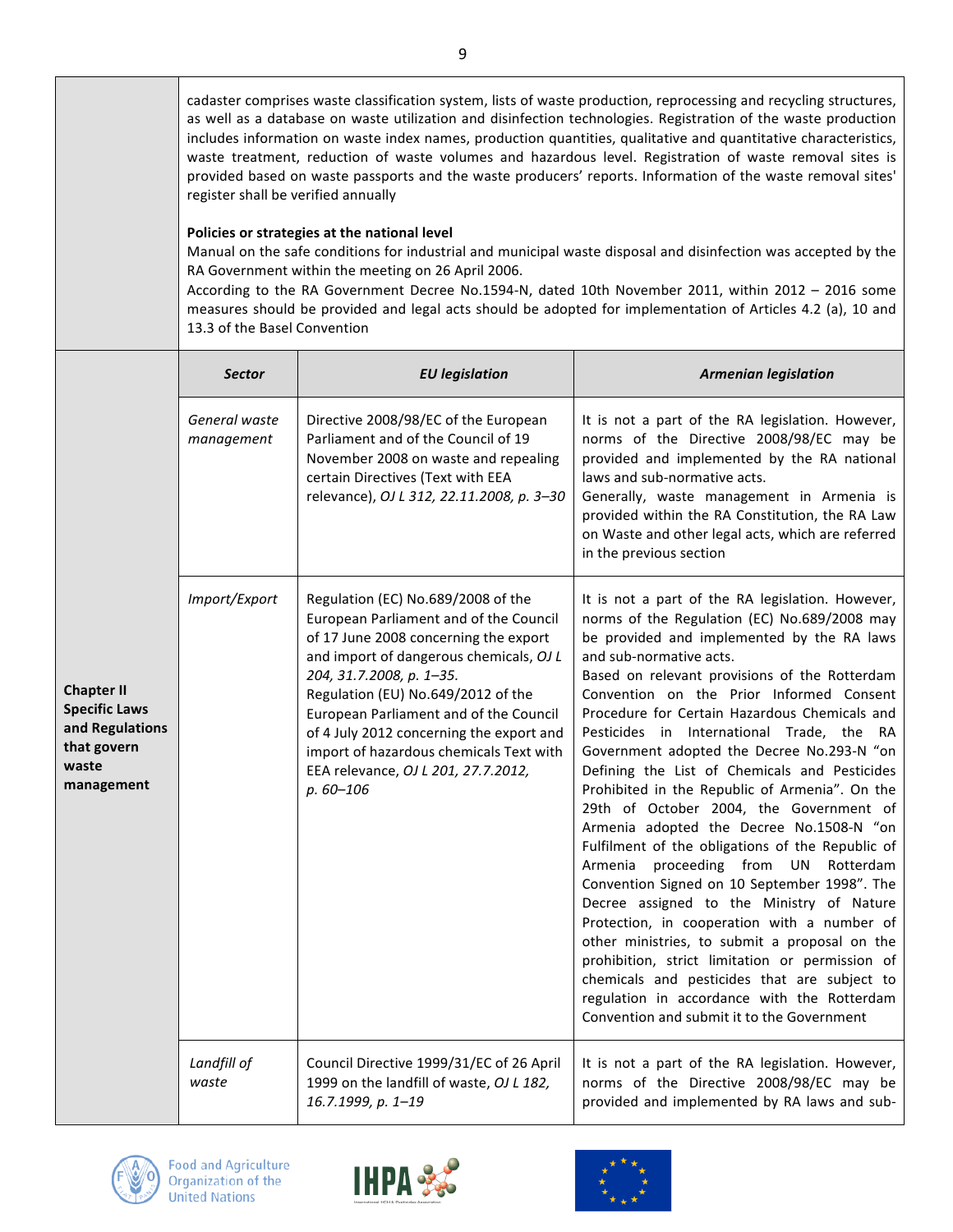| | | | |
|---|---|---|---|
| | cadaster comprises waste classification system, lists of waste production, reprocessing and recycling structures, as well as a database on waste utilization and disinfection technologies. Registration of the waste production includes information on waste index names, production quantities, qualitative and quantitative characteristics, waste treatment, reduction of waste volumes and hazardous level. Registration of waste removal sites is provided based on waste passports and the waste producers' reports. Information of the waste removal sites' register shall be verified annually<br><br>**Policies or strategies at the national level**<br>Manual on the safe conditions for industrial and municipal waste disposal and disinfection was accepted by the RA Government within the meeting on 26 April 2006.<br>According to the RA Government Decree No.1594-N, dated 10th November 2011, within 2012 – 2016 some measures should be provided and legal acts should be adopted for implementation of Articles 4.2 (a), 10 and 13.3 of the Basel Convention | | |
| **Chapter II Specific Laws and Regulations that govern waste management** | ***Sector*** | ***EU legislation*** | ***Armenian legislation*** |
| | *General waste management* | Directive 2008/98/EC of the European Parliament and of the Council of 19 November 2008 on waste and repealing certain Directives (Text with EEA relevance), *OJ L 312, 22.11.2008, p. 3–30* | It is not a part of the RA legislation. However, norms of the Directive 2008/98/EC may be provided and implemented by the RA national laws and sub-normative acts.<br>Generally, waste management in Armenia is provided within the RA Constitution, the RA Law on Waste and other legal acts, which are referred in the previous section |
| | *Import/Export* | Regulation (EC) No.689/2008 of the European Parliament and of the Council of 17 June 2008 concerning the export and import of dangerous chemicals, *OJ L 204, 31.7.2008, p. 1–35.*<br>Regulation (EU) No.649/2012 of the European Parliament and of the Council of 4 July 2012 concerning the export and import of hazardous chemicals Text with EEA relevance, *OJ L 201, 27.7.2012, p. 60–106* | It is not a part of the RA legislation. However, norms of the Regulation (EC) No.689/2008 may be provided and implemented by the RA laws and sub-normative acts.<br>Based on relevant provisions of the Rotterdam Convention on the Prior Informed Consent Procedure for Certain Hazardous Chemicals and Pesticides in International Trade, the RA Government adopted the Decree No.293-N "on Defining the List of Chemicals and Pesticides Prohibited in the Republic of Armenia". On the 29th of October 2004, the Government of Armenia adopted the Decree No.1508-N "on Fulfilment of the obligations of the Republic of Armenia proceeding from UN Rotterdam Convention Signed on 10 September 1998". The Decree assigned to the Ministry of Nature Protection, in cooperation with a number of other ministries, to submit a proposal on the prohibition, strict limitation or permission of chemicals and pesticides that are subject to regulation in accordance with the Rotterdam Convention and submit it to the Government |
| | *Landfill of waste* | Council Directive 1999/31/EC of 26 April 1999 on the landfill of waste, *OJ L 182, 16.7.1999, p. 1–19* | It is not a part of the RA legislation. However, norms of the Directive 2008/98/EC may be provided and implemented by RA laws and sub- |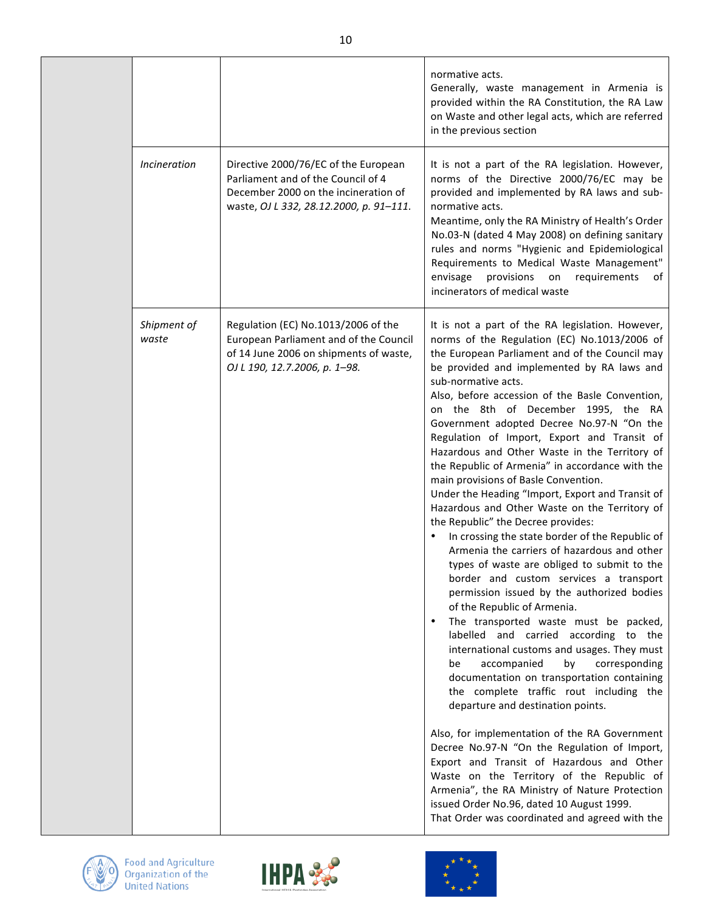| | | | |
|---|---|---|---|
| | | | normative acts.<br>Generally, waste management in Armenia is provided within the RA Constitution, the RA Law on Waste and other legal acts, which are referred in the previous section |
| | *Incineration* | Directive 2000/76/EC of the European Parliament and of the Council of 4 December 2000 on the incineration of waste, *OJ L 332, 28.12.2000, p. 91–111.* | It is not a part of the RA legislation. However, norms of the Directive 2000/76/EC may be provided and implemented by RA laws and sub-normative acts.<br>Meantime, only the RA Ministry of Health's Order No.03-N (dated 4 May 2008) on defining sanitary rules and norms "Hygienic and Epidemiological Requirements to Medical Waste Management" envisage provisions on requirements of incinerators of medical waste |
| | *Shipment of waste* | Regulation (EC) No.1013/2006 of the European Parliament and of the Council of 14 June 2006 on shipments of waste, *OJ L 190, 12.7.2006, p. 1–98.* | It is not a part of the RA legislation. However, norms of the Regulation (EC) No.1013/2006 of the European Parliament and of the Council may be provided and implemented by RA laws and sub-normative acts.<br>Also, before accession of the Basle Convention, on the 8th of December 1995, the RA Government adopted Decree No.97-N "On the Regulation of Import, Export and Transit of Hazardous and Other Waste in the Territory of the Republic of Armenia" in accordance with the main provisions of Basle Convention.<br>Under the Heading "Import, Export and Transit of Hazardous and Other Waste on the Territory of the Republic" the Decree provides:<br>• In crossing the state border of the Republic of Armenia the carriers of hazardous and other types of waste are obliged to submit to the border and custom services a transport permission issued by the authorized bodies of the Republic of Armenia.<br>• The transported waste must be packed, labelled and carried according to the international customs and usages. They must be accompanied by corresponding documentation on transportation containing the complete traffic rout including the departure and destination points.<br><br>Also, for implementation of the RA Government Decree No.97-N "On the Regulation of Import, Export and Transit of Hazardous and Other Waste on the Territory of the Republic of Armenia", the RA Ministry of Nature Protection issued Order No.96, dated 10 August 1999.<br>That Order was coordinated and agreed with the |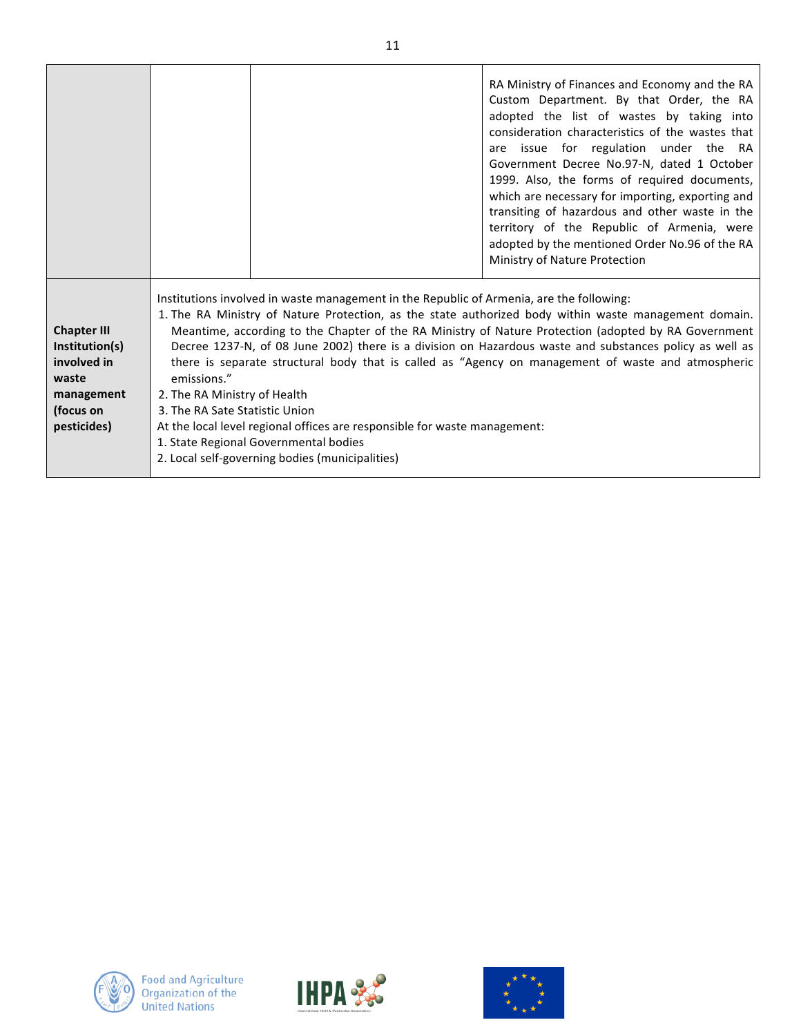| | | | |
|---|---|---|---|
| | | | RA Ministry of Finances and Economy and the RA Custom Department. By that Order, the RA adopted the list of wastes by taking into consideration characteristics of the wastes that are issue for regulation under the RA Government Decree No.97-N, dated 1 October 1999. Also, the forms of required documents, which are necessary for importing, exporting and transiting of hazardous and other waste in the territory of the Republic of Armenia, were adopted by the mentioned Order No.96 of the RA Ministry of Nature Protection |
| **Chapter III Institution(s) involved in waste management (focus on pesticides)** | Institutions involved in waste management in the Republic of Armenia, are the following:<br>1. The RA Ministry of Nature Protection, as the state authorized body within waste management domain. Meantime, according to the Chapter of the RA Ministry of Nature Protection (adopted by RA Government Decree 1237-N, of 08 June 2002) there is a division on Hazardous waste and substances policy as well as there is separate structural body that is called as "Agency on management of waste and atmospheric emissions."<br>2. The RA Ministry of Health<br>3. The RA Sate Statistic Union<br>At the local level regional offices are responsible for waste management:<br>1. State Regional Governmental bodies<br>2. Local self-governing bodies (municipalities) | | |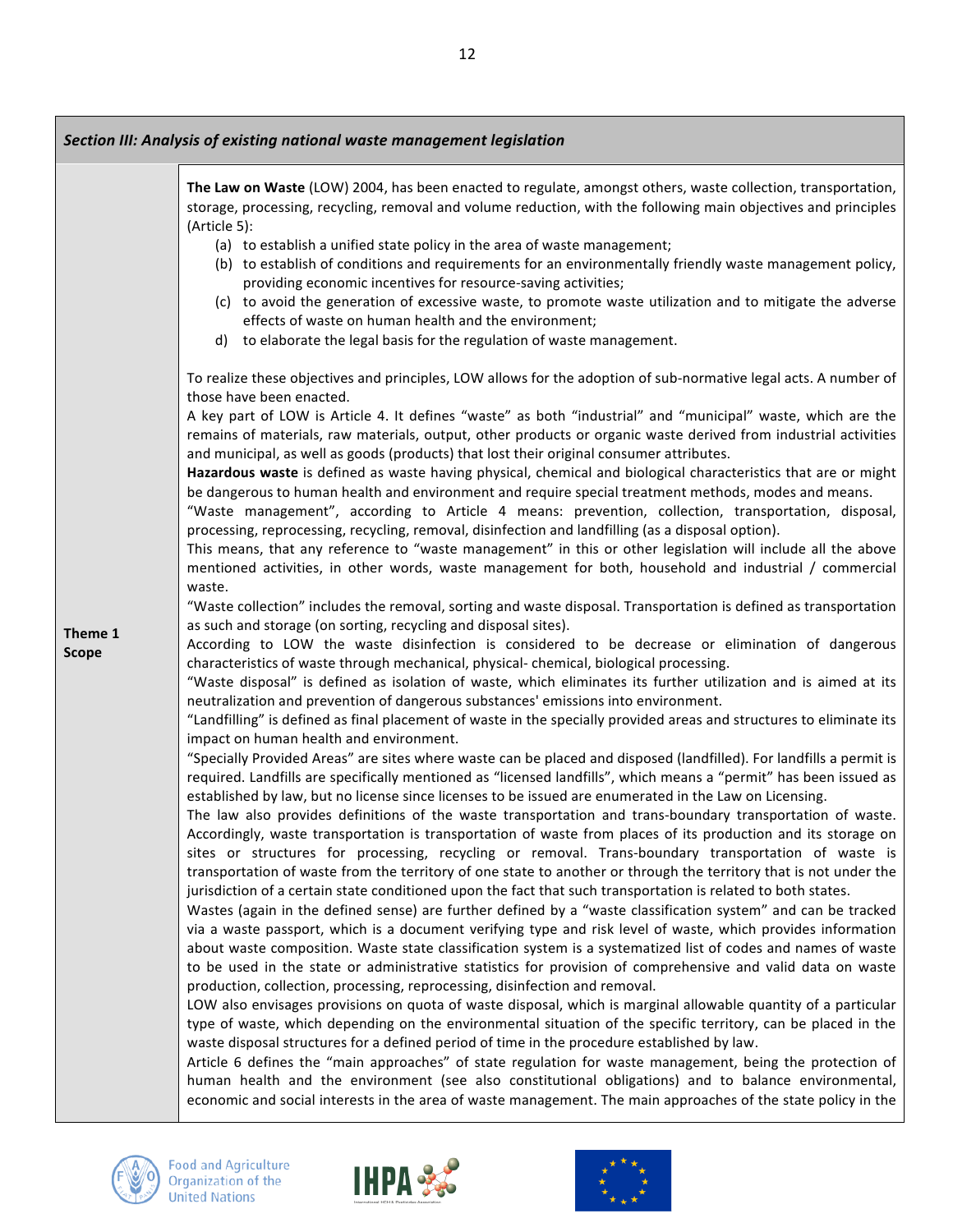| *Section III: Analysis of existing national waste management legislation* | |
|---|---|
| **Theme 1 Scope** | **The Law on Waste** (LOW) 2004, has been enacted to regulate, amongst others, waste collection, transportation, storage, processing, recycling, removal and volume reduction, with the following main objectives and principles (Article 5):<br>(a) to establish a unified state policy in the area of waste management;<br>(b) to establish of conditions and requirements for an environmentally friendly waste management policy, providing economic incentives for resource-saving activities;<br>(c) to avoid the generation of excessive waste, to promote waste utilization and to mitigate the adverse effects of waste on human health and the environment;<br>d) to elaborate the legal basis for the regulation of waste management.<br><br>To realize these objectives and principles, LOW allows for the adoption of sub-normative legal acts. A number of those have been enacted.<br>A key part of LOW is Article 4. It defines "waste" as both "industrial" and "municipal" waste, which are the remains of materials, raw materials, output, other products or organic waste derived from industrial activities and municipal, as well as goods (products) that lost their original consumer attributes.<br>**Hazardous waste** is defined as waste having physical, chemical and biological characteristics that are or might be dangerous to human health and environment and require special treatment methods, modes and means.<br>"Waste management", according to Article 4 means: prevention, collection, transportation, disposal, processing, reprocessing, recycling, removal, disinfection and landfilling (as a disposal option).<br>This means, that any reference to "waste management" in this or other legislation will include all the above mentioned activities, in other words, waste management for both, household and industrial / commercial waste.<br>"Waste collection" includes the removal, sorting and waste disposal. Transportation is defined as transportation as such and storage (on sorting, recycling and disposal sites).<br>According to LOW the waste disinfection is considered to be decrease or elimination of dangerous characteristics of waste through mechanical, physical- chemical, biological processing.<br>"Waste disposal" is defined as isolation of waste, which eliminates its further utilization and is aimed at its neutralization and prevention of dangerous substances' emissions into environment.<br>"Landfilling" is defined as final placement of waste in the specially provided areas and structures to eliminate its impact on human health and environment.<br>"Specially Provided Areas" are sites where waste can be placed and disposed (landfilled). For landfills a permit is required. Landfills are specifically mentioned as "licensed landfills", which means a "permit" has been issued as established by law, but no license since licenses to be issued are enumerated in the Law on Licensing.<br>The law also provides definitions of the waste transportation and trans-boundary transportation of waste. Accordingly, waste transportation is transportation of waste from places of its production and its storage on sites or structures for processing, recycling or removal. Trans-boundary transportation of waste is transportation of waste from the territory of one state to another or through the territory that is not under the jurisdiction of a certain state conditioned upon the fact that such transportation is related to both states.<br>Wastes (again in the defined sense) are further defined by a "waste classification system" and can be tracked via a waste passport, which is a document verifying type and risk level of waste, which provides information about waste composition. Waste state classification system is a systematized list of codes and names of waste to be used in the state or administrative statistics for provision of comprehensive and valid data on waste production, collection, processing, reprocessing, disinfection and removal.<br>LOW also envisages provisions on quota of waste disposal, which is marginal allowable quantity of a particular type of waste, which depending on the environmental situation of the specific territory, can be placed in the waste disposal structures for a defined period of time in the procedure established by law.<br>Article 6 defines the "main approaches" of state regulation for waste management, being the protection of human health and the environment (see also constitutional obligations) and to balance environmental, economic and social interests in the area of waste management. The main approaches of the state policy in the |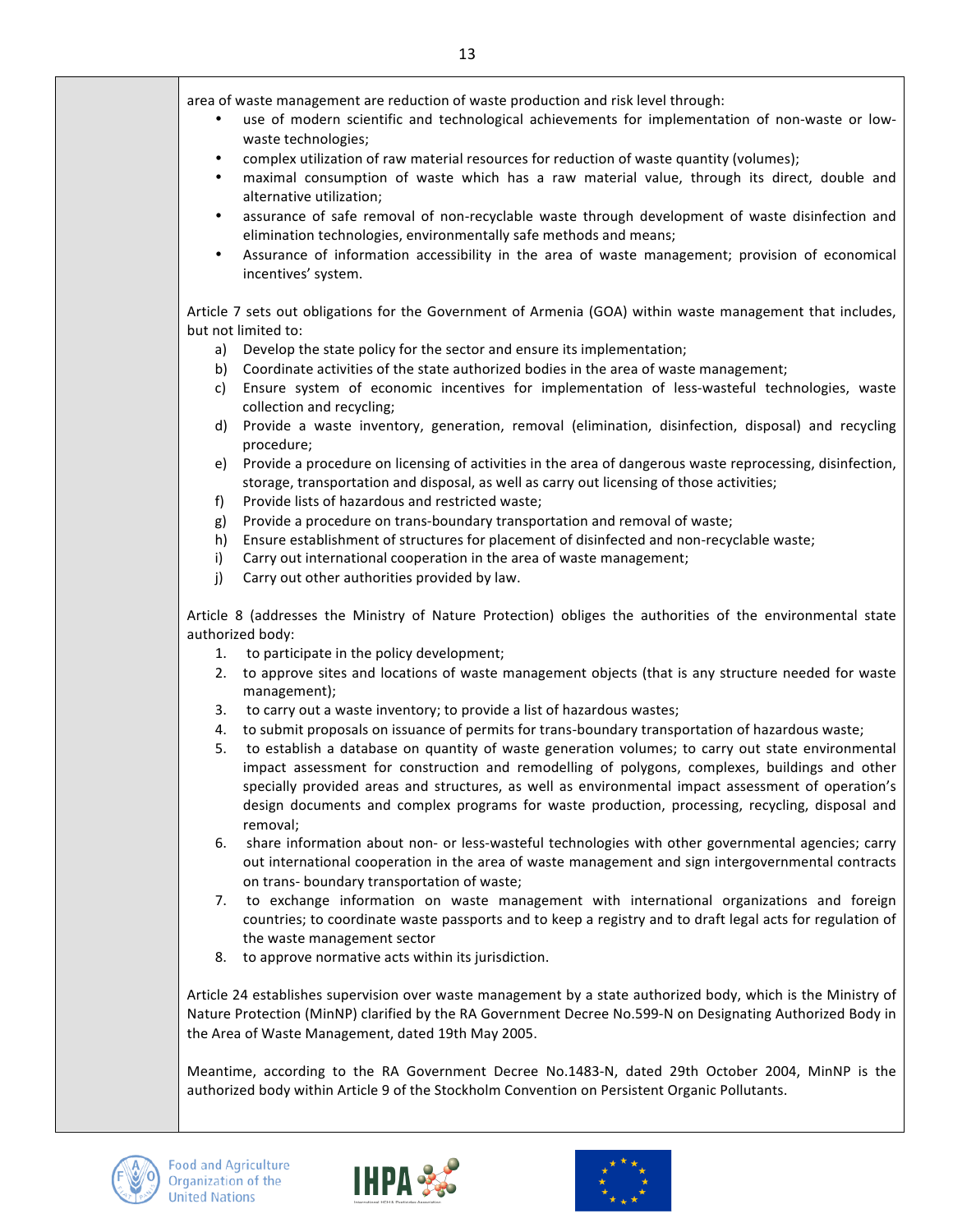area of waste management are reduction of waste production and risk level through:

- use of modern scientific and technological achievements for implementation of non-waste or low-waste technologies;
- complex utilization of raw material resources for reduction of waste quantity (volumes);
- maximal consumption of waste which has a raw material value, through its direct, double and alternative utilization;
- assurance of safe removal of non-recyclable waste through development of waste disinfection and elimination technologies, environmentally safe methods and means;
- Assurance of information accessibility in the area of waste management; provision of economical incentives' system.

Article 7 sets out obligations for the Government of Armenia (GOA) within waste management that includes, but not limited to:

a) Develop the state policy for the sector and ensure its implementation;
b) Coordinate activities of the state authorized bodies in the area of waste management;
c) Ensure system of economic incentives for implementation of less-wasteful technologies, waste collection and recycling;
d) Provide a waste inventory, generation, removal (elimination, disinfection, disposal) and recycling procedure;
e) Provide a procedure on licensing of activities in the area of dangerous waste reprocessing, disinfection, storage, transportation and disposal, as well as carry out licensing of those activities;
f) Provide lists of hazardous and restricted waste;
g) Provide a procedure on trans-boundary transportation and removal of waste;
h) Ensure establishment of structures for placement of disinfected and non-recyclable waste;
i) Carry out international cooperation in the area of waste management;
j) Carry out other authorities provided by law.

Article 8 (addresses the Ministry of Nature Protection) obliges the authorities of the environmental state authorized body:

1. to participate in the policy development;
2. to approve sites and locations of waste management objects (that is any structure needed for waste management);
3. to carry out a waste inventory; to provide a list of hazardous wastes;
4. to submit proposals on issuance of permits for trans-boundary transportation of hazardous waste;
5. to establish a database on quantity of waste generation volumes; to carry out state environmental impact assessment for construction and remodelling of polygons, complexes, buildings and other specially provided areas and structures, as well as environmental impact assessment of operation's design documents and complex programs for waste production, processing, recycling, disposal and removal;
6. share information about non- or less-wasteful technologies with other governmental agencies; carry out international cooperation in the area of waste management and sign intergovernmental contracts on trans- boundary transportation of waste;
7. to exchange information on waste management with international organizations and foreign countries; to coordinate waste passports and to keep a registry and to draft legal acts for regulation of the waste management sector
8. to approve normative acts within its jurisdiction.

Article 24 establishes supervision over waste management by a state authorized body, which is the Ministry of Nature Protection (MinNP) clarified by the RA Government Decree No.599-N on Designating Authorized Body in the Area of Waste Management, dated 19th May 2005.

Meantime, according to the RA Government Decree No.1483-N, dated 29th October 2004, MinNP is the authorized body within Article 9 of the Stockholm Convention on Persistent Organic Pollutants.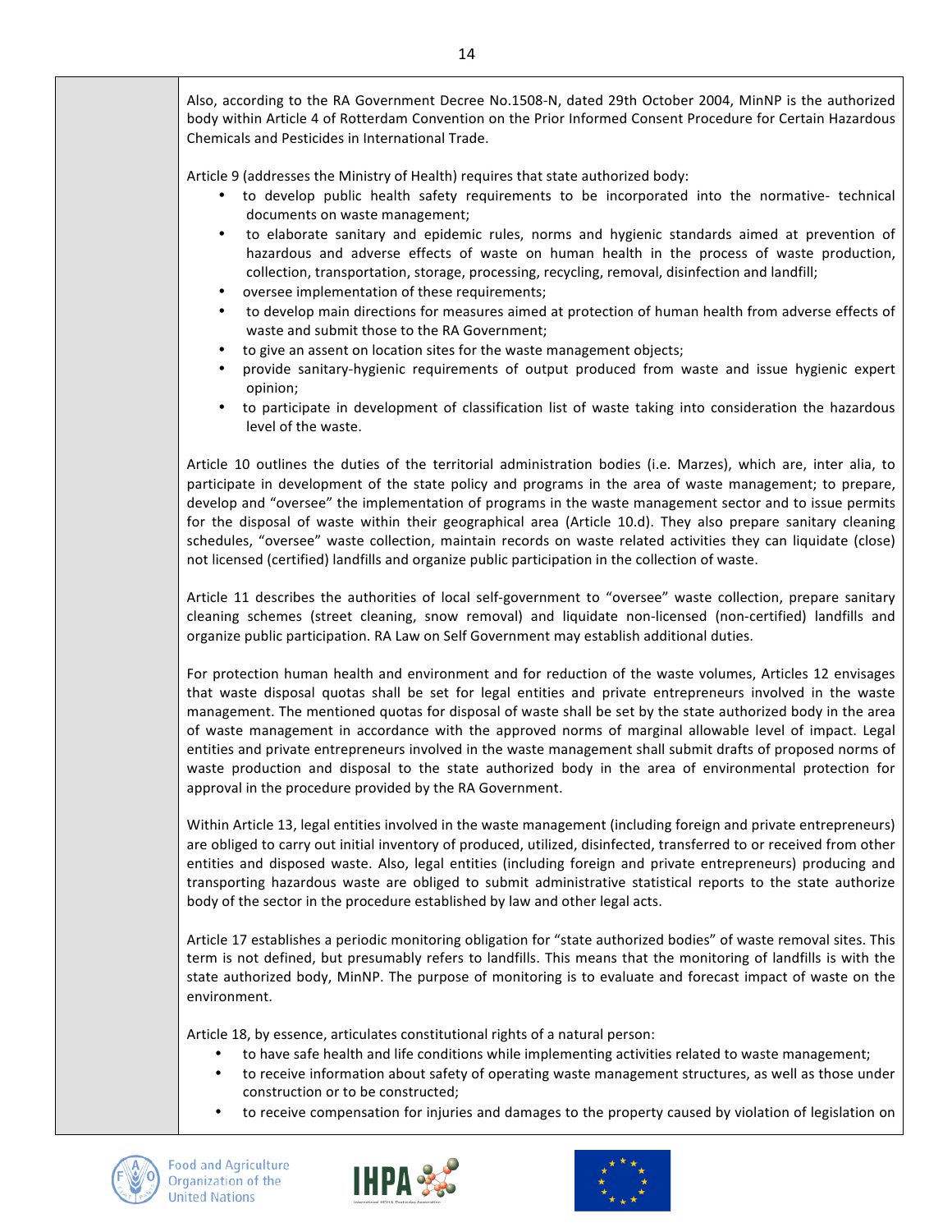Also, according to the RA Government Decree No.1508-N, dated 29th October 2004, MinNP is the authorized body within Article 4 of Rotterdam Convention on the Prior Informed Consent Procedure for Certain Hazardous Chemicals and Pesticides in International Trade.

Article 9 (addresses the Ministry of Health) requires that state authorized body:

- to develop public health safety requirements to be incorporated into the normative- technical documents on waste management;
- to elaborate sanitary and epidemic rules, norms and hygienic standards aimed at prevention of hazardous and adverse effects of waste on human health in the process of waste production, collection, transportation, storage, processing, recycling, removal, disinfection and landfill;
- oversee implementation of these requirements;
- to develop main directions for measures aimed at protection of human health from adverse effects of waste and submit those to the RA Government;
- to give an assent on location sites for the waste management objects;
- provide sanitary-hygienic requirements of output produced from waste and issue hygienic expert opinion;
- to participate in development of classification list of waste taking into consideration the hazardous level of the waste.

Article 10 outlines the duties of the territorial administration bodies (i.e. Marzes), which are, inter alia, to participate in development of the state policy and programs in the area of waste management; to prepare, develop and "oversee" the implementation of programs in the waste management sector and to issue permits for the disposal of waste within their geographical area (Article 10.d). They also prepare sanitary cleaning schedules, "oversee" waste collection, maintain records on waste related activities they can liquidate (close) not licensed (certified) landfills and organize public participation in the collection of waste.

Article 11 describes the authorities of local self-government to "oversee" waste collection, prepare sanitary cleaning schemes (street cleaning, snow removal) and liquidate non-licensed (non-certified) landfills and organize public participation. RA Law on Self Government may establish additional duties.

For protection human health and environment and for reduction of the waste volumes, Articles 12 envisages that waste disposal quotas shall be set for legal entities and private entrepreneurs involved in the waste management. The mentioned quotas for disposal of waste shall be set by the state authorized body in the area of waste management in accordance with the approved norms of marginal allowable level of impact. Legal entities and private entrepreneurs involved in the waste management shall submit drafts of proposed norms of waste production and disposal to the state authorized body in the area of environmental protection for approval in the procedure provided by the RA Government.

Within Article 13, legal entities involved in the waste management (including foreign and private entrepreneurs) are obliged to carry out initial inventory of produced, utilized, disinfected, transferred to or received from other entities and disposed waste. Also, legal entities (including foreign and private entrepreneurs) producing and transporting hazardous waste are obliged to submit administrative statistical reports to the state authorize body of the sector in the procedure established by law and other legal acts.

Article 17 establishes a periodic monitoring obligation for "state authorized bodies" of waste removal sites. This term is not defined, but presumably refers to landfills. This means that the monitoring of landfills is with the state authorized body, MinNP. The purpose of monitoring is to evaluate and forecast impact of waste on the environment.

Article 18, by essence, articulates constitutional rights of a natural person:

- to have safe health and life conditions while implementing activities related to waste management;
- to receive information about safety of operating waste management structures, as well as those under construction or to be constructed;
- to receive compensation for injuries and damages to the property caused by violation of legislation on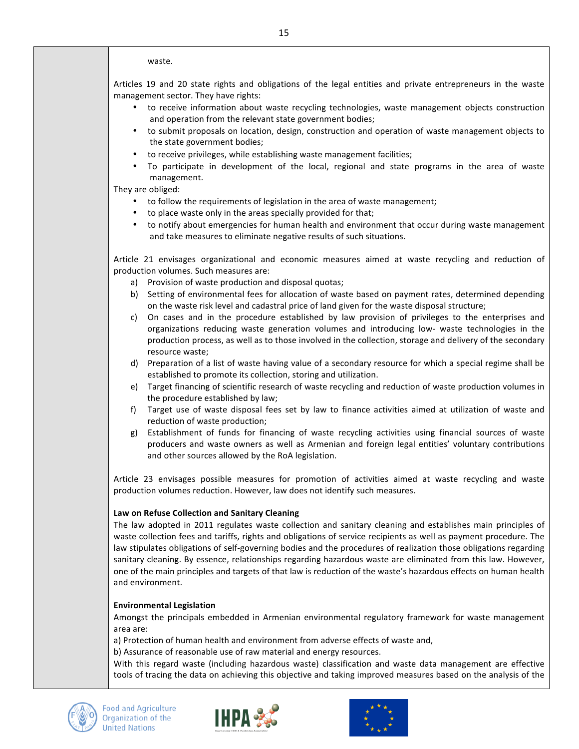waste.

Articles 19 and 20 state rights and obligations of the legal entities and private entrepreneurs in the waste management sector. They have rights:

- to receive information about waste recycling technologies, waste management objects construction and operation from the relevant state government bodies;
- to submit proposals on location, design, construction and operation of waste management objects to the state government bodies;
- to receive privileges, while establishing waste management facilities;
- To participate in development of the local, regional and state programs in the area of waste management.

They are obliged:

- to follow the requirements of legislation in the area of waste management;
- to place waste only in the areas specially provided for that;
- to notify about emergencies for human health and environment that occur during waste management and take measures to eliminate negative results of such situations.

Article 21 envisages organizational and economic measures aimed at waste recycling and reduction of production volumes. Such measures are:

a) Provision of waste production and disposal quotas;
b) Setting of environmental fees for allocation of waste based on payment rates, determined depending on the waste risk level and cadastral price of land given for the waste disposal structure;
c) On cases and in the procedure established by law provision of privileges to the enterprises and organizations reducing waste generation volumes and introducing low- waste technologies in the production process, as well as to those involved in the collection, storage and delivery of the secondary resource waste;
d) Preparation of a list of waste having value of a secondary resource for which a special regime shall be established to promote its collection, storing and utilization.
e) Target financing of scientific research of waste recycling and reduction of waste production volumes in the procedure established by law;
f) Target use of waste disposal fees set by law to finance activities aimed at utilization of waste and reduction of waste production;
g) Establishment of funds for financing of waste recycling activities using financial sources of waste producers and waste owners as well as Armenian and foreign legal entities' voluntary contributions and other sources allowed by the RoA legislation.

Article 23 envisages possible measures for promotion of activities aimed at waste recycling and waste production volumes reduction. However, law does not identify such measures.

**Law on Refuse Collection and Sanitary Cleaning**

The law adopted in 2011 regulates waste collection and sanitary cleaning and establishes main principles of waste collection fees and tariffs, rights and obligations of service recipients as well as payment procedure. The law stipulates obligations of self-governing bodies and the procedures of realization those obligations regarding sanitary cleaning. By essence, relationships regarding hazardous waste are eliminated from this law. However, one of the main principles and targets of that law is reduction of the waste's hazardous effects on human health and environment.

**Environmental Legislation**

Amongst the principals embedded in Armenian environmental regulatory framework for waste management area are:

a) Protection of human health and environment from adverse effects of waste and,

b) Assurance of reasonable use of raw material and energy resources.

With this regard waste (including hazardous waste) classification and waste data management are effective tools of tracing the data on achieving this objective and taking improved measures based on the analysis of the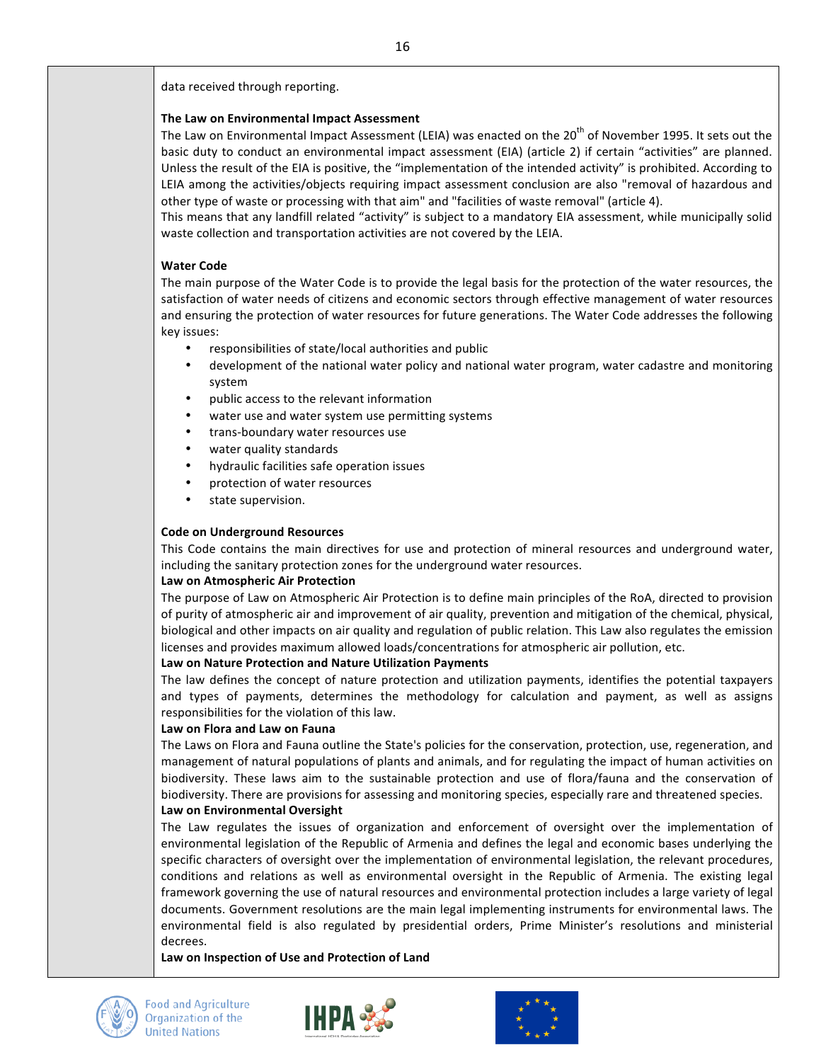data received through reporting.

**The Law on Environmental Impact Assessment**

The Law on Environmental Impact Assessment (LEIA) was enacted on the 20th of November 1995. It sets out the basic duty to conduct an environmental impact assessment (EIA) (article 2) if certain "activities" are planned. Unless the result of the EIA is positive, the "implementation of the intended activity" is prohibited. According to LEIA among the activities/objects requiring impact assessment conclusion are also "removal of hazardous and other type of waste or processing with that aim" and "facilities of waste removal" (article 4).

This means that any landfill related "activity" is subject to a mandatory EIA assessment, while municipally solid waste collection and transportation activities are not covered by the LEIA.

**Water Code**

The main purpose of the Water Code is to provide the legal basis for the protection of the water resources, the satisfaction of water needs of citizens and economic sectors through effective management of water resources and ensuring the protection of water resources for future generations. The Water Code addresses the following key issues:

- responsibilities of state/local authorities and public
- development of the national water policy and national water program, water cadastre and monitoring system
- public access to the relevant information
- water use and water system use permitting systems
- trans-boundary water resources use
- water quality standards
- hydraulic facilities safe operation issues
- protection of water resources
- state supervision.

**Code on Underground Resources**

This Code contains the main directives for use and protection of mineral resources and underground water, including the sanitary protection zones for the underground water resources.

**Law on Atmospheric Air Protection**

The purpose of Law on Atmospheric Air Protection is to define main principles of the RoA, directed to provision of purity of atmospheric air and improvement of air quality, prevention and mitigation of the chemical, physical, biological and other impacts on air quality and regulation of public relation. This Law also regulates the emission licenses and provides maximum allowed loads/concentrations for atmospheric air pollution, etc.

**Law on Nature Protection and Nature Utilization Payments**

The law defines the concept of nature protection and utilization payments, identifies the potential taxpayers and types of payments, determines the methodology for calculation and payment, as well as assigns responsibilities for the violation of this law.

**Law on Flora and Law on Fauna**

The Laws on Flora and Fauna outline the State's policies for the conservation, protection, use, regeneration, and management of natural populations of plants and animals, and for regulating the impact of human activities on biodiversity. These laws aim to the sustainable protection and use of flora/fauna and the conservation of biodiversity. There are provisions for assessing and monitoring species, especially rare and threatened species.

**Law on Environmental Oversight**

The Law regulates the issues of organization and enforcement of oversight over the implementation of environmental legislation of the Republic of Armenia and defines the legal and economic bases underlying the specific characters of oversight over the implementation of environmental legislation, the relevant procedures, conditions and relations as well as environmental oversight in the Republic of Armenia. The existing legal framework governing the use of natural resources and environmental protection includes a large variety of legal documents. Government resolutions are the main legal implementing instruments for environmental laws. The environmental field is also regulated by presidential orders, Prime Minister's resolutions and ministerial decrees.

**Law on Inspection of Use and Protection of Land**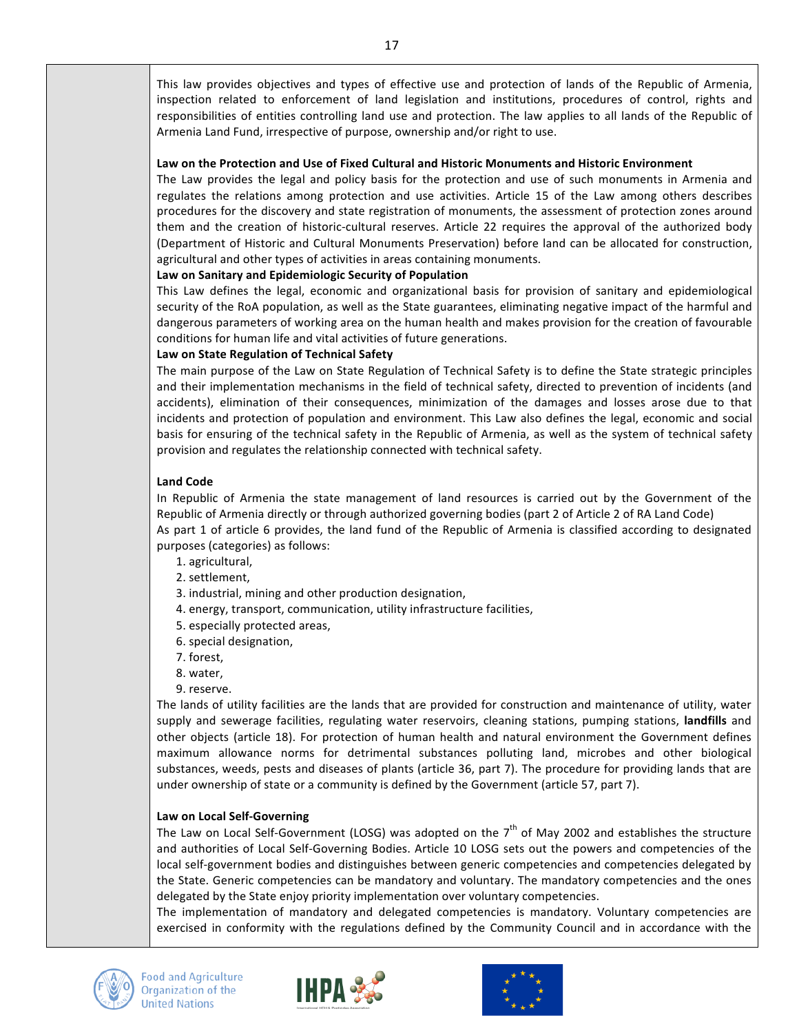This law provides objectives and types of effective use and protection of lands of the Republic of Armenia, inspection related to enforcement of land legislation and institutions, procedures of control, rights and responsibilities of entities controlling land use and protection. The law applies to all lands of the Republic of Armenia Land Fund, irrespective of purpose, ownership and/or right to use.

**Law on the Protection and Use of Fixed Cultural and Historic Monuments and Historic Environment**

The Law provides the legal and policy basis for the protection and use of such monuments in Armenia and regulates the relations among protection and use activities. Article 15 of the Law among others describes procedures for the discovery and state registration of monuments, the assessment of protection zones around them and the creation of historic-cultural reserves. Article 22 requires the approval of the authorized body (Department of Historic and Cultural Monuments Preservation) before land can be allocated for construction, agricultural and other types of activities in areas containing monuments.

**Law on Sanitary and Epidemiologic Security of Population**

This Law defines the legal, economic and organizational basis for provision of sanitary and epidemiological security of the RoA population, as well as the State guarantees, eliminating negative impact of the harmful and dangerous parameters of working area on the human health and makes provision for the creation of favourable conditions for human life and vital activities of future generations.

**Law on State Regulation of Technical Safety**

The main purpose of the Law on State Regulation of Technical Safety is to define the State strategic principles and their implementation mechanisms in the field of technical safety, directed to prevention of incidents (and accidents), elimination of their consequences, minimization of the damages and losses arose due to that incidents and protection of population and environment. This Law also defines the legal, economic and social basis for ensuring of the technical safety in the Republic of Armenia, as well as the system of technical safety provision and regulates the relationship connected with technical safety.

**Land Code**

In Republic of Armenia the state management of land resources is carried out by the Government of the Republic of Armenia directly or through authorized governing bodies (part 2 of Article 2 of RA Land Code)

As part 1 of article 6 provides, the land fund of the Republic of Armenia is classified according to designated purposes (categories) as follows:

1. agricultural,
2. settlement,
3. industrial, mining and other production designation,
4. energy, transport, communication, utility infrastructure facilities,
5. especially protected areas,
6. special designation,
7. forest,
8. water,
9. reserve.

The lands of utility facilities are the lands that are provided for construction and maintenance of utility, water supply and sewerage facilities, regulating water reservoirs, cleaning stations, pumping stations, **landfills** and other objects (article 18). For protection of human health and natural environment the Government defines maximum allowance norms for detrimental substances polluting land, microbes and other biological substances, weeds, pests and diseases of plants (article 36, part 7). The procedure for providing lands that are under ownership of state or a community is defined by the Government (article 57, part 7).

**Law on Local Self-Governing**

The Law on Local Self-Government (LOSG) was adopted on the 7th of May 2002 and establishes the structure and authorities of Local Self-Governing Bodies. Article 10 LOSG sets out the powers and competencies of the local self-government bodies and distinguishes between generic competencies and competencies delegated by the State. Generic competencies can be mandatory and voluntary. The mandatory competencies and the ones delegated by the State enjoy priority implementation over voluntary competencies.

The implementation of mandatory and delegated competencies is mandatory. Voluntary competencies are exercised in conformity with the regulations defined by the Community Council and in accordance with the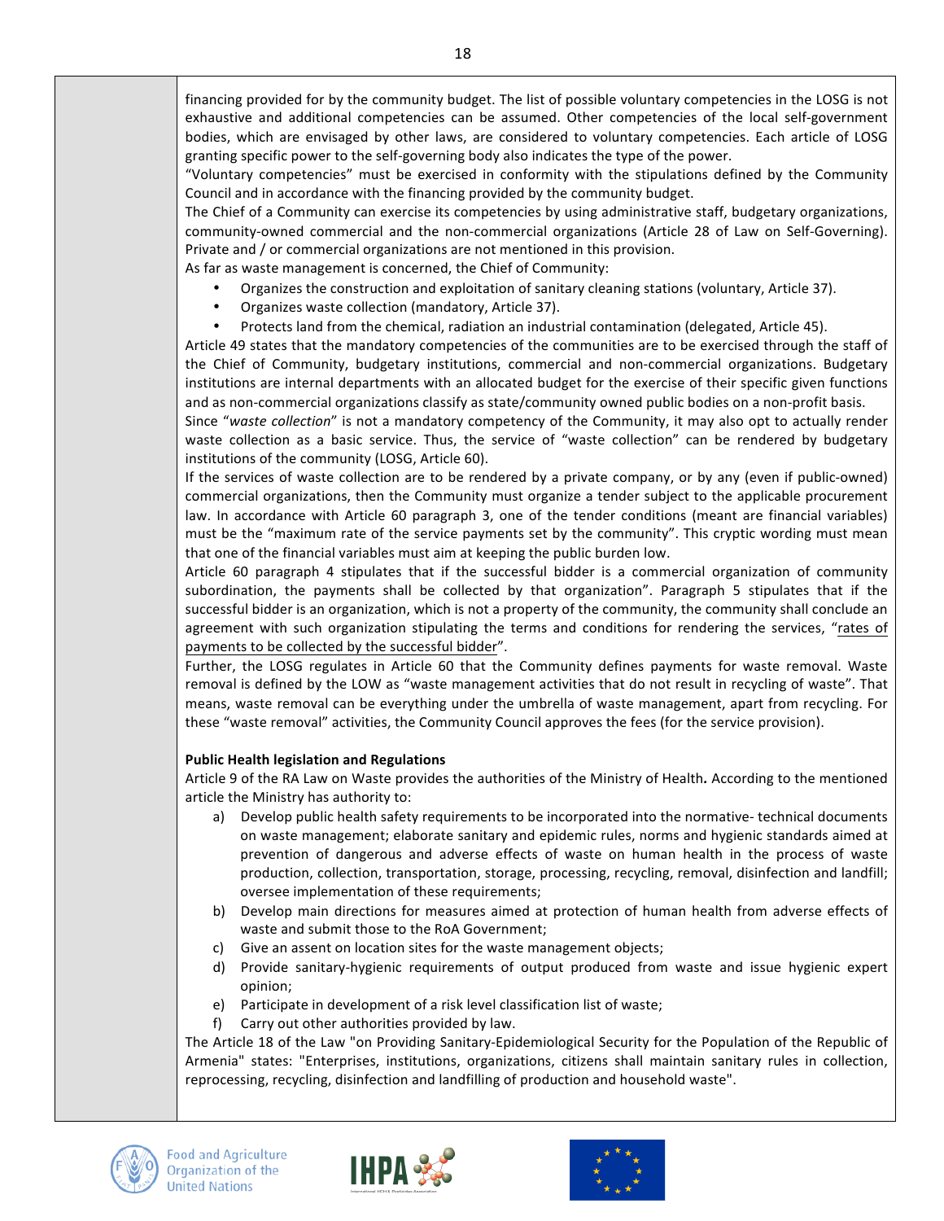financing provided for by the community budget. The list of possible voluntary competencies in the LOSG is not exhaustive and additional competencies can be assumed. Other competencies of the local self-government bodies, which are envisaged by other laws, are considered to voluntary competencies. Each article of LOSG granting specific power to the self-governing body also indicates the type of the power.

"Voluntary competencies" must be exercised in conformity with the stipulations defined by the Community Council and in accordance with the financing provided by the community budget.

The Chief of a Community can exercise its competencies by using administrative staff, budgetary organizations, community-owned commercial and the non-commercial organizations (Article 28 of Law on Self-Governing). Private and / or commercial organizations are not mentioned in this provision.

As far as waste management is concerned, the Chief of Community:

- Organizes the construction and exploitation of sanitary cleaning stations (voluntary, Article 37).
- Organizes waste collection (mandatory, Article 37).
- Protects land from the chemical, radiation an industrial contamination (delegated, Article 45).

Article 49 states that the mandatory competencies of the communities are to be exercised through the staff of the Chief of Community, budgetary institutions, commercial and non-commercial organizations. Budgetary institutions are internal departments with an allocated budget for the exercise of their specific given functions and as non-commercial organizations classify as state/community owned public bodies on a non-profit basis.

Since "*waste collection*" is not a mandatory competency of the Community, it may also opt to actually render waste collection as a basic service. Thus, the service of "waste collection" can be rendered by budgetary institutions of the community (LOSG, Article 60).

If the services of waste collection are to be rendered by a private company, or by any (even if public-owned) commercial organizations, then the Community must organize a tender subject to the applicable procurement law. In accordance with Article 60 paragraph 3, one of the tender conditions (meant are financial variables) must be the "maximum rate of the service payments set by the community". This cryptic wording must mean that one of the financial variables must aim at keeping the public burden low.

Article 60 paragraph 4 stipulates that if the successful bidder is a commercial organization of community subordination, the payments shall be collected by that organization". Paragraph 5 stipulates that if the successful bidder is an organization, which is not a property of the community, the community shall conclude an agreement with such organization stipulating the terms and conditions for rendering the services, "<u>rates of payments to be collected by the successful bidder</u>".

Further, the LOSG regulates in Article 60 that the Community defines payments for waste removal. Waste removal is defined by the LOW as "waste management activities that do not result in recycling of waste". That means, waste removal can be everything under the umbrella of waste management, apart from recycling. For these "waste removal" activities, the Community Council approves the fees (for the service provision).

**Public Health legislation and Regulations**

Article 9 of the RA Law on Waste provides the authorities of the Ministry of Health**.** According to the mentioned article the Ministry has authority to:

a) Develop public health safety requirements to be incorporated into the normative- technical documents on waste management; elaborate sanitary and epidemic rules, norms and hygienic standards aimed at prevention of dangerous and adverse effects of waste on human health in the process of waste production, collection, transportation, storage, processing, recycling, removal, disinfection and landfill; oversee implementation of these requirements;
b) Develop main directions for measures aimed at protection of human health from adverse effects of waste and submit those to the RoA Government;
c) Give an assent on location sites for the waste management objects;
d) Provide sanitary-hygienic requirements of output produced from waste and issue hygienic expert opinion;
e) Participate in development of a risk level classification list of waste;
f) Carry out other authorities provided by law.

The Article 18 of the Law "on Providing Sanitary-Epidemiological Security for the Population of the Republic of Armenia" states: "Enterprises, institutions, organizations, citizens shall maintain sanitary rules in collection, reprocessing, recycling, disinfection and landfilling of production and household waste".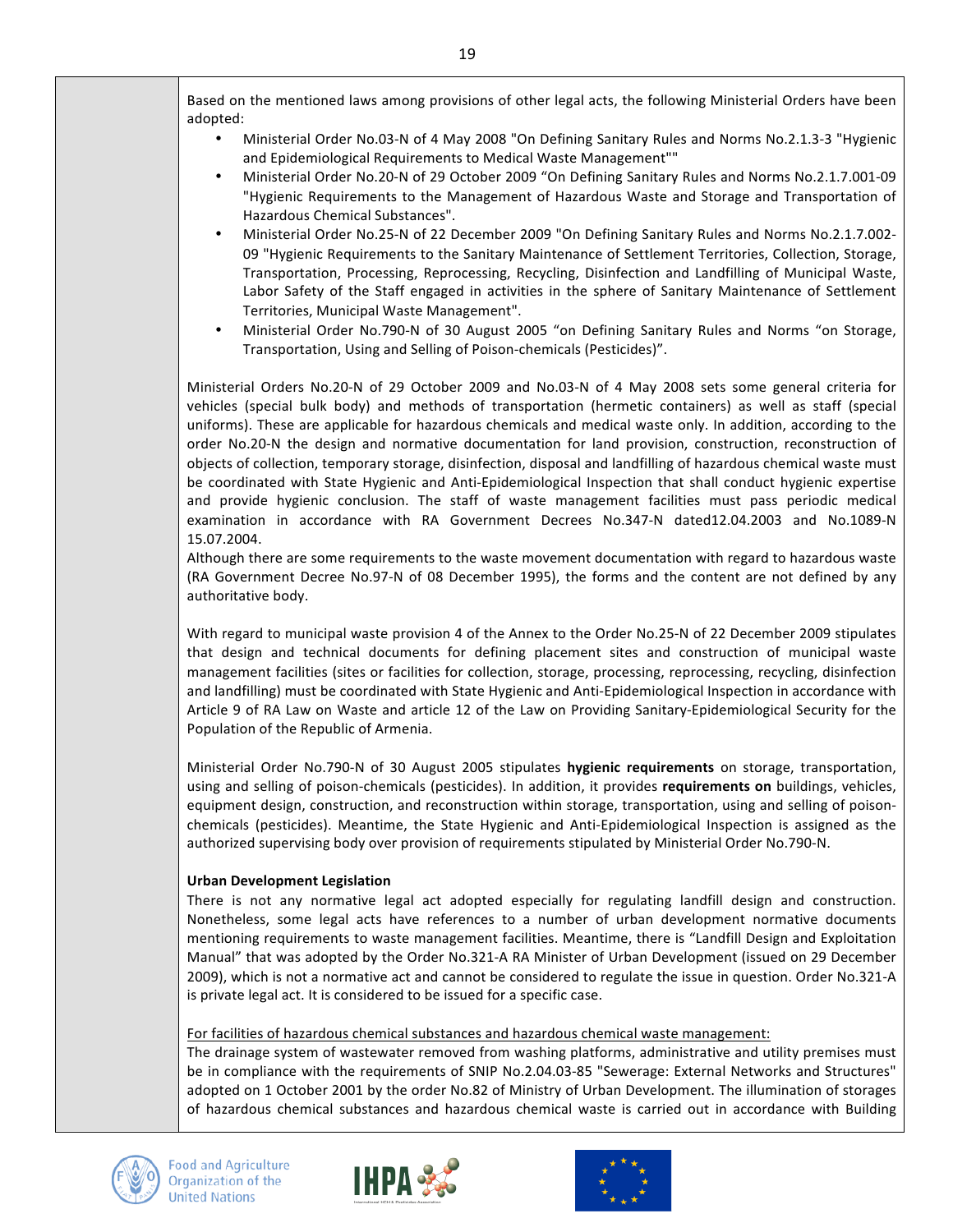Based on the mentioned laws among provisions of other legal acts, the following Ministerial Orders have been adopted:

- Ministerial Order No.03-N of 4 May 2008 "On Defining Sanitary Rules and Norms No.2.1.3-3 "Hygienic and Epidemiological Requirements to Medical Waste Management""
- Ministerial Order No.20-N of 29 October 2009 "On Defining Sanitary Rules and Norms No.2.1.7.001-09 "Hygienic Requirements to the Management of Hazardous Waste and Storage and Transportation of Hazardous Chemical Substances".
- Ministerial Order No.25-N of 22 December 2009 "On Defining Sanitary Rules and Norms No.2.1.7.002-09 "Hygienic Requirements to the Sanitary Maintenance of Settlement Territories, Collection, Storage, Transportation, Processing, Reprocessing, Recycling, Disinfection and Landfilling of Municipal Waste, Labor Safety of the Staff engaged in activities in the sphere of Sanitary Maintenance of Settlement Territories, Municipal Waste Management".
- Ministerial Order No.790-N of 30 August 2005 "on Defining Sanitary Rules and Norms "on Storage, Transportation, Using and Selling of Poison-chemicals (Pesticides)".

Ministerial Orders No.20-N of 29 October 2009 and No.03-N of 4 May 2008 sets some general criteria for vehicles (special bulk body) and methods of transportation (hermetic containers) as well as staff (special uniforms). These are applicable for hazardous chemicals and medical waste only. In addition, according to the order No.20-N the design and normative documentation for land provision, construction, reconstruction of objects of collection, temporary storage, disinfection, disposal and landfilling of hazardous chemical waste must be coordinated with State Hygienic and Anti-Epidemiological Inspection that shall conduct hygienic expertise and provide hygienic conclusion. The staff of waste management facilities must pass periodic medical examination in accordance with RA Government Decrees No.347-N dated12.04.2003 and No.1089-N 15.07.2004.
Although there are some requirements to the waste movement documentation with regard to hazardous waste (RA Government Decree No.97-N of 08 December 1995), the forms and the content are not defined by any authoritative body.

With regard to municipal waste provision 4 of the Annex to the Order No.25-N of 22 December 2009 stipulates that design and technical documents for defining placement sites and construction of municipal waste management facilities (sites or facilities for collection, storage, processing, reprocessing, recycling, disinfection and landfilling) must be coordinated with State Hygienic and Anti-Epidemiological Inspection in accordance with Article 9 of RA Law on Waste and article 12 of the Law on Providing Sanitary-Epidemiological Security for the Population of the Republic of Armenia.

Ministerial Order No.790-N of 30 August 2005 stipulates **hygienic requirements** on storage, transportation, using and selling of poison-chemicals (pesticides). In addition, it provides **requirements on** buildings, vehicles, equipment design, construction, and reconstruction within storage, transportation, using and selling of poison-chemicals (pesticides). Meantime, the State Hygienic and Anti-Epidemiological Inspection is assigned as the authorized supervising body over provision of requirements stipulated by Ministerial Order No.790-N.

**Urban Development Legislation**

There is not any normative legal act adopted especially for regulating landfill design and construction. Nonetheless, some legal acts have references to a number of urban development normative documents mentioning requirements to waste management facilities. Meantime, there is "Landfill Design and Exploitation Manual" that was adopted by the Order No.321-A RA Minister of Urban Development (issued on 29 December 2009), which is not a normative act and cannot be considered to regulate the issue in question. Order No.321-A is private legal act. It is considered to be issued for a specific case.

<u>For facilities of hazardous chemical substances and hazardous chemical waste management:</u>

The drainage system of wastewater removed from washing platforms, administrative and utility premises must be in compliance with the requirements of SNIP No.2.04.03-85 "Sewerage: External Networks and Structures" adopted on 1 October 2001 by the order No.82 of Ministry of Urban Development. The illumination of storages of hazardous chemical substances and hazardous chemical waste is carried out in accordance with Building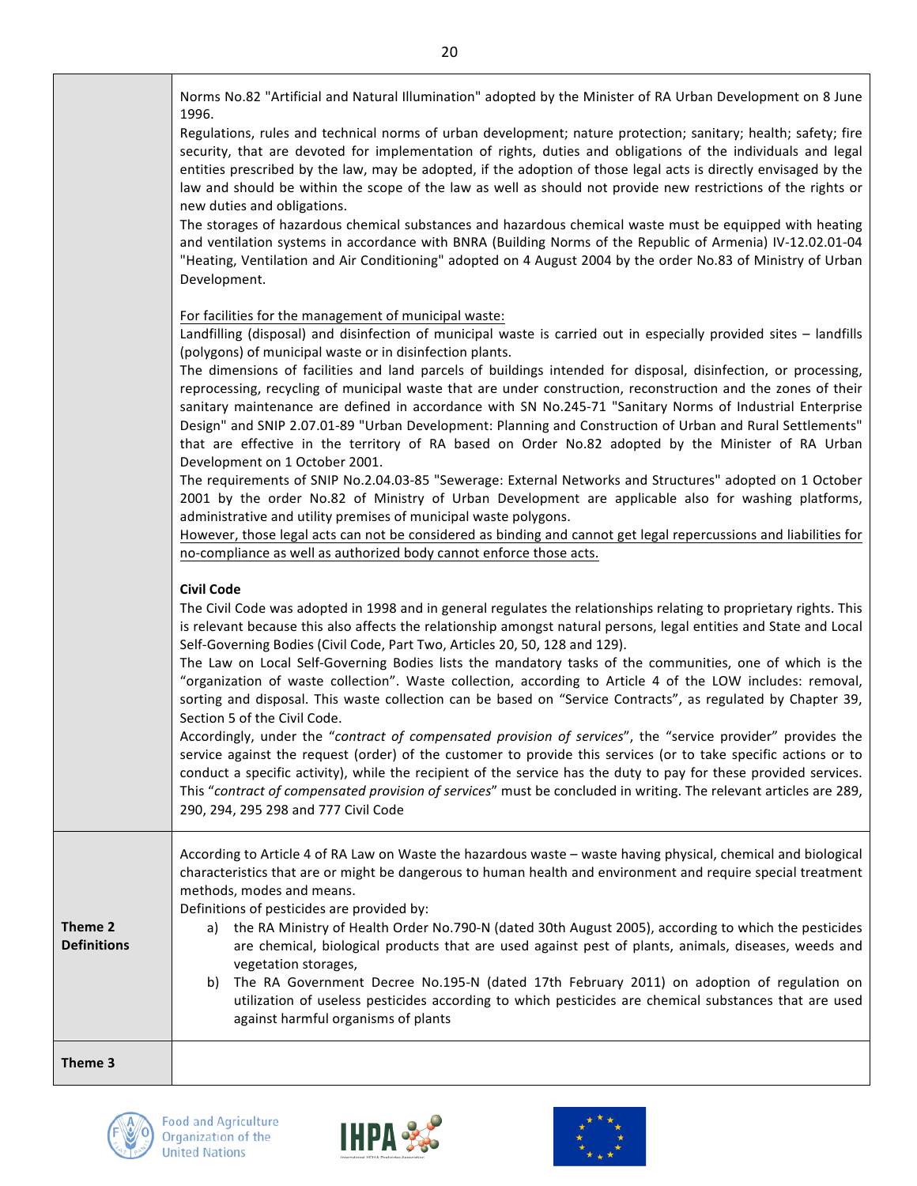| | |
|---|---|
| | Norms No.82 "Artificial and Natural Illumination" adopted by the Minister of RA Urban Development on 8 June 1996.<br>Regulations, rules and technical norms of urban development; nature protection; sanitary; health; safety; fire security, that are devoted for implementation of rights, duties and obligations of the individuals and legal entities prescribed by the law, may be adopted, if the adoption of those legal acts is directly envisaged by the law and should be within the scope of the law as well as should not provide new restrictions of the rights or new duties and obligations.<br>The storages of hazardous chemical substances and hazardous chemical waste must be equipped with heating and ventilation systems in accordance with BNRA (Building Norms of the Republic of Armenia) IV-12.02.01-04 "Heating, Ventilation and Air Conditioning" adopted on 4 August 2004 by the order No.83 of Ministry of Urban Development.<br><br><u>For facilities for the management of municipal waste:</u><br>Landfilling (disposal) and disinfection of municipal waste is carried out in especially provided sites – landfills (polygons) of municipal waste or in disinfection plants.<br>The dimensions of facilities and land parcels of buildings intended for disposal, disinfection, or processing, reprocessing, recycling of municipal waste that are under construction, reconstruction and the zones of their sanitary maintenance are defined in accordance with SN No.245-71 "Sanitary Norms of Industrial Enterprise Design" and SNIP 2.07.01-89 "Urban Development: Planning and Construction of Urban and Rural Settlements" that are effective in the territory of RA based on Order No.82 adopted by the Minister of RA Urban Development on 1 October 2001.<br>The requirements of SNIP No.2.04.03-85 "Sewerage: External Networks and Structures" adopted on 1 October 2001 by the order No.82 of Ministry of Urban Development are applicable also for washing platforms, administrative and utility premises of municipal waste polygons.<br><u>However, those legal acts can not be considered as binding and cannot get legal repercussions and liabilities for no-compliance as well as authorized body cannot enforce those acts.</u><br><br>**Civil Code**<br>The Civil Code was adopted in 1998 and in general regulates the relationships relating to proprietary rights. This is relevant because this also affects the relationship amongst natural persons, legal entities and State and Local Self-Governing Bodies (Civil Code, Part Two, Articles 20, 50, 128 and 129).<br>The Law on Local Self-Governing Bodies lists the mandatory tasks of the communities, one of which is the "organization of waste collection". Waste collection, according to Article 4 of the LOW includes: removal, sorting and disposal. This waste collection can be based on "Service Contracts", as regulated by Chapter 39, Section 5 of the Civil Code.<br>Accordingly, under the "*contract of compensated provision of services*", the "service provider" provides the service against the request (order) of the customer to provide this services (or to take specific actions or to conduct a specific activity), while the recipient of the service has the duty to pay for these provided services. This "*contract of compensated provision of services*" must be concluded in writing. The relevant articles are 289, 290, 294, 295 298 and 777 Civil Code |
| **Theme 2 Definitions** | According to Article 4 of RA Law on Waste the hazardous waste – waste having physical, chemical and biological characteristics that are or might be dangerous to human health and environment and require special treatment methods, modes and means.<br>Definitions of pesticides are provided by:<br>a) the RA Ministry of Health Order No.790-N (dated 30th August 2005), according to which the pesticides are chemical, biological products that are used against pest of plants, animals, diseases, weeds and vegetation storages,<br>b) The RA Government Decree No.195-N (dated 17th February 2011) on adoption of regulation on utilization of useless pesticides according to which pesticides are chemical substances that are used against harmful organisms of plants |
| **Theme 3** | |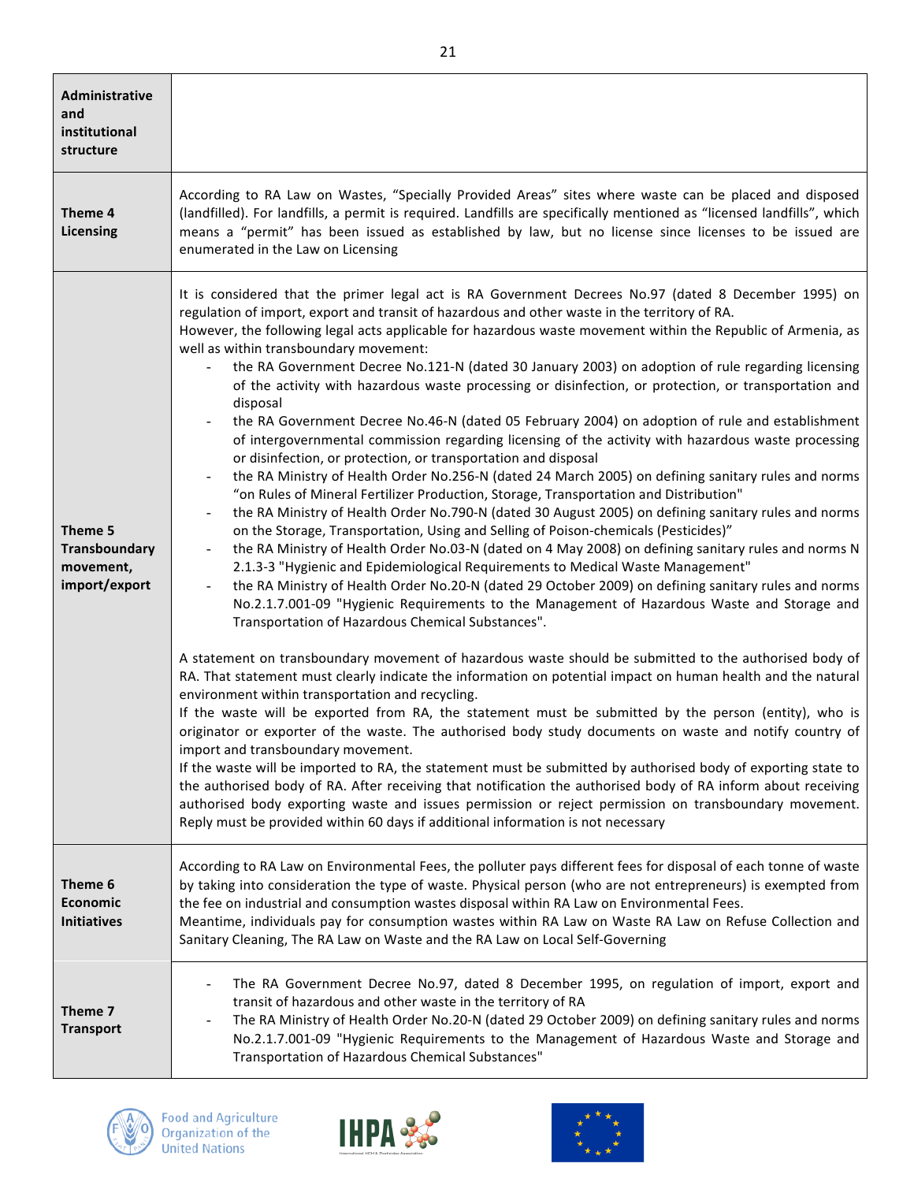| | |
|---|---|
| **Administrative and institutional structure** | |
| **Theme 4 Licensing** | According to RA Law on Wastes, "Specially Provided Areas" sites where waste can be placed and disposed (landfilled). For landfills, a permit is required. Landfills are specifically mentioned as "licensed landfills", which means a "permit" has been issued as established by law, but no license since licenses to be issued are enumerated in the Law on Licensing |
| **Theme 5 Transboundary movement, import/export** | It is considered that the primer legal act is RA Government Decrees No.97 (dated 8 December 1995) on regulation of import, export and transit of hazardous and other waste in the territory of RA.<br>However, the following legal acts applicable for hazardous waste movement within the Republic of Armenia, as well as within transboundary movement:<br>- the RA Government Decree No.121-N (dated 30 January 2003) on adoption of rule regarding licensing of the activity with hazardous waste processing or disinfection, or protection, or transportation and disposal<br>- the RA Government Decree No.46-N (dated 05 February 2004) on adoption of rule and establishment of intergovernmental commission regarding licensing of the activity with hazardous waste processing or disinfection, or protection, or transportation and disposal<br>- the RA Ministry of Health Order No.256-N (dated 24 March 2005) on defining sanitary rules and norms "on Rules of Mineral Fertilizer Production, Storage, Transportation and Distribution"<br>- the RA Ministry of Health Order No.790-N (dated 30 August 2005) on defining sanitary rules and norms on the Storage, Transportation, Using and Selling of Poison-chemicals (Pesticides)"<br>- the RA Ministry of Health Order No.03-N (dated on 4 May 2008) on defining sanitary rules and norms N 2.1.3-3 "Hygienic and Epidemiological Requirements to Medical Waste Management"<br>- the RA Ministry of Health Order No.20-N (dated 29 October 2009) on defining sanitary rules and norms No.2.1.7.001-09 "Hygienic Requirements to the Management of Hazardous Waste and Storage and Transportation of Hazardous Chemical Substances".<br><br>A statement on transboundary movement of hazardous waste should be submitted to the authorised body of RA. That statement must clearly indicate the information on potential impact on human health and the natural environment within transportation and recycling.<br>If the waste will be exported from RA, the statement must be submitted by the person (entity), who is originator or exporter of the waste. The authorised body study documents on waste and notify country of import and transboundary movement.<br>If the waste will be imported to RA, the statement must be submitted by authorised body of exporting state to the authorised body of RA. After receiving that notification the authorised body of RA inform about receiving authorised body exporting waste and issues permission or reject permission on transboundary movement. Reply must be provided within 60 days if additional information is not necessary |
| **Theme 6 Economic Initiatives** | According to RA Law on Environmental Fees, the polluter pays different fees for disposal of each tonne of waste by taking into consideration the type of waste. Physical person (who are not entrepreneurs) is exempted from the fee on industrial and consumption wastes disposal within RA Law on Environmental Fees.<br>Meantime, individuals pay for consumption wastes within RA Law on Waste RA Law on Refuse Collection and Sanitary Cleaning, The RA Law on Waste and the RA Law on Local Self-Governing |
| **Theme 7 Transport** | - The RA Government Decree No.97, dated 8 December 1995, on regulation of import, export and transit of hazardous and other waste in the territory of RA<br>- The RA Ministry of Health Order No.20-N (dated 29 October 2009) on defining sanitary rules and norms No.2.1.7.001-09 "Hygienic Requirements to the Management of Hazardous Waste and Storage and Transportation of Hazardous Chemical Substances" |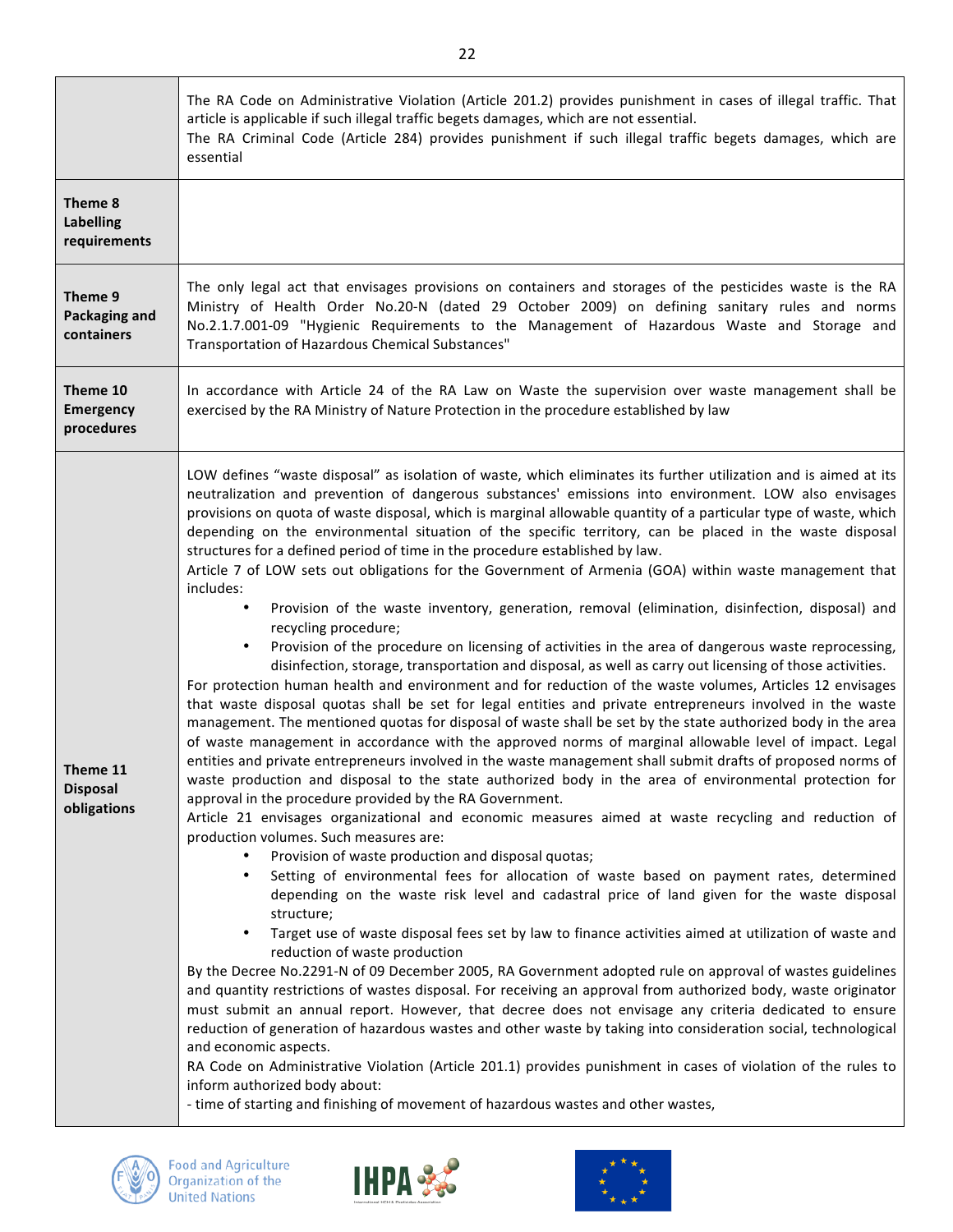| | |
|---|---|
| | The RA Code on Administrative Violation (Article 201.2) provides punishment in cases of illegal traffic. That article is applicable if such illegal traffic begets damages, which are not essential.<br>The RA Criminal Code (Article 284) provides punishment if such illegal traffic begets damages, which are essential |
| **Theme 8 Labelling requirements** | |
| **Theme 9 Packaging and containers** | The only legal act that envisages provisions on containers and storages of the pesticides waste is the RA Ministry of Health Order No.20-N (dated 29 October 2009) on defining sanitary rules and norms No.2.1.7.001-09 "Hygienic Requirements to the Management of Hazardous Waste and Storage and Transportation of Hazardous Chemical Substances" |
| **Theme 10 Emergency procedures** | In accordance with Article 24 of the RA Law on Waste the supervision over waste management shall be exercised by the RA Ministry of Nature Protection in the procedure established by law |
| **Theme 11 Disposal obligations** | LOW defines "waste disposal" as isolation of waste, which eliminates its further utilization and is aimed at its neutralization and prevention of dangerous substances' emissions into environment. LOW also envisages provisions on quota of waste disposal, which is marginal allowable quantity of a particular type of waste, which depending on the environmental situation of the specific territory, can be placed in the waste disposal structures for a defined period of time in the procedure established by law.<br>Article 7 of LOW sets out obligations for the Government of Armenia (GOA) within waste management that includes:<br>• Provision of the waste inventory, generation, removal (elimination, disinfection, disposal) and recycling procedure;<br>• Provision of the procedure on licensing of activities in the area of dangerous waste reprocessing, disinfection, storage, transportation and disposal, as well as carry out licensing of those activities.<br>For protection human health and environment and for reduction of the waste volumes, Articles 12 envisages that waste disposal quotas shall be set for legal entities and private entrepreneurs involved in the waste management. The mentioned quotas for disposal of waste shall be set by the state authorized body in the area of waste management in accordance with the approved norms of marginal allowable level of impact. Legal entities and private entrepreneurs involved in the waste management shall submit drafts of proposed norms of waste production and disposal to the state authorized body in the area of environmental protection for approval in the procedure provided by the RA Government.<br>Article 21 envisages organizational and economic measures aimed at waste recycling and reduction of production volumes. Such measures are:<br>• Provision of waste production and disposal quotas;<br>• Setting of environmental fees for allocation of waste based on payment rates, determined depending on the waste risk level and cadastral price of land given for the waste disposal structure;<br>• Target use of waste disposal fees set by law to finance activities aimed at utilization of waste and reduction of waste production<br>By the Decree No.2291-N of 09 December 2005, RA Government adopted rule on approval of wastes guidelines and quantity restrictions of wastes disposal. For receiving an approval from authorized body, waste originator must submit an annual report. However, that decree does not envisage any criteria dedicated to ensure reduction of generation of hazardous wastes and other waste by taking into consideration social, technological and economic aspects.<br>RA Code on Administrative Violation (Article 201.1) provides punishment in cases of violation of the rules to inform authorized body about:<br>- time of starting and finishing of movement of hazardous wastes and other wastes, |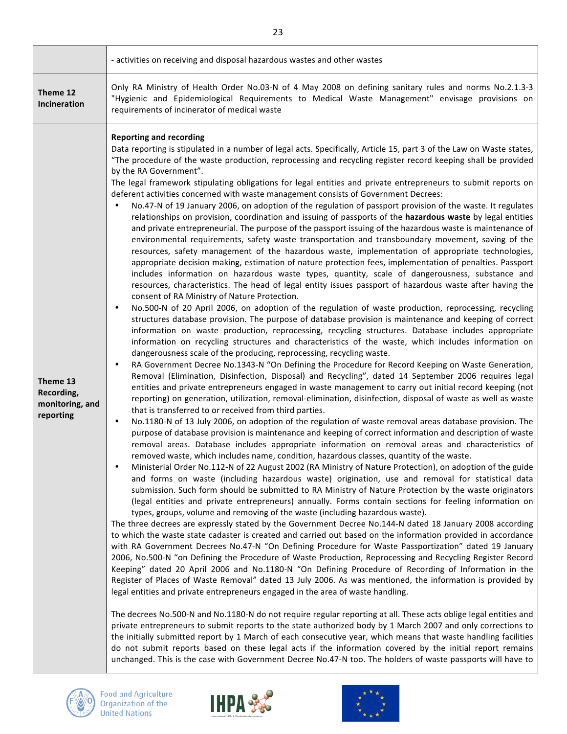| | |
|---|---|
| | - activities on receiving and disposal hazardous wastes and other wastes |
| **Theme 12 Incineration** | Only RA Ministry of Health Order No.03-N of 4 May 2008 on defining sanitary rules and norms No.2.1.3-3 "Hygienic and Epidemiological Requirements to Medical Waste Management" envisage provisions on requirements of incinerator of medical waste |
| **Theme 13 Recording, monitoring, and reporting** | **Reporting and recording**<br>Data reporting is stipulated in a number of legal acts. Specifically, Article 15, part 3 of the Law on Waste states, "The procedure of the waste production, reprocessing and recycling register record keeping shall be provided by the RA Government".<br>The legal framework stipulating obligations for legal entities and private entrepreneurs to submit reports on deferent activities concerned with waste management consists of Government Decrees:<br>• No.47-N of 19 January 2006, on adoption of the regulation of passport provision of the waste. It regulates relationships on provision, coordination and issuing of passports of the **hazardous waste** by legal entities and private entrepreneurial. The purpose of the passport issuing of the hazardous waste is maintenance of environmental requirements, safety waste transportation and transboundary movement, saving of the resources, safety management of the hazardous waste, implementation of appropriate technologies, appropriate decision making, estimation of nature protection fees, implementation of penalties. Passport includes information on hazardous waste types, quantity, scale of dangerousness, substance and resources, characteristics. The head of legal entity issues passport of hazardous waste after having the consent of RA Ministry of Nature Protection.<br>• No.500-N of 20 April 2006, on adoption of the regulation of waste production, reprocessing, recycling structures database provision. The purpose of database provision is maintenance and keeping of correct information on waste production, reprocessing, recycling structures. Database includes appropriate information on recycling structures and characteristics of the waste, which includes information on dangerousness scale of the producing, reprocessing, recycling waste.<br>• RA Government Decree No.1343-N "On Defining the Procedure for Record Keeping on Waste Generation, Removal (Elimination, Disinfection, Disposal) and Recycling", dated 14 September 2006 requires legal entities and private entrepreneurs engaged in waste management to carry out initial record keeping (not reporting) on generation, utilization, removal-elimination, disinfection, disposal of waste as well as waste that is transferred to or received from third parties.<br>• No.1180-N of 13 July 2006, on adoption of the regulation of waste removal areas database provision. The purpose of database provision is maintenance and keeping of correct information and description of waste removal areas. Database includes appropriate information on removal areas and characteristics of removed waste, which includes name, condition, hazardous classes, quantity of the waste.<br>• Ministerial Order No.112-N of 22 August 2002 (RA Ministry of Nature Protection), on adoption of the guide and forms on waste (including hazardous waste) origination, use and removal for statistical data submission. Such form should be submitted to RA Ministry of Nature Protection by the waste originators (legal entities and private entrepreneurs) annually. Forms contain sections for feeling information on types, groups, volume and removing of the waste (including hazardous waste).<br>The three decrees are expressly stated by the Government Decree No.144-N dated 18 January 2008 according to which the waste state cadaster is created and carried out based on the information provided in accordance with RA Government Decrees No.47-N "On Defining Procedure for Waste Passportization" dated 19 January 2006, No.500-N "on Defining the Procedure of Waste Production, Reprocessing and Recycling Register Record Keeping" dated 20 April 2006 and No.1180-N "On Defining Procedure of Recording of Information in the Register of Places of Waste Removal" dated 13 July 2006. As was mentioned, the information is provided by legal entities and private entrepreneurs engaged in the area of waste handling.<br><br>The decrees No.500-N and No.1180-N do not require regular reporting at all. These acts oblige legal entities and private entrepreneurs to submit reports to the state authorized body by 1 March 2007 and only corrections to the initially submitted report by 1 March of each consecutive year, which means that waste handling facilities do not submit reports based on these legal acts if the information covered by the initial report remains unchanged. This is the case with Government Decree No.47-N too. The holders of waste passports will have to |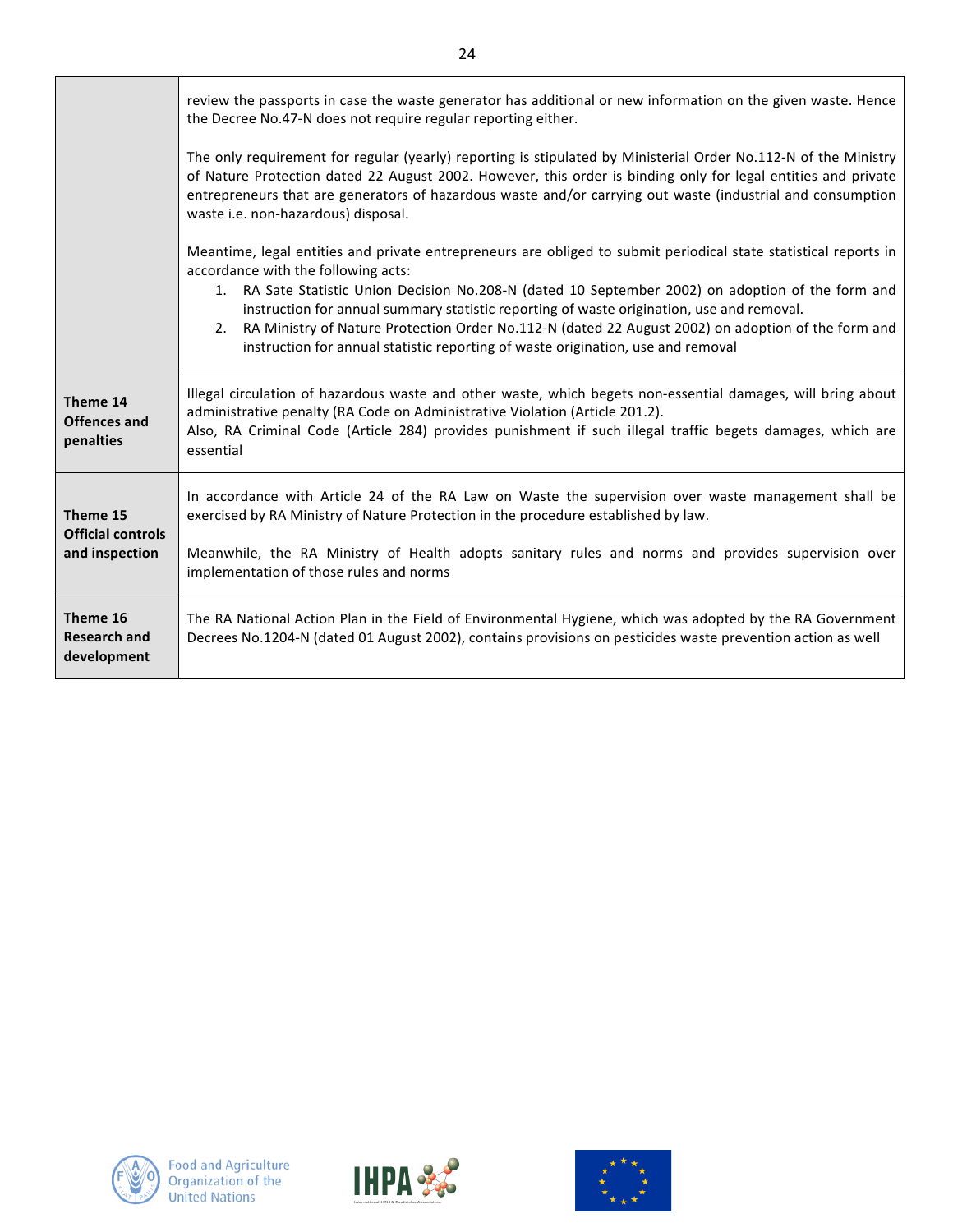| | |
|---|---|
| | review the passports in case the waste generator has additional or new information on the given waste. Hence the Decree No.47-N does not require regular reporting either.<br><br>The only requirement for regular (yearly) reporting is stipulated by Ministerial Order No.112-N of the Ministry of Nature Protection dated 22 August 2002. However, this order is binding only for legal entities and private entrepreneurs that are generators of hazardous waste and/or carrying out waste (industrial and consumption waste i.e. non-hazardous) disposal.<br><br>Meantime, legal entities and private entrepreneurs are obliged to submit periodical state statistical reports in accordance with the following acts:<br>1. RA Sate Statistic Union Decision No.208-N (dated 10 September 2002) on adoption of the form and instruction for annual summary statistic reporting of waste origination, use and removal.<br>2. RA Ministry of Nature Protection Order No.112-N (dated 22 August 2002) on adoption of the form and instruction for annual statistic reporting of waste origination, use and removal |
| **Theme 14 Offences and penalties** | Illegal circulation of hazardous waste and other waste, which begets non-essential damages, will bring about administrative penalty (RA Code on Administrative Violation (Article 201.2).<br>Also, RA Criminal Code (Article 284) provides punishment if such illegal traffic begets damages, which are essential |
| **Theme 15 Official controls and inspection** | In accordance with Article 24 of the RA Law on Waste the supervision over waste management shall be exercised by RA Ministry of Nature Protection in the procedure established by law.<br><br>Meanwhile, the RA Ministry of Health adopts sanitary rules and norms and provides supervision over implementation of those rules and norms |
| **Theme 16 Research and development** | The RA National Action Plan in the Field of Environmental Hygiene, which was adopted by the RA Government Decrees No.1204-N (dated 01 August 2002), contains provisions on pesticides waste prevention action as well |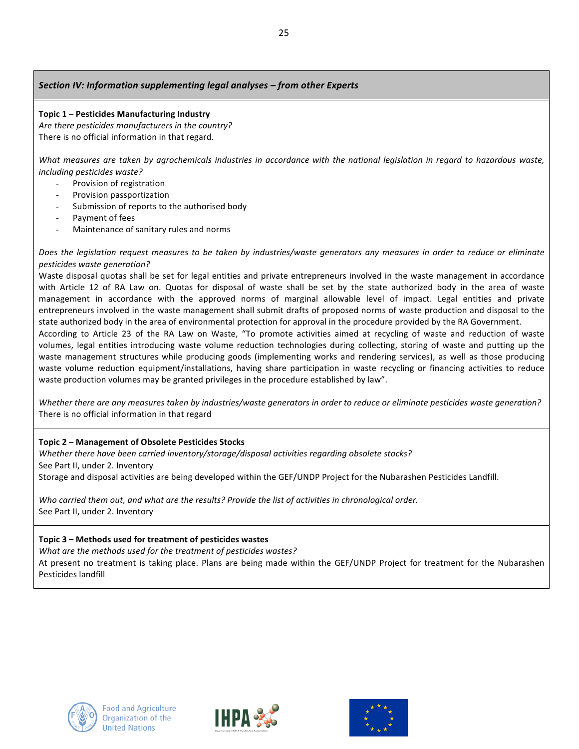## *Section IV: Information supplementing legal analyses – from other Experts*

**Topic 1 – Pesticides Manufacturing Industry**

*Are there pesticides manufacturers in the country?*

There is no official information in that regard.

*What measures are taken by agrochemicals industries in accordance with the national legislation in regard to hazardous waste, including pesticides waste?*

- Provision of registration
- Provision passportization
- Submission of reports to the authorised body
- Payment of fees
- Maintenance of sanitary rules and norms

*Does the legislation request measures to be taken by industries/waste generators any measures in order to reduce or eliminate pesticides waste generation?*

Waste disposal quotas shall be set for legal entities and private entrepreneurs involved in the waste management in accordance with Article 12 of RA Law on. Quotas for disposal of waste shall be set by the state authorized body in the area of waste management in accordance with the approved norms of marginal allowable level of impact. Legal entities and private entrepreneurs involved in the waste management shall submit drafts of proposed norms of waste production and disposal to the state authorized body in the area of environmental protection for approval in the procedure provided by the RA Government.

According to Article 23 of the RA Law on Waste, "To promote activities aimed at recycling of waste and reduction of waste volumes, legal entities introducing waste volume reduction technologies during collecting, storing of waste and putting up the waste management structures while producing goods (implementing works and rendering services), as well as those producing waste volume reduction equipment/installations, having share participation in waste recycling or financing activities to reduce waste production volumes may be granted privileges in the procedure established by law".

*Whether there are any measures taken by industries/waste generators in order to reduce or eliminate pesticides waste generation?*

There is no official information in that regard

**Topic 2 – Management of Obsolete Pesticides Stocks**

*Whether there have been carried inventory/storage/disposal activities regarding obsolete stocks?*

See Part II, under 2. Inventory

Storage and disposal activities are being developed within the GEF/UNDP Project for the Nubarashen Pesticides Landfill.

*Who carried them out, and what are the results? Provide the list of activities in chronological order.*

See Part II, under 2. Inventory

**Topic 3 – Methods used for treatment of pesticides wastes**

*What are the methods used for the treatment of pesticides wastes?*

At present no treatment is taking place. Plans are being made within the GEF/UNDP Project for treatment for the Nubarashen Pesticides landfill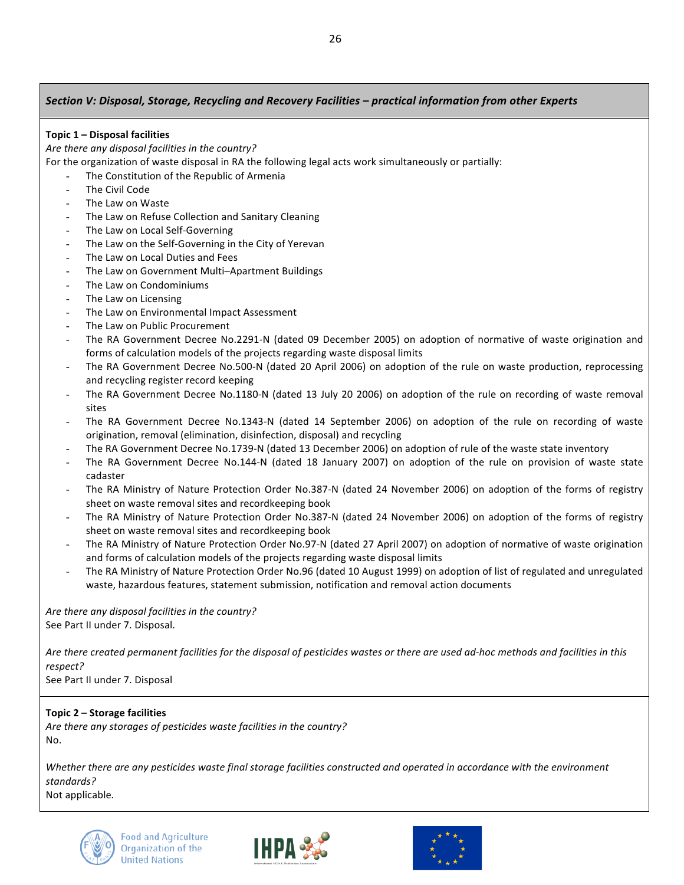## *Section V: Disposal, Storage, Recycling and Recovery Facilities – practical information from other Experts*

**Topic 1 – Disposal facilities**

*Are there any disposal facilities in the country?*

For the organization of waste disposal in RA the following legal acts work simultaneously or partially:

- The Constitution of the Republic of Armenia
- The Civil Code
- The Law on Waste
- The Law on Refuse Collection and Sanitary Cleaning
- The Law on Local Self-Governing
- The Law on the Self-Governing in the City of Yerevan
- The Law on Local Duties and Fees
- The Law on Government Multi–Apartment Buildings
- The Law on Condominiums
- The Law on Licensing
- The Law on Environmental Impact Assessment
- The Law on Public Procurement
- The RA Government Decree No.2291-N (dated 09 December 2005) on adoption of normative of waste origination and forms of calculation models of the projects regarding waste disposal limits
- The RA Government Decree No.500-N (dated 20 April 2006) on adoption of the rule on waste production, reprocessing and recycling register record keeping
- The RA Government Decree No.1180-N (dated 13 July 20 2006) on adoption of the rule on recording of waste removal sites
- The RA Government Decree No.1343-N (dated 14 September 2006) on adoption of the rule on recording of waste origination, removal (elimination, disinfection, disposal) and recycling
- The RA Government Decree No.1739-N (dated 13 December 2006) on adoption of rule of the waste state inventory
- The RA Government Decree No.144-N (dated 18 January 2007) on adoption of the rule on provision of waste state cadaster
- The RA Ministry of Nature Protection Order No.387-N (dated 24 November 2006) on adoption of the forms of registry sheet on waste removal sites and recordkeeping book
- The RA Ministry of Nature Protection Order No.387-N (dated 24 November 2006) on adoption of the forms of registry sheet on waste removal sites and recordkeeping book
- The RA Ministry of Nature Protection Order No.97-N (dated 27 April 2007) on adoption of normative of waste origination and forms of calculation models of the projects regarding waste disposal limits
- The RA Ministry of Nature Protection Order No.96 (dated 10 August 1999) on adoption of list of regulated and unregulated waste, hazardous features, statement submission, notification and removal action documents

*Are there any disposal facilities in the country?*

See Part II under 7. Disposal.

*Are there created permanent facilities for the disposal of pesticides wastes or there are used ad-hoc methods and facilities in this respect?*

See Part II under 7. Disposal

**Topic 2 – Storage facilities**

*Are there any storages of pesticides waste facilities in the country?*

No.

*Whether there are any pesticides waste final storage facilities constructed and operated in accordance with the environment standards?*

Not applicable.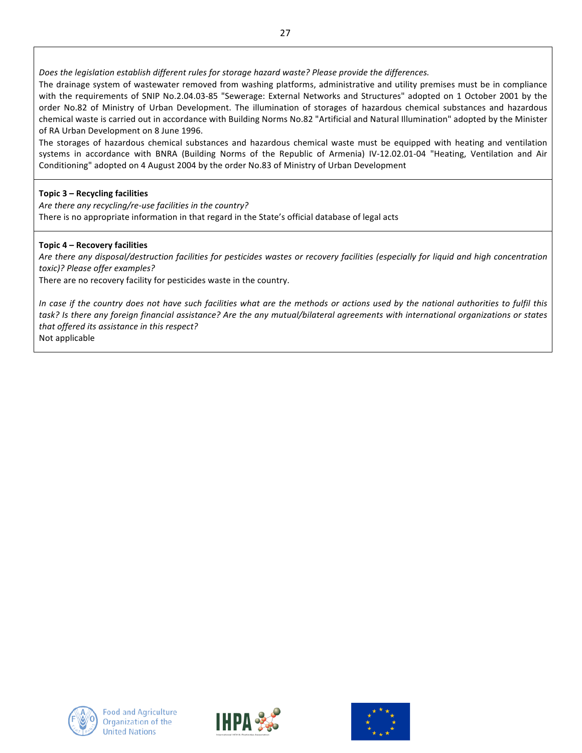*Does the legislation establish different rules for storage hazard waste? Please provide the differences.*

The drainage system of wastewater removed from washing platforms, administrative and utility premises must be in compliance with the requirements of SNIP No.2.04.03-85 "Sewerage: External Networks and Structures" adopted on 1 October 2001 by the order No.82 of Ministry of Urban Development. The illumination of storages of hazardous chemical substances and hazardous chemical waste is carried out in accordance with Building Norms No.82 "Artificial and Natural Illumination" adopted by the Minister of RA Urban Development on 8 June 1996.

The storages of hazardous chemical substances and hazardous chemical waste must be equipped with heating and ventilation systems in accordance with BNRA (Building Norms of the Republic of Armenia) IV-12.02.01-04 "Heating, Ventilation and Air Conditioning" adopted on 4 August 2004 by the order No.83 of Ministry of Urban Development

**Topic 3 – Recycling facilities**

*Are there any recycling/re-use facilities in the country?*

There is no appropriate information in that regard in the State's official database of legal acts

**Topic 4 – Recovery facilities**

*Are there any disposal/destruction facilities for pesticides wastes or recovery facilities (especially for liquid and high concentration toxic)? Please offer examples?*

There are no recovery facility for pesticides waste in the country.

*In case if the country does not have such facilities what are the methods or actions used by the national authorities to fulfil this task? Is there any foreign financial assistance? Are the any mutual/bilateral agreements with international organizations or states that offered its assistance in this respect?*

Not applicable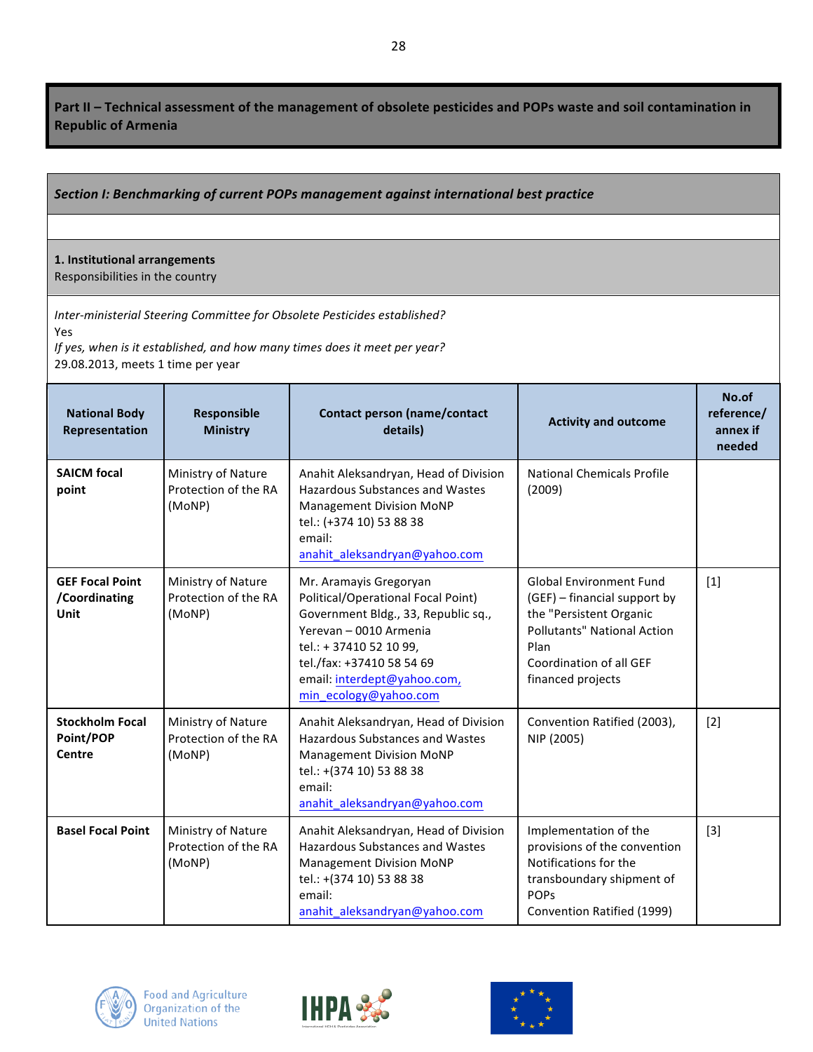## Part II – Technical assessment of the management of obsolete pesticides and POPs waste and soil contamination in Republic of Armenia

### *Section I: Benchmarking of current POPs management against international best practice*

**1. Institutional arrangements**
Responsibilities in the country

*Inter-ministerial Steering Committee for Obsolete Pesticides established?*
Yes
*If yes, when is it established, and how many times does it meet per year?*
29.08.2013, meets 1 time per year

| National Body Representation | Responsible Ministry | Contact person (name/contact details) | Activity and outcome | No.of reference/ annex if needed |
|---|---|---|---|---|
| **SAICM focal point** | Ministry of Nature Protection of the RA (MoNP) | Anahit Aleksandryan, Head of Division Hazardous Substances and Wastes Management Division MoNP<br>tel.: (+374 10) 53 88 38<br>email: anahit_aleksandryan@yahoo.com | National Chemicals Profile (2009) | |
| **GEF Focal Point /Coordinating Unit** | Ministry of Nature Protection of the RA (MoNP) | Mr. Aramayis Gregoryan Political/Operational Focal Point)<br>Government Bldg., 33, Republic sq., Yerevan – 0010 Armenia<br>tel.: + 37410 52 10 99,<br>tel./fax: +37410 58 54 69<br>email: interdept@yahoo.com, min_ecology@yahoo.com | Global Environment Fund (GEF) – financial support by the "Persistent Organic Pollutants" National Action Plan<br>Coordination of all GEF financed projects | [1] |
| **Stockholm Focal Point/POP Centre** | Ministry of Nature Protection of the RA (MoNP) | Anahit Aleksandryan, Head of Division Hazardous Substances and Wastes Management Division MoNP<br>tel.: +(374 10) 53 88 38<br>email: anahit_aleksandryan@yahoo.com | Convention Ratified (2003), NIP (2005) | [2] |
| **Basel Focal Point** | Ministry of Nature Protection of the RA (MoNP) | Anahit Aleksandryan, Head of Division Hazardous Substances and Wastes Management Division MoNP<br>tel.: +(374 10) 53 88 38<br>email: anahit_aleksandryan@yahoo.com | Implementation of the provisions of the convention Notifications for the transboundary shipment of POPs<br>Convention Ratified (1999) | [3] |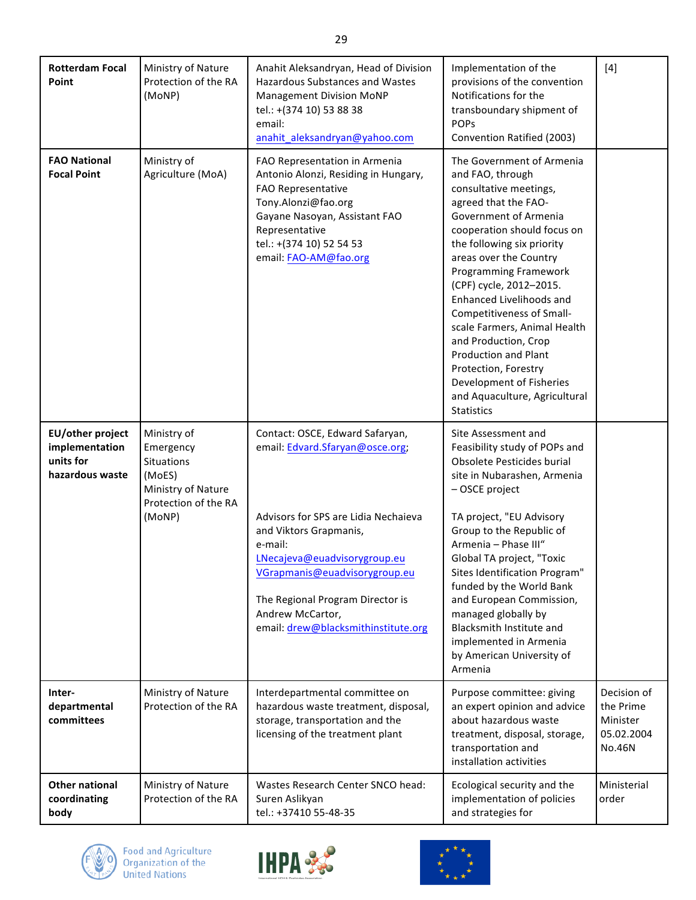| **Rotterdam Focal Point** | Ministry of Nature Protection of the RA (MoNP) | Anahit Aleksandryan, Head of Division Hazardous Substances and Wastes Management Division MoNP<br>tel.: +(374 10) 53 88 38<br>email: anahit_aleksandryan@yahoo.com | Implementation of the provisions of the convention Notifications for the transboundary shipment of POPs<br>Convention Ratified (2003) | [4] |
|---|---|---|---|---|
| **FAO National Focal Point** | Ministry of Agriculture (MoA) | FAO Representation in Armenia<br>Antonio Alonzi, Residing in Hungary, FAO Representative<br>Tony.Alonzi@fao.org<br>Gayane Nasoyan, Assistant FAO Representative<br>tel.: +(374 10) 52 54 53<br>email: FAO-AM@fao.org | The Government of Armenia and FAO, through consultative meetings, agreed that the FAO-Government of Armenia cooperation should focus on the following six priority areas over the Country Programming Framework (CPF) cycle, 2012–2015. Enhanced Livelihoods and Competitiveness of Small-scale Farmers, Animal Health and Production, Crop Production and Plant Protection, Forestry Development of Fisheries and Aquaculture, Agricultural Statistics | |
| **EU/other project implementation units for hazardous waste** | Ministry of Emergency Situations (MoES)<br>Ministry of Nature Protection of the RA (MoNP) | Contact: OSCE, Edward Safaryan, email: Edvard.Sfaryan@osce.org;<br><br>Advisors for SPS are Lidia Nechaieva and Viktors Grapmanis,<br>e-mail:<br>LNecajeva@euadvisorygroup.eu<br>VGrapmanis@euadvisorygroup.eu<br><br>The Regional Program Director is Andrew McCartor,<br>email: drew@blacksmithinstitute.org | Site Assessment and Feasibility study of POPs and Obsolete Pesticides burial site in Nubarashen, Armenia – OSCE project<br><br>TA project, "EU Advisory Group to the Republic of Armenia – Phase III"<br>Global TA project, "Toxic Sites Identification Program" funded by the World Bank and European Commission, managed globally by Blacksmith Institute and implemented in Armenia by American University of Armenia | |
| **Inter-departmental committees** | Ministry of Nature Protection of the RA | Interdepartmental committee on hazardous waste treatment, disposal, storage, transportation and the licensing of the treatment plant | Purpose committee: giving an expert opinion and advice about hazardous waste treatment, disposal, storage, transportation and installation activities | Decision of the Prime Minister 05.02.2004 No.46N |
| **Other national coordinating body** | Ministry of Nature Protection of the RA | Wastes Research Center SNCO head: Suren Aslikyan<br>tel.: +37410 55-48-35 | Ecological security and the implementation of policies and strategies for | Ministerial order |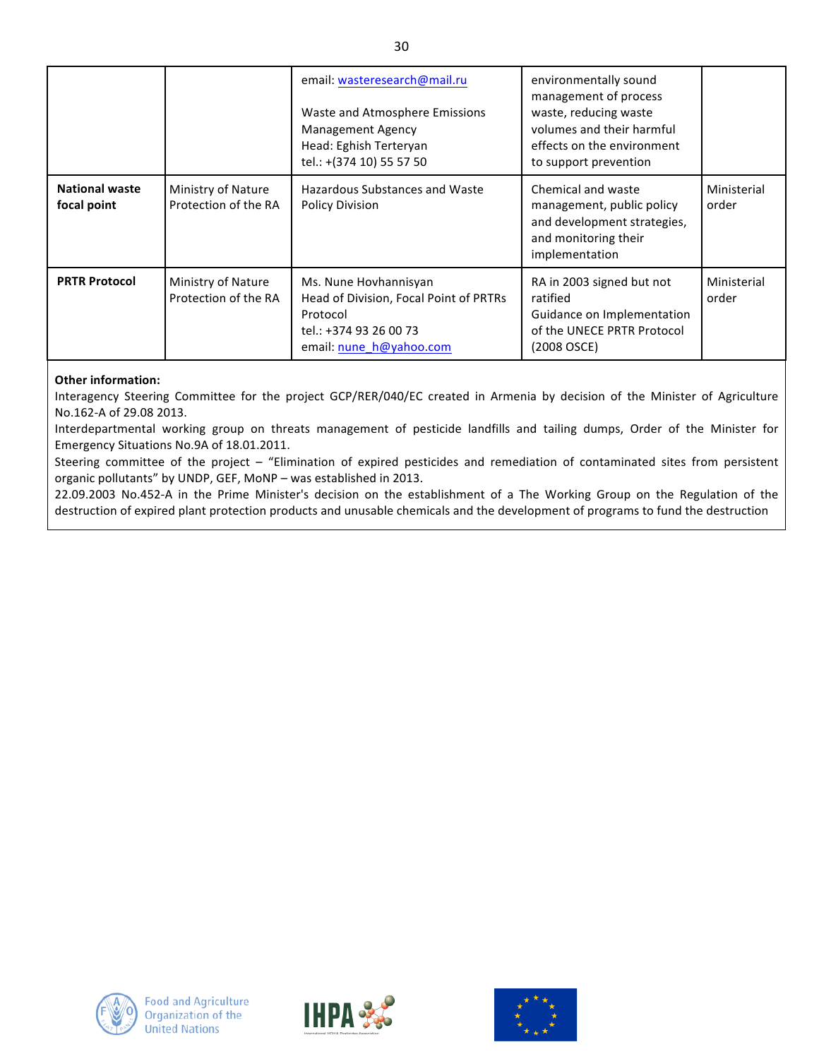| | | | | |
|---|---|---|---|---|
| | | email: wasteresearch@mail.ru<br><br>Waste and Atmosphere Emissions Management Agency<br>Head: Eghish Terteryan<br>tel.: +(374 10) 55 57 50 | environmentally sound management of process waste, reducing waste volumes and their harmful effects on the environment to support prevention | |
| **National waste focal point** | Ministry of Nature Protection of the RA | Hazardous Substances and Waste Policy Division | Chemical and waste management, public policy and development strategies, and monitoring their implementation | Ministerial order |
| **PRTR Protocol** | Ministry of Nature Protection of the RA | Ms. Nune Hovhannisyan<br>Head of Division, Focal Point of PRTRs Protocol<br>tel.: +374 93 26 00 73<br>email: nune_h@yahoo.com | RA in 2003 signed but not ratified<br>Guidance on Implementation of the UNECE PRTR Protocol (2008 OSCE) | Ministerial order |

**Other information:**

Interagency Steering Committee for the project GCP/RER/040/EC created in Armenia by decision of the Minister of Agriculture No.162-A of 29.08 2013.

Interdepartmental working group on threats management of pesticide landfills and tailing dumps, Order of the Minister for Emergency Situations No.9A of 18.01.2011.

Steering committee of the project – "Elimination of expired pesticides and remediation of contaminated sites from persistent organic pollutants" by UNDP, GEF, MoNP – was established in 2013.

22.09.2003 No.452-A in the Prime Minister's decision on the establishment of a The Working Group on the Regulation of the destruction of expired plant protection products and unusable chemicals and the development of programs to fund the destruction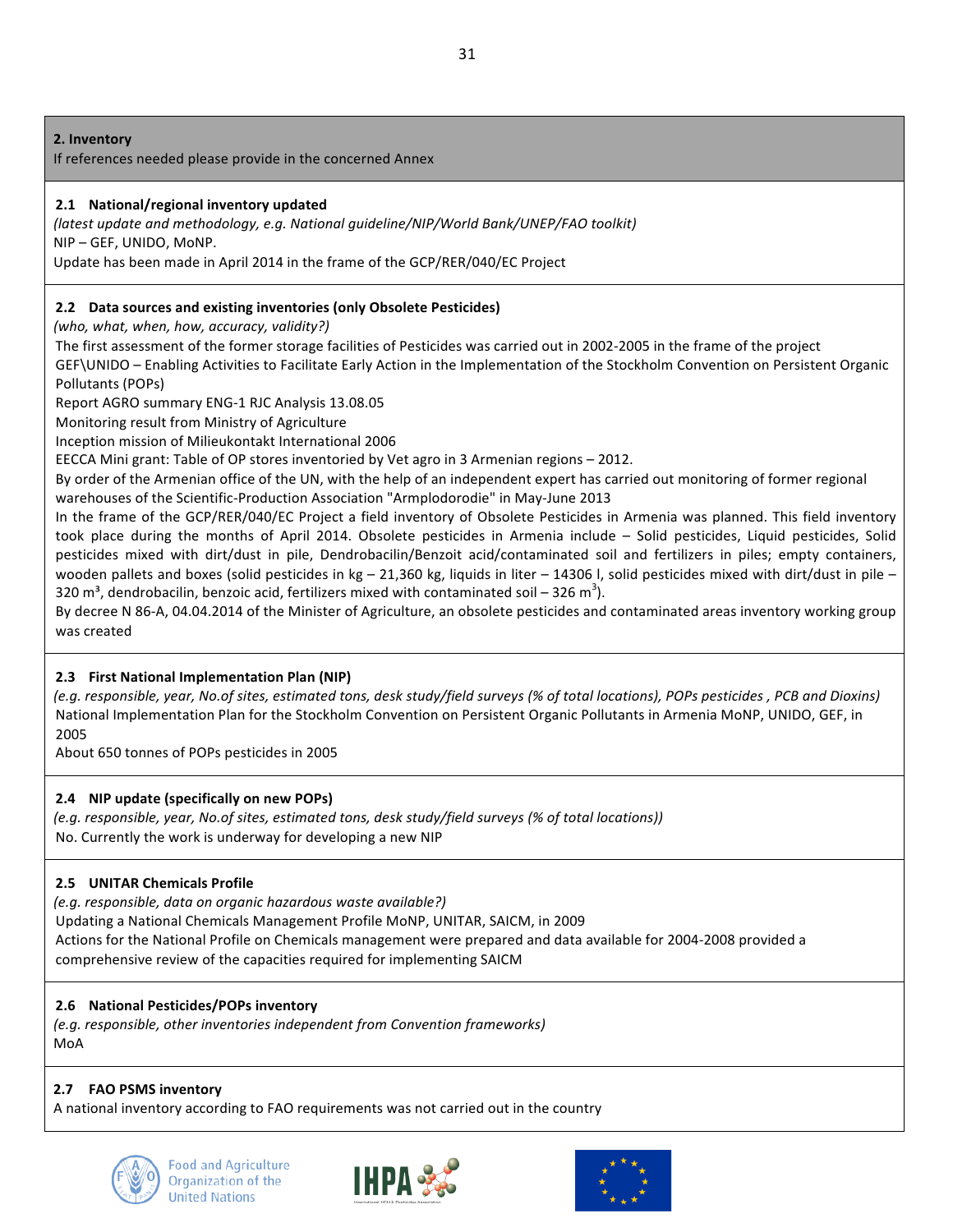**2. Inventory**

If references needed please provide in the concerned Annex

**2.1 National/regional inventory updated**

*(latest update and methodology, e.g. National guideline/NIP/World Bank/UNEP/FAO toolkit)*

NIP – GEF, UNIDO, MoNP.

Update has been made in April 2014 in the frame of the GCP/RER/040/EC Project

**2.2 Data sources and existing inventories (only Obsolete Pesticides)**

*(who, what, when, how, accuracy, validity?)*

The first assessment of the former storage facilities of Pesticides was carried out in 2002-2005 in the frame of the project GEF\UNIDO – Enabling Activities to Facilitate Early Action in the Implementation of the Stockholm Convention on Persistent Organic Pollutants (POPs)

Report AGRO summary ENG-1 RJC Analysis 13.08.05

Monitoring result from Ministry of Agriculture

Inception mission of Milieukontakt International 2006

EECCA Mini grant: Table of OP stores inventoried by Vet agro in 3 Armenian regions – 2012.

By order of the Armenian office of the UN, with the help of an independent expert has carried out monitoring of former regional warehouses of the Scientific-Production Association "Armplodorodie" in May-June 2013

In the frame of the GCP/RER/040/EC Project a field inventory of Obsolete Pesticides in Armenia was planned. This field inventory took place during the months of April 2014. Obsolete pesticides in Armenia include – Solid pesticides, Liquid pesticides, Solid pesticides mixed with dirt/dust in pile, Dendrobacilin/Benzoit acid/contaminated soil and fertilizers in piles; empty containers, wooden pallets and boxes (solid pesticides in kg – 21,360 kg, liquids in liter – 14306 l, solid pesticides mixed with dirt/dust in pile – 320 $m^3$, dendrobacilin, benzoic acid, fertilizers mixed with contaminated soil – 326 $m^3$).

By decree N 86-A, 04.04.2014 of the Minister of Agriculture, an obsolete pesticides and contaminated areas inventory working group was created

**2.3 First National Implementation Plan (NIP)**

*(e.g. responsible, year, No.of sites, estimated tons, desk study/field surveys (% of total locations), POPs pesticides , PCB and Dioxins)*

National Implementation Plan for the Stockholm Convention on Persistent Organic Pollutants in Armenia MoNP, UNIDO, GEF, in 2005

About 650 tonnes of POPs pesticides in 2005

**2.4 NIP update (specifically on new POPs)**

*(e.g. responsible, year, No.of sites, estimated tons, desk study/field surveys (% of total locations))*

No. Currently the work is underway for developing a new NIP

**2.5 UNITAR Chemicals Profile**

*(e.g. responsible, data on organic hazardous waste available?)*

Updating a National Chemicals Management Profile MoNP, UNITAR, SAICM, in 2009

Actions for the National Profile on Chemicals management were prepared and data available for 2004-2008 provided a comprehensive review of the capacities required for implementing SAICM

**2.6 National Pesticides/POPs inventory**

*(e.g. responsible, other inventories independent from Convention frameworks)*

MoA

**2.7 FAO PSMS inventory**

A national inventory according to FAO requirements was not carried out in the country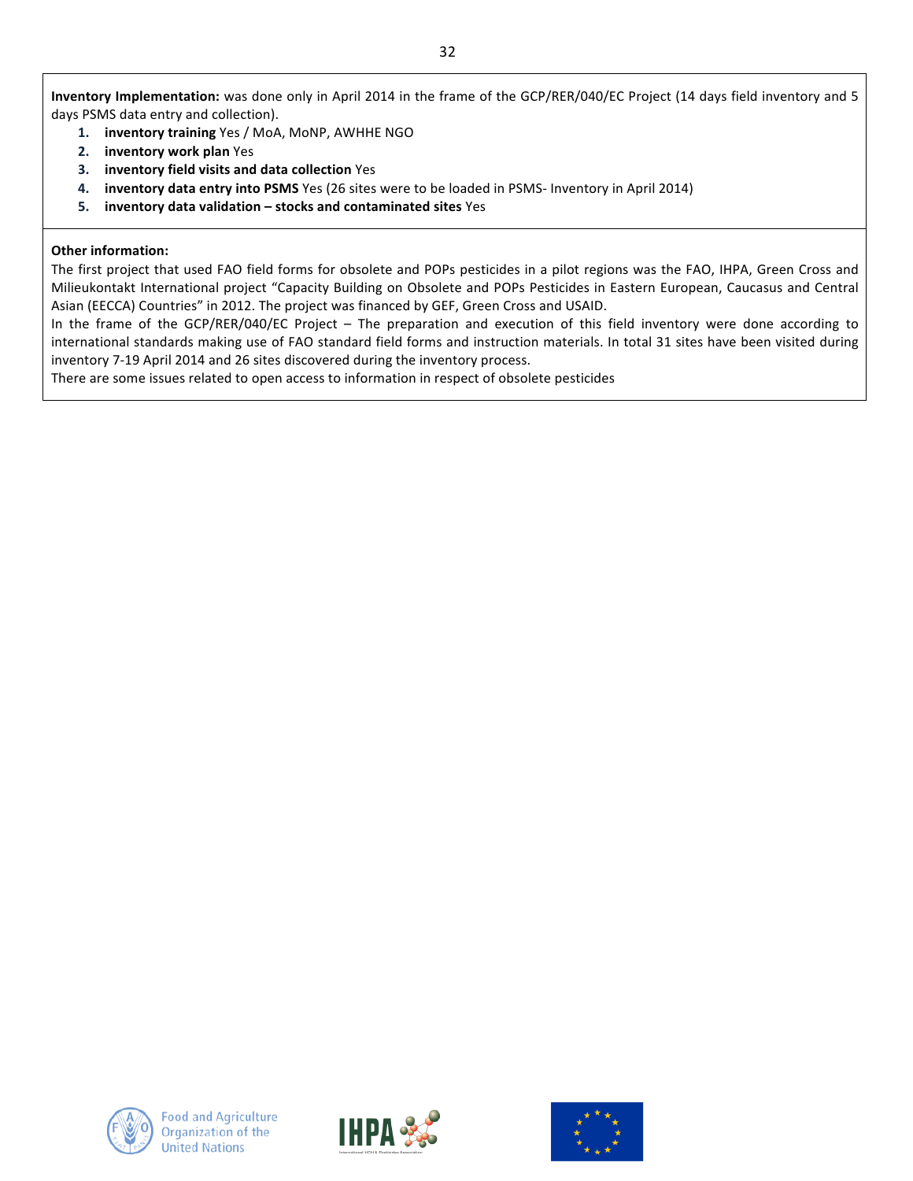**Inventory Implementation:** was done only in April 2014 in the frame of the GCP/RER/040/EC Project (14 days field inventory and 5 days PSMS data entry and collection).

1. **inventory training** Yes / MoA, MoNP, AWHHE NGO
2. **inventory work plan** Yes
3. **inventory field visits and data collection** Yes
4. **inventory data entry into PSMS** Yes (26 sites were to be loaded in PSMS- Inventory in April 2014)
5. **inventory data validation – stocks and contaminated sites** Yes

**Other information:**

The first project that used FAO field forms for obsolete and POPs pesticides in a pilot regions was the FAO, IHPA, Green Cross and Milieukontakt International project "Capacity Building on Obsolete and POPs Pesticides in Eastern European, Caucasus and Central Asian (EECCA) Countries" in 2012. The project was financed by GEF, Green Cross and USAID.

In the frame of the GCP/RER/040/EC Project – The preparation and execution of this field inventory were done according to international standards making use of FAO standard field forms and instruction materials. In total 31 sites have been visited during inventory 7-19 April 2014 and 26 sites discovered during the inventory process.

There are some issues related to open access to information in respect of obsolete pesticides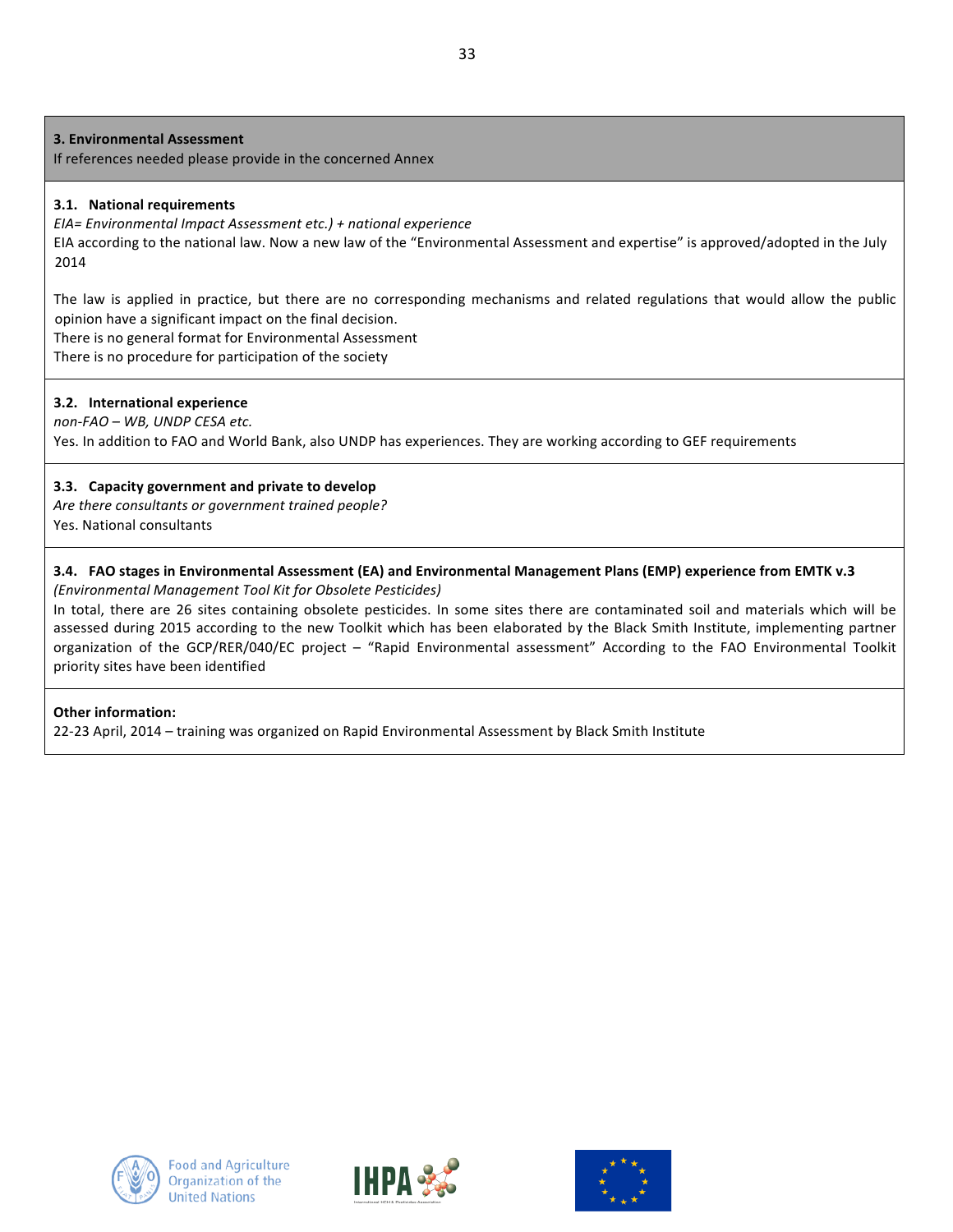**3. Environmental Assessment**

If references needed please provide in the concerned Annex

**3.1. National requirements**

*EIA= Environmental Impact Assessment etc.) + national experience*

EIA according to the national law. Now a new law of the "Environmental Assessment and expertise" is approved/adopted in the July 2014

The law is applied in practice, but there are no corresponding mechanisms and related regulations that would allow the public opinion have a significant impact on the final decision.
There is no general format for Environmental Assessment
There is no procedure for participation of the society

**3.2. International experience**

*non-FAO – WB, UNDP CESA etc.*

Yes. In addition to FAO and World Bank, also UNDP has experiences. They are working according to GEF requirements

**3.3. Capacity government and private to develop**

*Are there consultants or government trained people?*

Yes. National consultants

**3.4. FAO stages in Environmental Assessment (EA) and Environmental Management Plans (EMP) experience from EMTK v.3**

*(Environmental Management Tool Kit for Obsolete Pesticides)*

In total, there are 26 sites containing obsolete pesticides. In some sites there are contaminated soil and materials which will be assessed during 2015 according to the new Toolkit which has been elaborated by the Black Smith Institute, implementing partner organization of the GCP/RER/040/EC project – "Rapid Environmental assessment" According to the FAO Environmental Toolkit priority sites have been identified

**Other information:**

22-23 April, 2014 – training was organized on Rapid Environmental Assessment by Black Smith Institute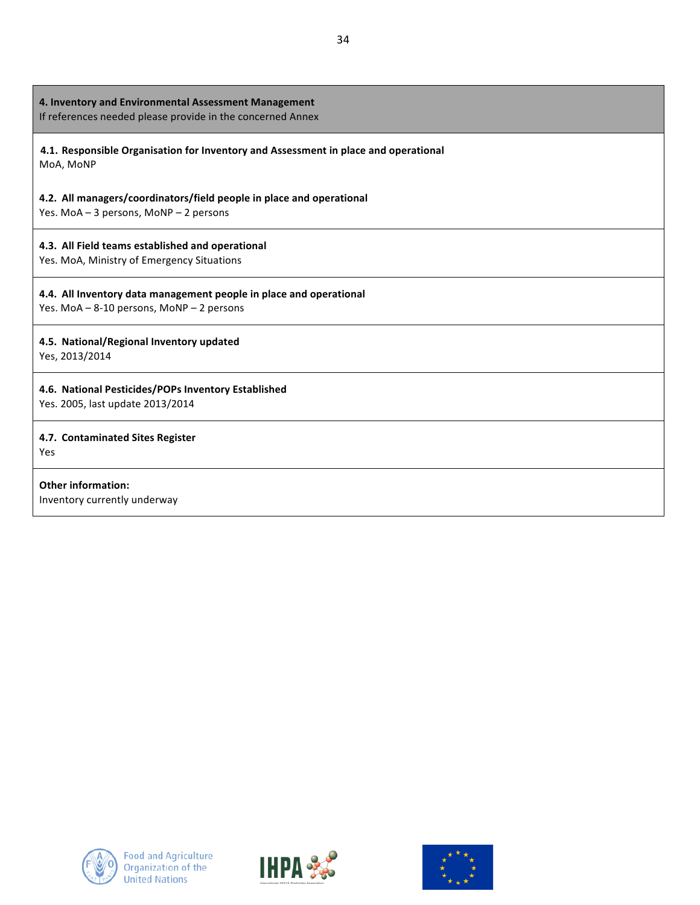**4. Inventory and Environmental Assessment Management**
If references needed please provide in the concerned Annex

**4.1. Responsible Organisation for Inventory and Assessment in place and operational**
MoA, MoNP

**4.2. All managers/coordinators/field people in place and operational**
Yes. MoA – 3 persons, MoNP – 2 persons

**4.3. All Field teams established and operational**
Yes. MoA, Ministry of Emergency Situations

**4.4. All Inventory data management people in place and operational**
Yes. MoA – 8-10 persons, MoNP – 2 persons

**4.5. National/Regional Inventory updated**
Yes, 2013/2014

**4.6. National Pesticides/POPs Inventory Established**
Yes. 2005, last update 2013/2014

**4.7. Contaminated Sites Register**
Yes

**Other information:**
Inventory currently underway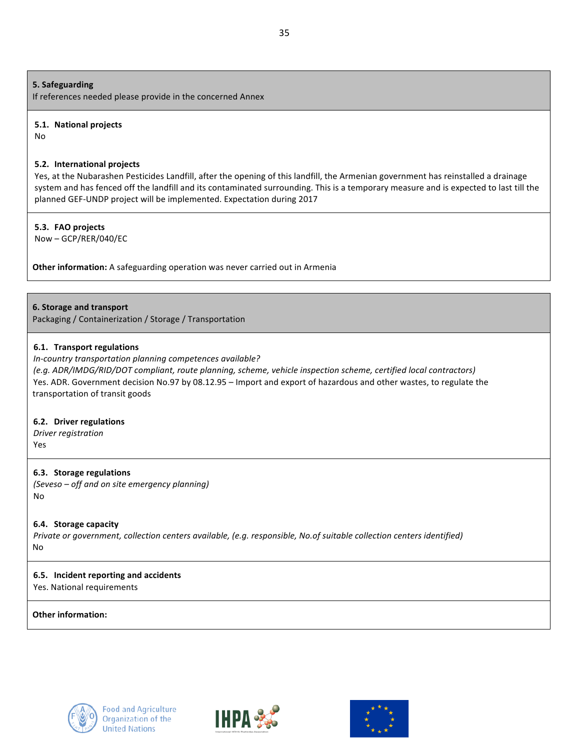**5. Safeguarding**

If references needed please provide in the concerned Annex

**5.1. National projects**

No

**5.2. International projects**

Yes, at the Nubarashen Pesticides Landfill, after the opening of this landfill, the Armenian government has reinstalled a drainage system and has fenced off the landfill and its contaminated surrounding. This is a temporary measure and is expected to last till the planned GEF-UNDP project will be implemented. Expectation during 2017

**5.3. FAO projects**

Now – GCP/RER/040/EC

**Other information:** A safeguarding operation was never carried out in Armenia

**6. Storage and transport**

Packaging / Containerization / Storage / Transportation

**6.1. Transport regulations**

*In-country transportation planning competences available?*

*(e.g. ADR/IMDG/RID/DOT compliant, route planning, scheme, vehicle inspection scheme, certified local contractors)*

Yes. ADR. Government decision No.97 by 08.12.95 – Import and export of hazardous and other wastes, to regulate the transportation of transit goods

**6.2. Driver regulations**

*Driver registration*

Yes

**6.3. Storage regulations**

*(Seveso – off and on site emergency planning)*

No

**6.4. Storage capacity**

*Private or government, collection centers available, (e.g. responsible, No.of suitable collection centers identified)*

No

**6.5. Incident reporting and accidents**

Yes. National requirements

**Other information:**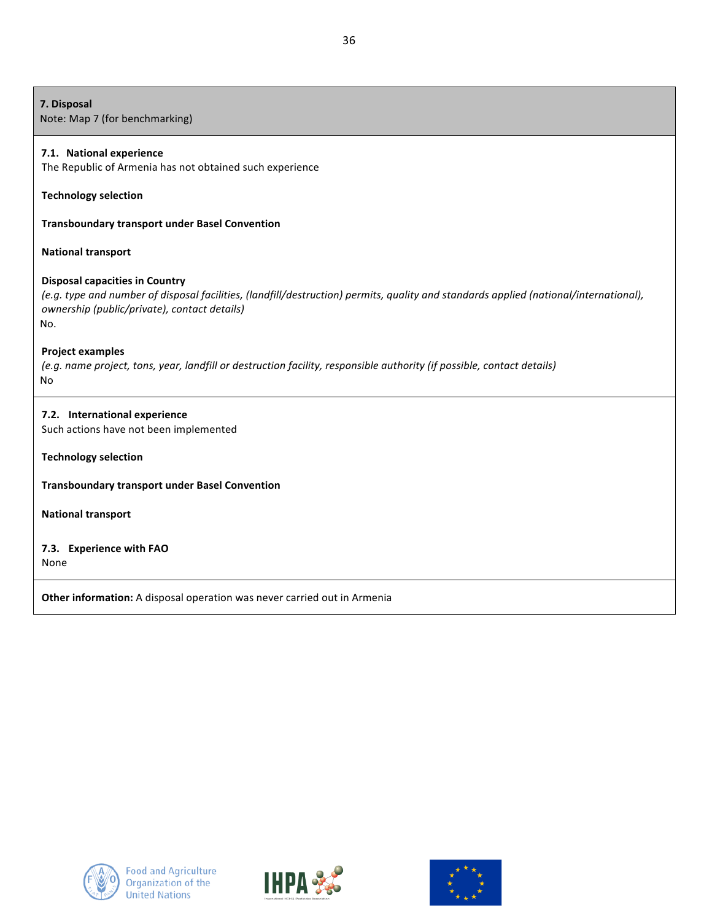## 7. Disposal

Note: Map 7 (for benchmarking)

### 7.1. National experience

The Republic of Armenia has not obtained such experience

**Technology selection**

**Transboundary transport under Basel Convention**

**National transport**

**Disposal capacities in Country**

*(e.g. type and number of disposal facilities, (landfill/destruction) permits, quality and standards applied (national/international), ownership (public/private), contact details)*

No.

**Project examples**

*(e.g. name project, tons, year, landfill or destruction facility, responsible authority (if possible, contact details)*

No

### 7.2. International experience

Such actions have not been implemented

**Technology selection**

**Transboundary transport under Basel Convention**

**National transport**

### 7.3. Experience with FAO

None

**Other information:** A disposal operation was never carried out in Armenia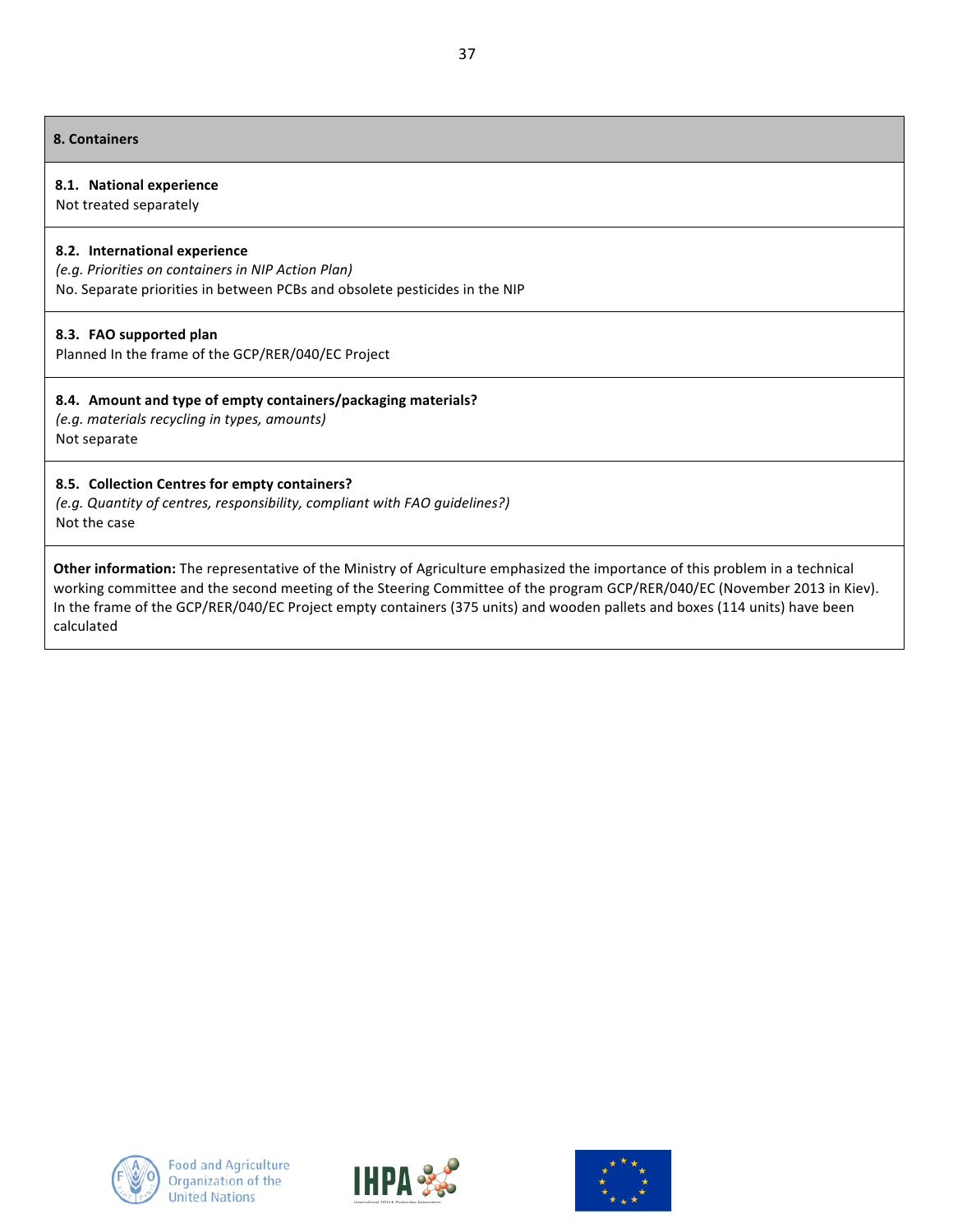## 8. Containers

**8.1. National experience**

Not treated separately

**8.2. International experience**

*(e.g. Priorities on containers in NIP Action Plan)*

No. Separate priorities in between PCBs and obsolete pesticides in the NIP

**8.3. FAO supported plan**

Planned In the frame of the GCP/RER/040/EC Project

**8.4. Amount and type of empty containers/packaging materials?**

*(e.g. materials recycling in types, amounts)*

Not separate

**8.5. Collection Centres for empty containers?**

*(e.g. Quantity of centres, responsibility, compliant with FAO guidelines?)*

Not the case

**Other information:** The representative of the Ministry of Agriculture emphasized the importance of this problem in a technical working committee and the second meeting of the Steering Committee of the program GCP/RER/040/EC (November 2013 in Kiev). In the frame of the GCP/RER/040/EC Project empty containers (375 units) and wooden pallets and boxes (114 units) have been calculated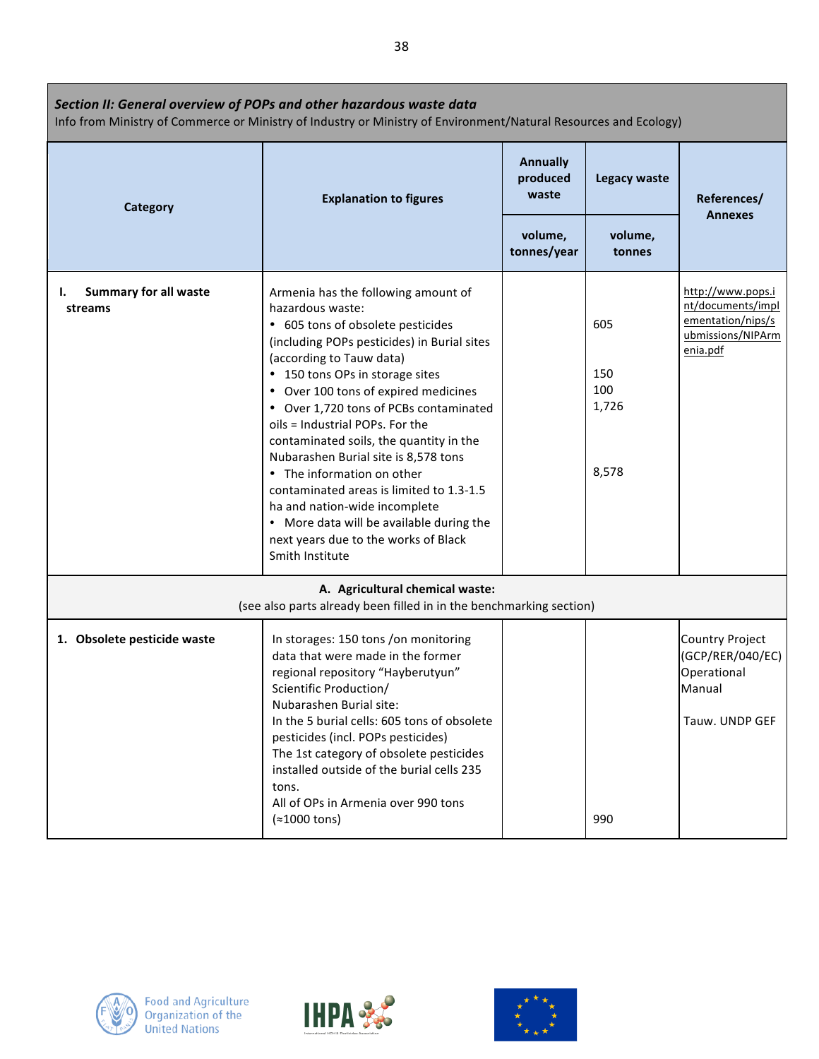| ***Section II: General overview of POPs and other hazardous waste data***<br>Info from Ministry of Commerce or Ministry of Industry or Ministry of Environment/Natural Resources and Ecology) | | | | |
|---|---|---|---|---|
| **Category** | **Explanation to figures** | **Annually produced waste** | **Legacy waste** | **References/ Annexes** |
| | | **volume, tonnes/year** | **volume, tonnes** | |
| **I. Summary for all waste streams** | Armenia has the following amount of hazardous waste:<br>• 605 tons of obsolete pesticides (including POPs pesticides) in Burial sites (according to Tauw data)<br>• 150 tons OPs in storage sites<br>• Over 100 tons of expired medicines<br>• Over 1,720 tons of PCBs contaminated oils = Industrial POPs. For the contaminated soils, the quantity in the Nubarashen Burial site is 8,578 tons<br>• The information on other contaminated areas is limited to 1.3-1.5 ha and nation-wide incomplete<br>• More data will be available during the next years due to the works of Black Smith Institute | | 605<br><br>150<br>100<br>1,726<br><br>8,578 | http://www.pops.int/documents/implementation/nips/submissions/NIPArmenia.pdf |
| **A. Agricultural chemical waste:**<br>(see also parts already been filled in in the benchmarking section) | | | | |
| **1. Obsolete pesticide waste** | In storages: 150 tons /on monitoring data that were made in the former regional repository "Hayberutyun" Scientific Production/<br>Nubarashen Burial site:<br>In the 5 burial cells: 605 tons of obsolete pesticides (incl. POPs pesticides)<br>The 1st category of obsolete pesticides installed outside of the burial cells 235 tons.<br>All of OPs in Armenia over 990 tons (≈1000 tons) | | 990 | Country Project (GCP/RER/040/EC) Operational Manual<br><br>Tauw. UNDP GEF |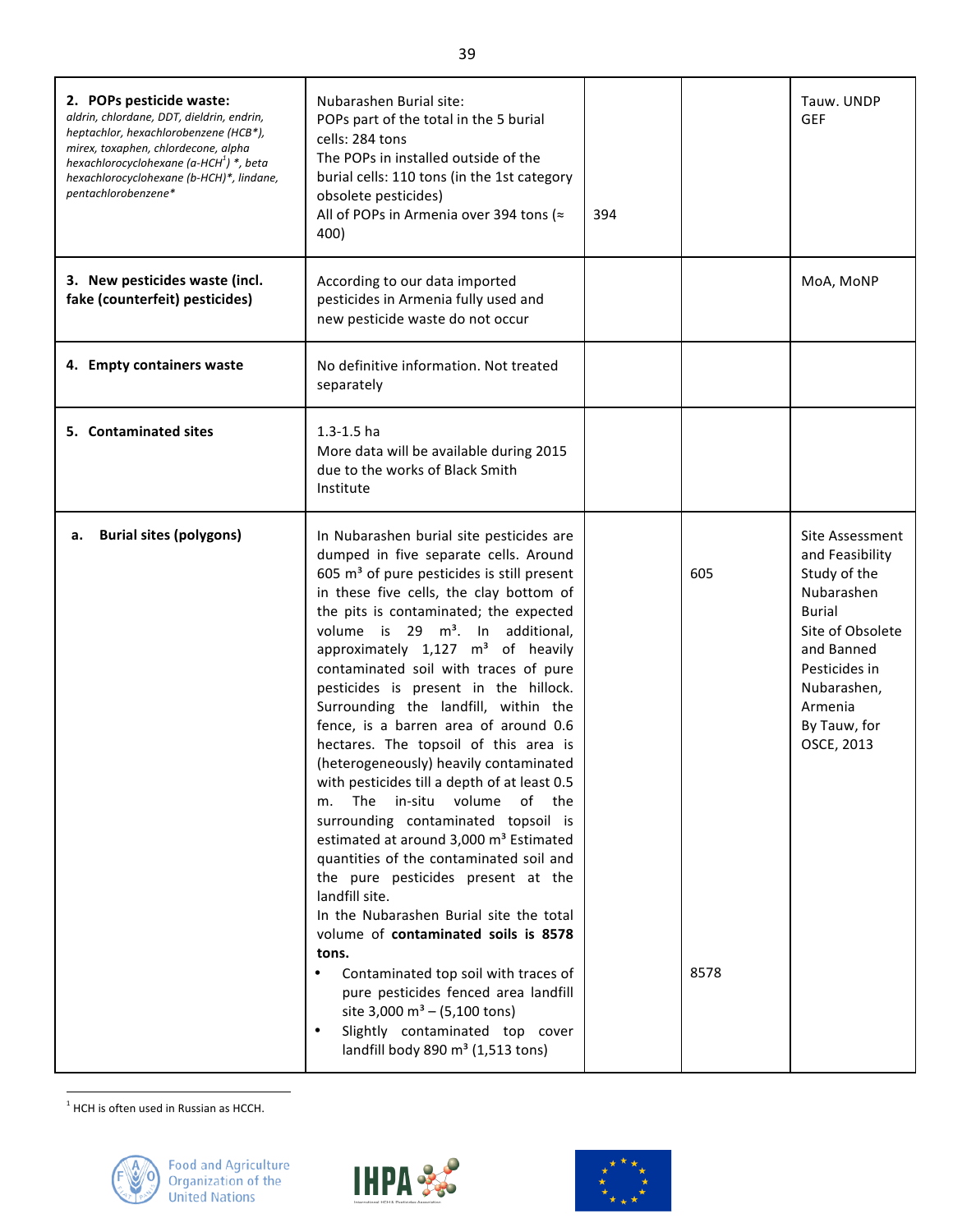| | | | | |
|---|---|---|---|---|
| **2. POPs pesticide waste:** *aldrin, chlordane, DDT, dieldrin, endrin, heptachlor, hexachlorobenzene (HCB*), mirex, toxaphen, chlordecone, alpha hexachlorocyclohexane (a-HCH[1]) *, beta hexachlorocyclohexane (b-HCH)*, lindane, pentachlorobenzene** | Nubarashen Burial site:<br>POPs part of the total in the 5 burial cells: 284 tons<br>The POPs in installed outside of the burial cells: 110 tons (in the 1st category obsolete pesticides)<br>All of POPs in Armenia over 394 tons (≈ 400) | 394 | | Tauw. UNDP GEF |
| **3. New pesticides waste (incl. fake (counterfeit) pesticides)** | According to our data imported pesticides in Armenia fully used and new pesticide waste do not occur | | | MoA, MoNP |
| **4. Empty containers waste** | No definitive information. Not treated separately | | | |
| **5. Contaminated sites** | 1.3-1.5 ha<br>More data will be available during 2015 due to the works of Black Smith Institute | | | |
| **a. Burial sites (polygons)** | In Nubarashen burial site pesticides are dumped in five separate cells. Around 605 m³ of pure pesticides is still present in these five cells, the clay bottom of the pits is contaminated; the expected volume is 29 m³. In additional, approximately 1,127 m³ of heavily contaminated soil with traces of pure pesticides is present in the hillock. Surrounding the landfill, within the fence, is a barren area of around 0.6 hectares. The topsoil of this area is (heterogeneously) heavily contaminated with pesticides till a depth of at least 0.5 m. The in-situ volume of the surrounding contaminated topsoil is estimated at around 3,000 m³ Estimated quantities of the contaminated soil and the pure pesticides present at the landfill site.<br>In the Nubarashen Burial site the total volume of **contaminated soils is 8578 tons.**<br>• Contaminated top soil with traces of pure pesticides fenced area landfill site 3,000 m³ – (5,100 tons)<br>• Slightly contaminated top cover landfill body 890 m³ (1,513 tons) | | 605<br><br>8578 | Site Assessment and Feasibility Study of the Nubarashen Burial Site of Obsolete and Banned Pesticides in Nubarashen, Armenia By Tauw, for OSCE, 2013 |

[1] HCH is often used in Russian as HCCH.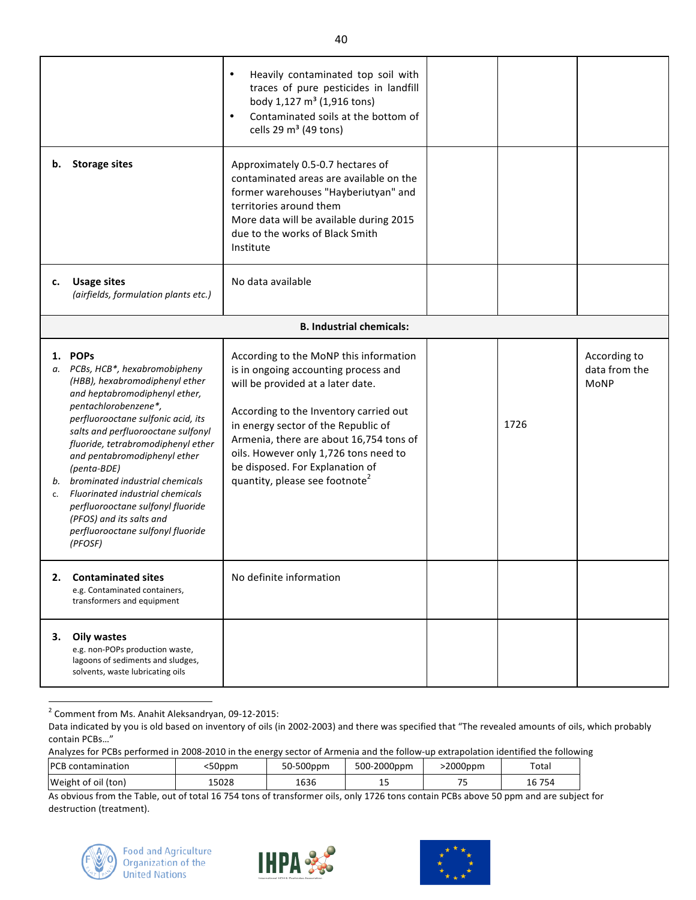| | | | | |
|---|---|---|---|---|
| | • Heavily contaminated top soil with traces of pure pesticides in landfill body 1,127 m³ (1,916 tons)<br>• Contaminated soils at the bottom of cells 29 m³ (49 tons) | | | |
| **b. Storage sites** | Approximately 0.5-0.7 hectares of contaminated areas are available on the former warehouses "Hayberiutyan" and territories around them<br>More data will be available during 2015 due to the works of Black Smith Institute | | | |
| **c. Usage sites**<br>*(airfields, formulation plants etc.)* | No data available | | | |
| | **B. Industrial chemicals:** | | | |
| **1. POPs**<br>*a. PCBs, HCB\*, hexabromobipheny (HBB), hexabromodiphenyl ether and heptabromodiphenyl ether, pentachlorobenzene\*, perfluorooctane sulfonic acid, its salts and perfluorooctane sulfonyl fluoride, tetrabromodiphenyl ether and pentabromodiphenyl ether (penta-BDE)*<br>*b. brominated industrial chemicals*<br>*c. Fluorinated industrial chemicals perfluorooctane sulfonyl fluoride (PFOS) and its salts and perfluorooctane sulfonyl fluoride (PFOSF)* | According to the MoNP this information is in ongoing accounting process and will be provided at a later date.<br><br>According to the Inventory carried out in energy sector of the Republic of Armenia, there are about 16,754 tons of oils. However only 1,726 tons need to be disposed. For Explanation of quantity, please see footnote[2] | | 1726 | According to data from the MoNP |
| **2. Contaminated sites**<br>e.g. Contaminated containers, transformers and equipment | No definite information | | | |
| **3. Oily wastes**<br>e.g. non-POPs production waste, lagoons of sediments and sludges, solvents, waste lubricating oils | | | | |

[2] Comment from Ms. Anahit Aleksandryan, 09-12-2015:

Data indicated by you is old based on inventory of oils (in 2002-2003) and there was specified that "The revealed amounts of oils, which probably contain PCBs…"

Analyzes for PCBs performed in 2008-2010 in the energy sector of Armenia and the follow-up extrapolation identified the following

| PCB contamination | <50ppm | 50-500ppm | 500-2000ppm | >2000ppm | Total |
|---|---|---|---|---|---|
| Weight of oil (ton) | 15028 | 1636 | 15 | 75 | 16 754 |

As obvious from the Table, out of total 16 754 tons of transformer oils, only 1726 tons contain PCBs above 50 ppm and are subject for destruction (treatment).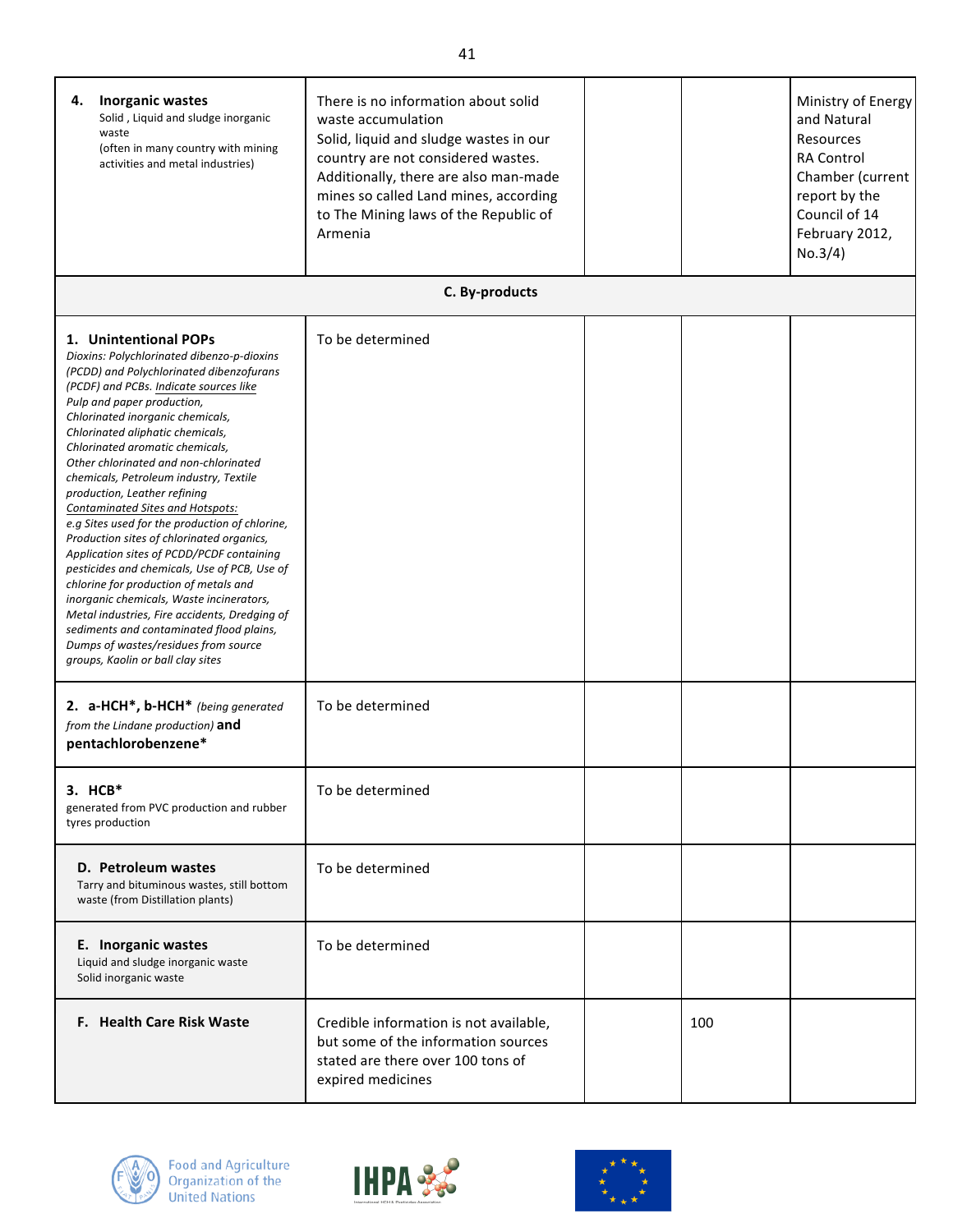| | | | | |
|---|---|---|---|---|
| **4. Inorganic wastes**<br>Solid , Liquid and sludge inorganic waste<br>(often in many country with mining activities and metal industries) | There is no information about solid waste accumulation<br>Solid, liquid and sludge wastes in our country are not considered wastes.<br>Additionally, there are also man-made mines so called Land mines, according to The Mining laws of the Republic of Armenia | | | Ministry of Energy and Natural Resources<br>RA Control Chamber (current report by the Council of 14 February 2012, No.3/4) |
| **C. By-products** | | | | |
| **1. Unintentional POPs**<br>*Dioxins: Polychlorinated dibenzo-p-dioxins (PCDD) and Polychlorinated dibenzofurans (PCDF) and PCBs. Indicate sources like Pulp and paper production, Chlorinated inorganic chemicals, Chlorinated aliphatic chemicals, Chlorinated aromatic chemicals, Other chlorinated and non-chlorinated chemicals, Petroleum industry, Textile production, Leather refining*<br>*Contaminated Sites and Hotspots:*<br>*e.g Sites used for the production of chlorine, Production sites of chlorinated organics, Application sites of PCDD/PCDF containing pesticides and chemicals, Use of PCB, Use of chlorine for production of metals and inorganic chemicals, Waste incinerators, Metal industries, Fire accidents, Dredging of sediments and contaminated flood plains, Dumps of wastes/residues from source groups, Kaolin or ball clay sites* | To be determined | | | |
| **2. a-HCH\*, b-HCH\*** *(being generated from the Lindane production)* **and pentachlorobenzene\*** | To be determined | | | |
| **3. HCB\***<br>generated from PVC production and rubber tyres production | To be determined | | | |
| **D. Petroleum wastes**<br>Tarry and bituminous wastes, still bottom waste (from Distillation plants) | To be determined | | | |
| **E. Inorganic wastes**<br>Liquid and sludge inorganic waste<br>Solid inorganic waste | To be determined | | | |
| **F. Health Care Risk Waste** | Credible information is not available, but some of the information sources stated are there over 100 tons of expired medicines | | 100 | |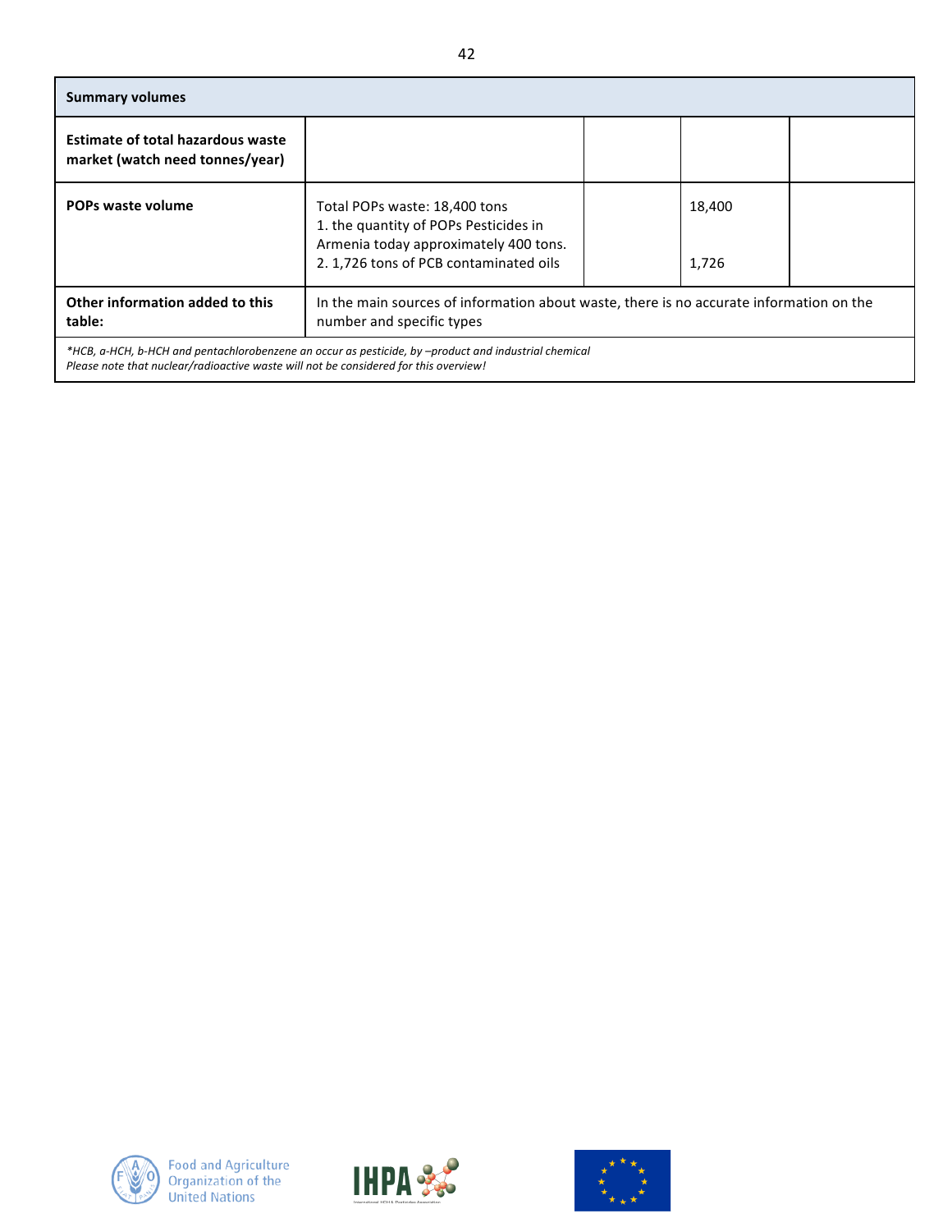| Summary volumes | | | | |
|---|---|---|---|---|
| **Estimate of total hazardous waste market (watch need tonnes/year)** | | | | |
| **POPs waste volume** | Total POPs waste: 18,400 tons<br>1. the quantity of POPs Pesticides in Armenia today approximately 400 tons.<br>2. 1,726 tons of PCB contaminated oils | | 18,400<br><br>1,726 | |
| **Other information added to this table:** | In the main sources of information about waste, there is no accurate information on the number and specific types | | | |

*\*HCB, a-HCH, b-HCH and pentachlorobenzene an occur as pesticide, by –product and industrial chemical*
*Please note that nuclear/radioactive waste will not be considered for this overview!*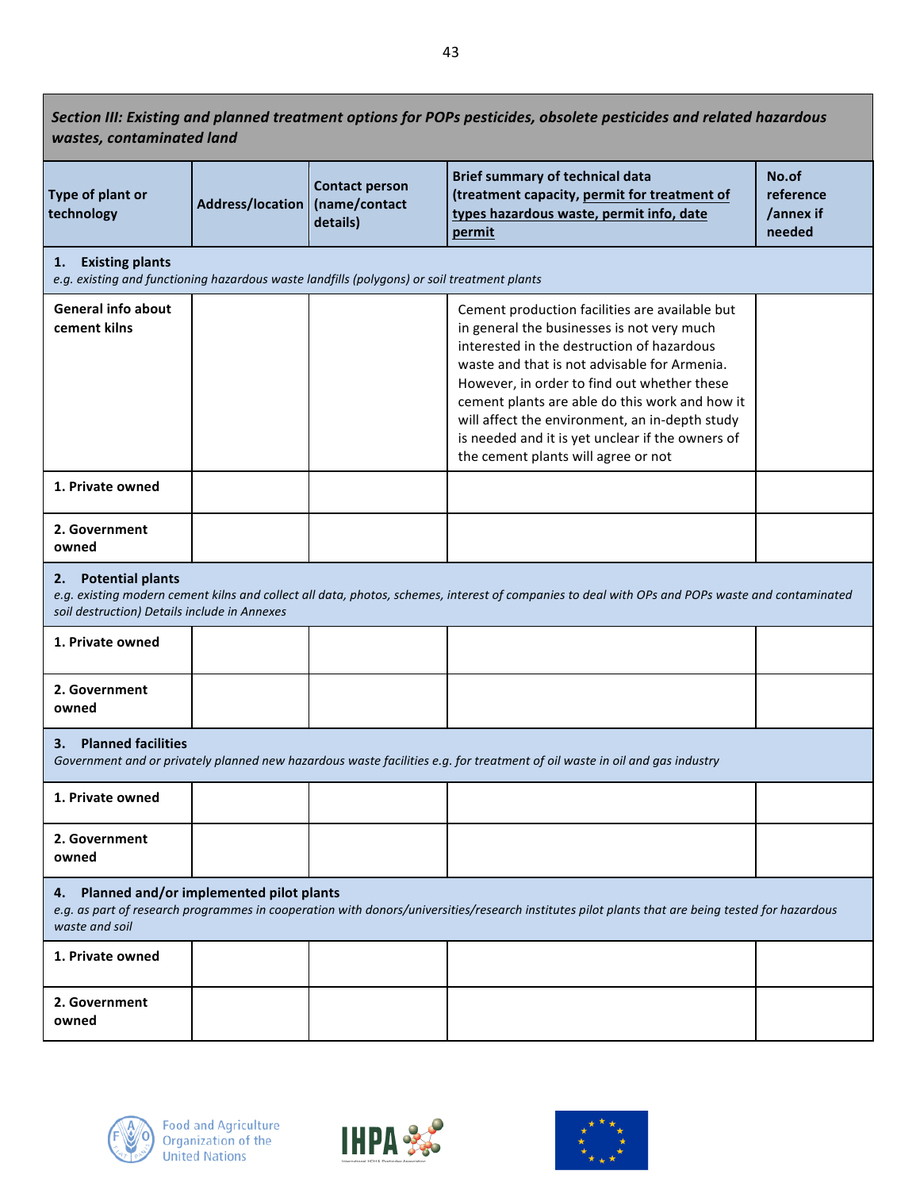| *Section III: Existing and planned treatment options for POPs pesticides, obsolete pesticides and related hazardous wastes, contaminated land* | | | | |
|---|---|---|---|---|
| **Type of plant or technology** | **Address/location** | **Contact person (name/contact details)** | **Brief summary of technical data (treatment capacity, permit for treatment of types hazardous waste, permit info, date permit** | **No.of reference /annex if needed** |
| **1. Existing plants** *e.g. existing and functioning hazardous waste landfills (polygons) or soil treatment plants* | | | | |
| **General info about cement kilns** | | | Cement production facilities are available but in general the businesses is not very much interested in the destruction of hazardous waste and that is not advisable for Armenia. However, in order to find out whether these cement plants are able do this work and how it will affect the environment, an in-depth study is needed and it is yet unclear if the owners of the cement plants will agree or not | |
| **1. Private owned** | | | | |
| **2. Government owned** | | | | |
| **2. Potential plants** *e.g. existing modern cement kilns and collect all data, photos, schemes, interest of companies to deal with OPs and POPs waste and contaminated soil destruction) Details include in Annexes* | | | | |
| **1. Private owned** | | | | |
| **2. Government owned** | | | | |
| **3. Planned facilities** *Government and or privately planned new hazardous waste facilities e.g. for treatment of oil waste in oil and gas industry* | | | | |
| **1. Private owned** | | | | |
| **2. Government owned** | | | | |
| **4. Planned and/or implemented pilot plants** *e.g. as part of research programmes in cooperation with donors/universities/research institutes pilot plants that are being tested for hazardous waste and soil* | | | | |
| **1. Private owned** | | | | |
| **2. Government owned** | | | | |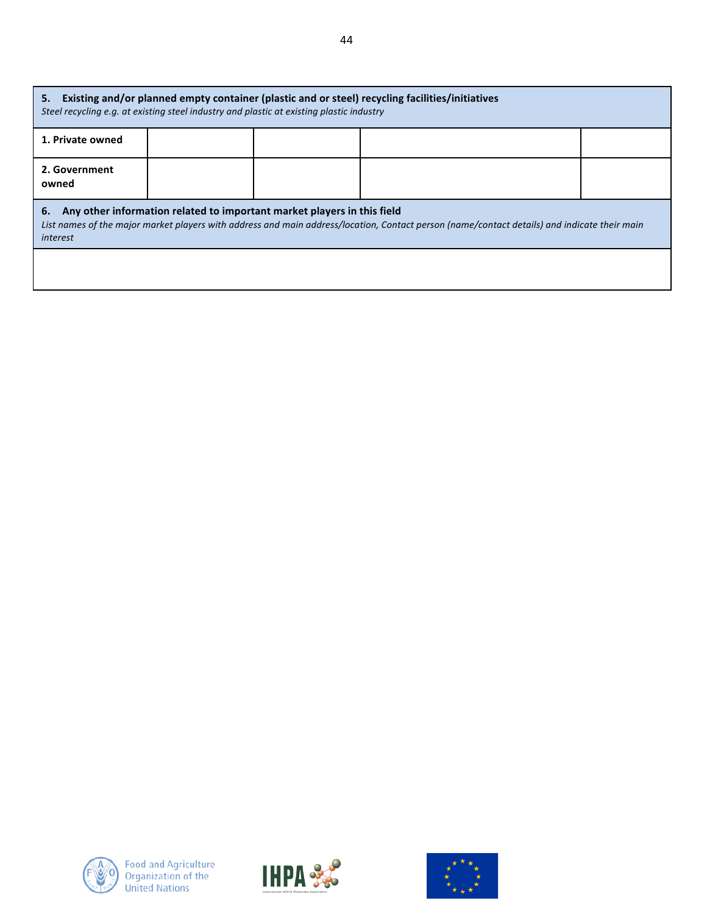| **5. Existing and/or planned empty container (plastic and or steel) recycling facilities/initiatives**<br>*Steel recycling e.g. at existing steel industry and plastic at existing plastic industry* | | | | |
|---|---|---|---|---|
| **1. Private owned** | | | | |
| **2. Government owned** | | | | |

| **6. Any other information related to important market players in this field**<br>*List names of the major market players with address and main address/location, Contact person (name/contact details) and indicate their main interest* |
|---|
| |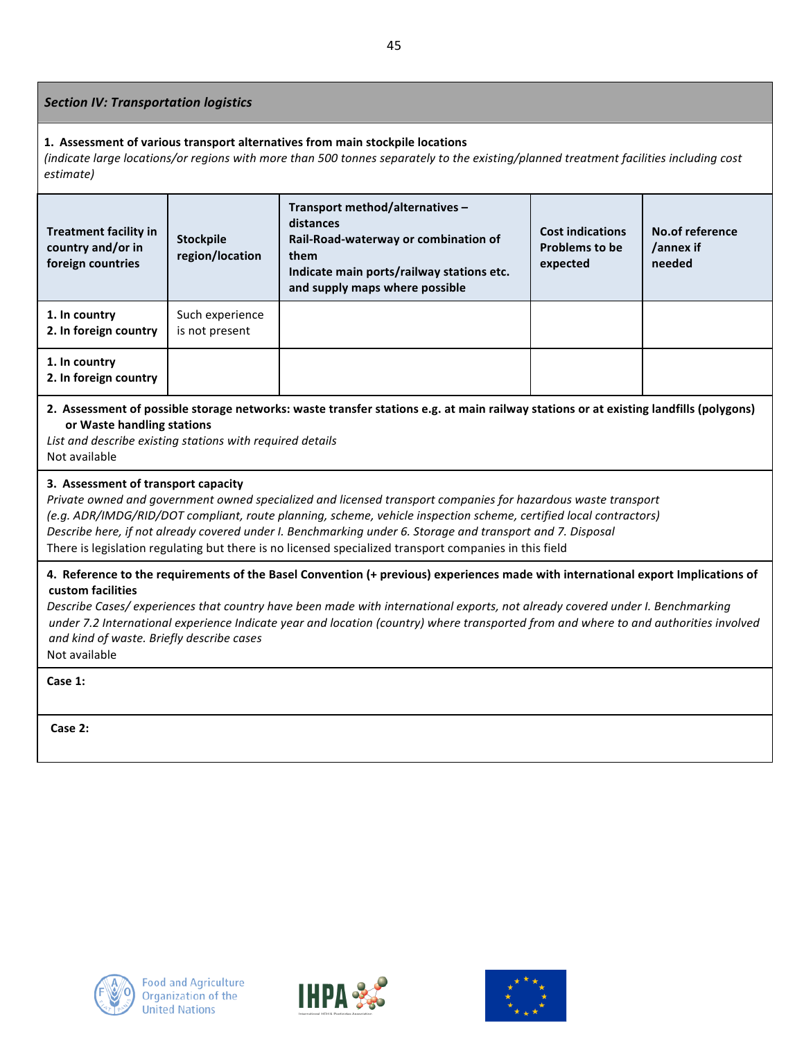## *Section IV: Transportation logistics*

**1. Assessment of various transport alternatives from main stockpile locations**

*(indicate large locations/or regions with more than 500 tonnes separately to the existing/planned treatment facilities including cost estimate)*

| Treatment facility in country and/or in foreign countries | Stockpile region/location | Transport method/alternatives – distances Rail-Road-waterway or combination of them Indicate main ports/railway stations etc. and supply maps where possible | Cost indications Problems to be expected | No.of reference /annex if needed |
|---|---|---|---|---|
| **1. In country** **2. In foreign country** | Such experience is not present | | | |
| **1. In country** **2. In foreign country** | | | | |

**2. Assessment of possible storage networks: waste transfer stations e.g. at main railway stations or at existing landfills (polygons) or Waste handling stations**

*List and describe existing stations with required details*

Not available

**3. Assessment of transport capacity**

*Private owned and government owned specialized and licensed transport companies for hazardous waste transport (e.g. ADR/IMDG/RID/DOT compliant, route planning, scheme, vehicle inspection scheme, certified local contractors)*

*Describe here, if not already covered under I. Benchmarking under 6. Storage and transport and 7. Disposal*

There is legislation regulating but there is no licensed specialized transport companies in this field

**4. Reference to the requirements of the Basel Convention (+ previous) experiences made with international export Implications of custom facilities**

*Describe Cases/ experiences that country have been made with international exports, not already covered under I. Benchmarking under 7.2 International experience Indicate year and location (country) where transported from and where to and authorities involved and kind of waste. Briefly describe cases*

Not available

**Case 1:**

**Case 2:**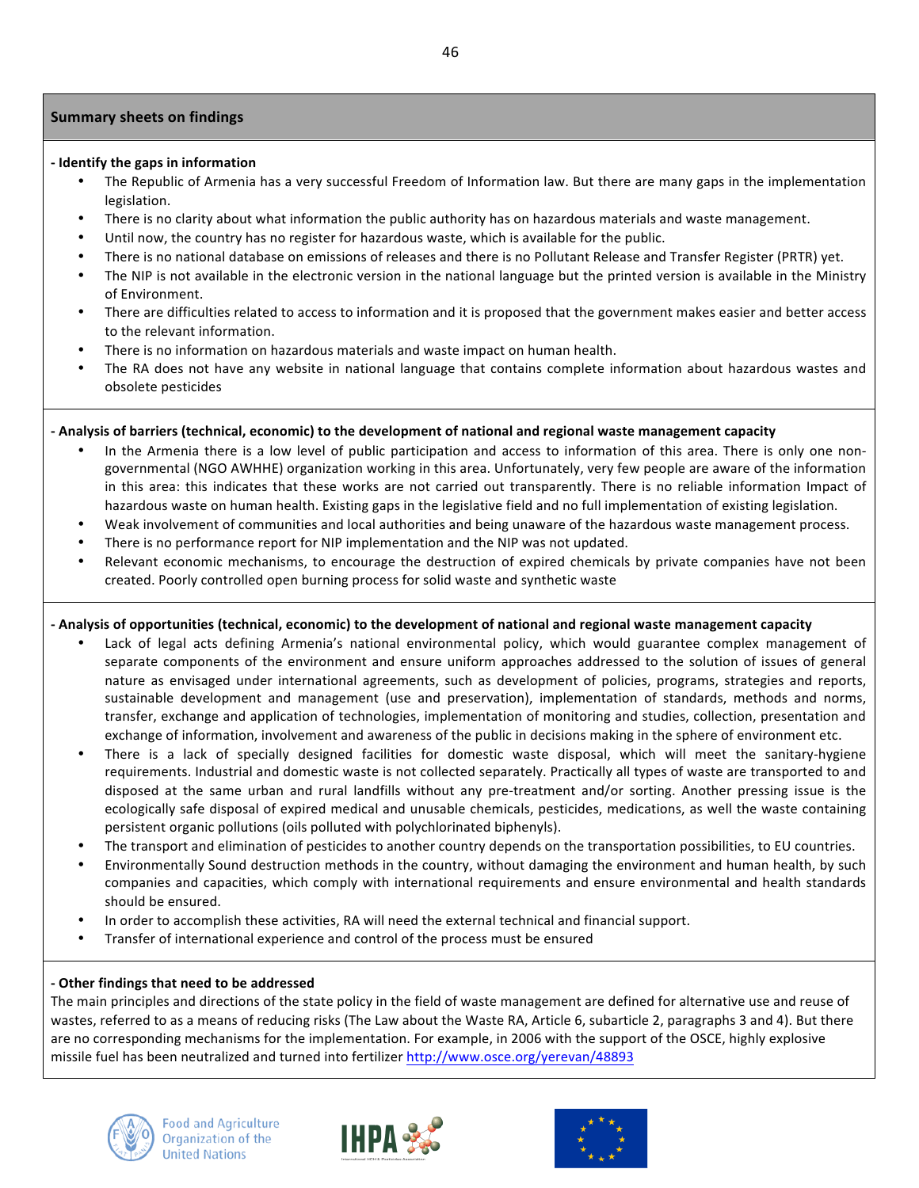## Summary sheets on findings

**- Identify the gaps in information**

- The Republic of Armenia has a very successful Freedom of Information law. But there are many gaps in the implementation legislation.
- There is no clarity about what information the public authority has on hazardous materials and waste management.
- Until now, the country has no register for hazardous waste, which is available for the public.
- There is no national database on emissions of releases and there is no Pollutant Release and Transfer Register (PRTR) yet.
- The NIP is not available in the electronic version in the national language but the printed version is available in the Ministry of Environment.
- There are difficulties related to access to information and it is proposed that the government makes easier and better access to the relevant information.
- There is no information on hazardous materials and waste impact on human health.
- The RA does not have any website in national language that contains complete information about hazardous wastes and obsolete pesticides

**- Analysis of barriers (technical, economic) to the development of national and regional waste management capacity**

- In the Armenia there is a low level of public participation and access to information of this area. There is only one non-governmental (NGO AWHHE) organization working in this area. Unfortunately, very few people are aware of the information in this area: this indicates that these works are not carried out transparently. There is no reliable information Impact of hazardous waste on human health. Existing gaps in the legislative field and no full implementation of existing legislation.
- Weak involvement of communities and local authorities and being unaware of the hazardous waste management process.
- There is no performance report for NIP implementation and the NIP was not updated.
- Relevant economic mechanisms, to encourage the destruction of expired chemicals by private companies have not been created. Poorly controlled open burning process for solid waste and synthetic waste

**- Analysis of opportunities (technical, economic) to the development of national and regional waste management capacity**

- Lack of legal acts defining Armenia's national environmental policy, which would guarantee complex management of separate components of the environment and ensure uniform approaches addressed to the solution of issues of general nature as envisaged under international agreements, such as development of policies, programs, strategies and reports, sustainable development and management (use and preservation), implementation of standards, methods and norms, transfer, exchange and application of technologies, implementation of monitoring and studies, collection, presentation and exchange of information, involvement and awareness of the public in decisions making in the sphere of environment etc.
- There is a lack of specially designed facilities for domestic waste disposal, which will meet the sanitary-hygiene requirements. Industrial and domestic waste is not collected separately. Practically all types of waste are transported to and disposed at the same urban and rural landfills without any pre-treatment and/or sorting. Another pressing issue is the ecologically safe disposal of expired medical and unusable chemicals, pesticides, medications, as well the waste containing persistent organic pollutions (oils polluted with polychlorinated biphenyls).
- The transport and elimination of pesticides to another country depends on the transportation possibilities, to EU countries.
- Environmentally Sound destruction methods in the country, without damaging the environment and human health, by such companies and capacities, which comply with international requirements and ensure environmental and health standards should be ensured.
- In order to accomplish these activities, RA will need the external technical and financial support.
- Transfer of international experience and control of the process must be ensured

**- Other findings that need to be addressed**

The main principles and directions of the state policy in the field of waste management are defined for alternative use and reuse of wastes, referred to as a means of reducing risks (The Law about the Waste RA, Article 6, subarticle 2, paragraphs 3 and 4). But there are no corresponding mechanisms for the implementation. For example, in 2006 with the support of the OSCE, highly explosive missile fuel has been neutralized and turned into fertilizer http://www.osce.org/yerevan/48893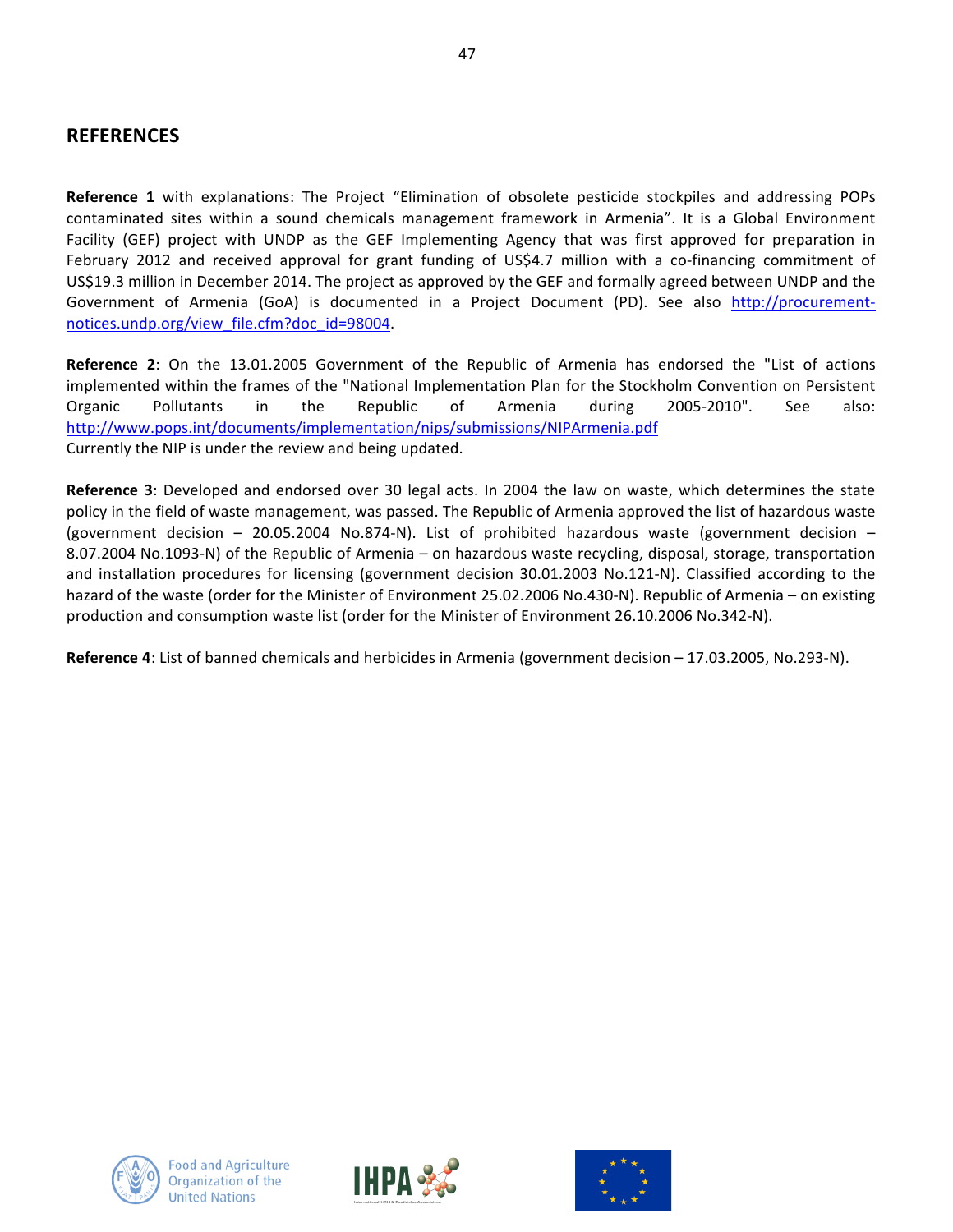## REFERENCES

**Reference 1** with explanations: The Project "Elimination of obsolete pesticide stockpiles and addressing POPs contaminated sites within a sound chemicals management framework in Armenia". It is a Global Environment Facility (GEF) project with UNDP as the GEF Implementing Agency that was first approved for preparation in February 2012 and received approval for grant funding of US$4.7 million with a co-financing commitment of US$19.3 million in December 2014. The project as approved by the GEF and formally agreed between UNDP and the Government of Armenia (GoA) is documented in a Project Document (PD). See also [http://procurement-notices.undp.org/view_file.cfm?doc_id=98004](http://procurement-notices.undp.org/view_file.cfm?doc_id=98004).

**Reference 2**: On the 13.01.2005 Government of the Republic of Armenia has endorsed the "List of actions implemented within the frames of the "National Implementation Plan for the Stockholm Convention on Persistent Organic Pollutants in the Republic of Armenia during 2005-2010". See also: [http://www.pops.int/documents/implementation/nips/submissions/NIPArmenia.pdf](http://www.pops.int/documents/implementation/nips/submissions/NIPArmenia.pdf)
Currently the NIP is under the review and being updated.

**Reference 3**: Developed and endorsed over 30 legal acts. In 2004 the law on waste, which determines the state policy in the field of waste management, was passed. The Republic of Armenia approved the list of hazardous waste (government decision – 20.05.2004 No.874-N). List of prohibited hazardous waste (government decision – 8.07.2004 No.1093-N) of the Republic of Armenia – on hazardous waste recycling, disposal, storage, transportation and installation procedures for licensing (government decision 30.01.2003 No.121-N). Classified according to the hazard of the waste (order for the Minister of Environment 25.02.2006 No.430-N). Republic of Armenia – on existing production and consumption waste list (order for the Minister of Environment 26.10.2006 No.342-N).

**Reference 4**: List of banned chemicals and herbicides in Armenia (government decision – 17.03.2005, No.293-N).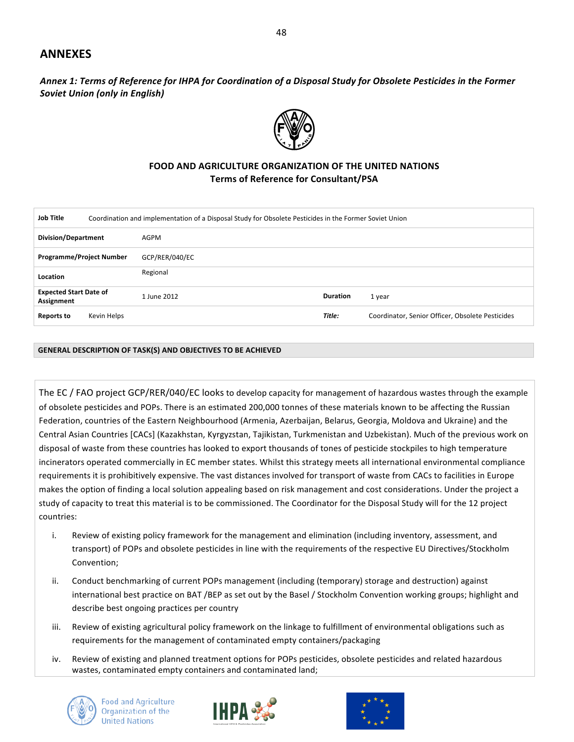## ANNEXES

### *Annex 1: Terms of Reference for IHPA for Coordination of a Disposal Study for Obsolete Pesticides in the Former Soviet Union (only in English)*

**FOOD AND AGRICULTURE ORGANIZATION OF THE UNITED NATIONS**
**Terms of Reference for Consultant/PSA**

| **Job Title** | Coordination and implementation of a Disposal Study for Obsolete Pesticides in the Former Soviet Union | | |
|---|---|---|---|
| **Division/Department** | AGPM | | |
| **Programme/Project Number** | GCP/RER/040/EC | | |
| **Location** | Regional | | |
| **Expected Start Date of Assignment** | 1 June 2012 | **Duration** | 1 year |
| **Reports to** Kevin Helps | | ***Title:*** | Coordinator, Senior Officer, Obsolete Pesticides |

**GENERAL DESCRIPTION OF TASK(S) AND OBJECTIVES TO BE ACHIEVED**

The EC / FAO project GCP/RER/040/EC looks to develop capacity for management of hazardous wastes through the example of obsolete pesticides and POPs. There is an estimated 200,000 tonnes of these materials known to be affecting the Russian Federation, countries of the Eastern Neighbourhood (Armenia, Azerbaijan, Belarus, Georgia, Moldova and Ukraine) and the Central Asian Countries [CACs] (Kazakhstan, Kyrgyzstan, Tajikistan, Turkmenistan and Uzbekistan). Much of the previous work on disposal of waste from these countries has looked to export thousands of tones of pesticide stockpiles to high temperature incinerators operated commercially in EC member states. Whilst this strategy meets all international environmental compliance requirements it is prohibitively expensive. The vast distances involved for transport of waste from CACs to facilities in Europe makes the option of finding a local solution appealing based on risk management and cost considerations. Under the project a study of capacity to treat this material is to be commissioned. The Coordinator for the Disposal Study will for the 12 project countries:

i. Review of existing policy framework for the management and elimination (including inventory, assessment, and transport) of POPs and obsolete pesticides in line with the requirements of the respective EU Directives/Stockholm Convention;

ii. Conduct benchmarking of current POPs management (including (temporary) storage and destruction) against international best practice on BAT /BEP as set out by the Basel / Stockholm Convention working groups; highlight and describe best ongoing practices per country

iii. Review of existing agricultural policy framework on the linkage to fulfillment of environmental obligations such as requirements for the management of contaminated empty containers/packaging

iv. Review of existing and planned treatment options for POPs pesticides, obsolete pesticides and related hazardous wastes, contaminated empty containers and contaminated land;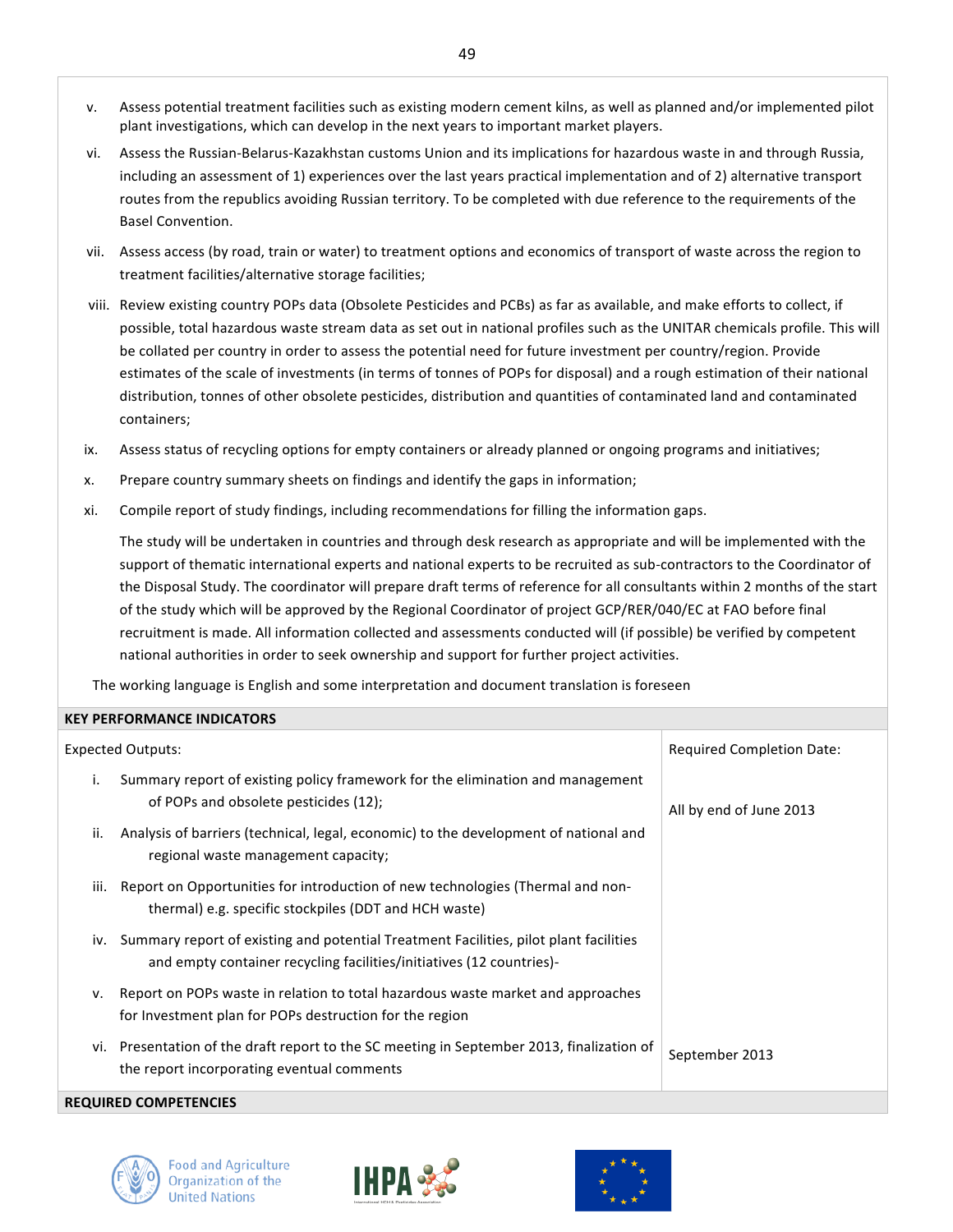v. Assess potential treatment facilities such as existing modern cement kilns, as well as planned and/or implemented pilot plant investigations, which can develop in the next years to important market players.

vi. Assess the Russian-Belarus-Kazakhstan customs Union and its implications for hazardous waste in and through Russia, including an assessment of 1) experiences over the last years practical implementation and of 2) alternative transport routes from the republics avoiding Russian territory. To be completed with due reference to the requirements of the Basel Convention.

vii. Assess access (by road, train or water) to treatment options and economics of transport of waste across the region to treatment facilities/alternative storage facilities;

viii. Review existing country POPs data (Obsolete Pesticides and PCBs) as far as available, and make efforts to collect, if possible, total hazardous waste stream data as set out in national profiles such as the UNITAR chemicals profile. This will be collated per country in order to assess the potential need for future investment per country/region. Provide estimates of the scale of investments (in terms of tonnes of POPs for disposal) and a rough estimation of their national distribution, tonnes of other obsolete pesticides, distribution and quantities of contaminated land and contaminated containers;

ix. Assess status of recycling options for empty containers or already planned or ongoing programs and initiatives;

x. Prepare country summary sheets on findings and identify the gaps in information;

xi. Compile report of study findings, including recommendations for filling the information gaps.

The study will be undertaken in countries and through desk research as appropriate and will be implemented with the support of thematic international experts and national experts to be recruited as sub-contractors to the Coordinator of the Disposal Study. The coordinator will prepare draft terms of reference for all consultants within 2 months of the start of the study which will be approved by the Regional Coordinator of project GCP/RER/040/EC at FAO before final recruitment is made. All information collected and assessments conducted will (if possible) be verified by competent national authorities in order to seek ownership and support for further project activities.

The working language is English and some interpretation and document translation is foreseen

**KEY PERFORMANCE INDICATORS**

| Expected Outputs: | Required Completion Date: |
|---|---|
| i. Summary report of existing policy framework for the elimination and management of POPs and obsolete pesticides (12); | All by end of June 2013 |
| ii. Analysis of barriers (technical, legal, economic) to the development of national and regional waste management capacity; | |
| iii. Report on Opportunities for introduction of new technologies (Thermal and non-thermal) e.g. specific stockpiles (DDT and HCH waste) | |
| iv. Summary report of existing and potential Treatment Facilities, pilot plant facilities and empty container recycling facilities/initiatives (12 countries)- | |
| v. Report on POPs waste in relation to total hazardous waste market and approaches for Investment plan for POPs destruction for the region | |
| vi. Presentation of the draft report to the SC meeting in September 2013, finalization of the report incorporating eventual comments | September 2013 |

**REQUIRED COMPETENCIES**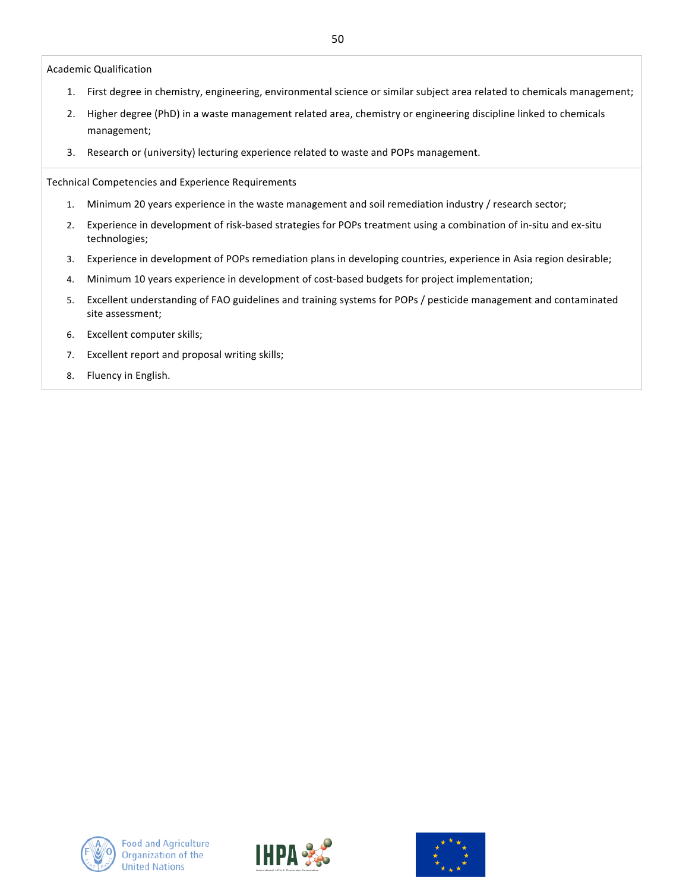| |
|---|
| Academic Qualification<br><br>1. First degree in chemistry, engineering, environmental science or similar subject area related to chemicals management;<br>2. Higher degree (PhD) in a waste management related area, chemistry or engineering discipline linked to chemicals management;<br>3. Research or (university) lecturing experience related to waste and POPs management. |
| Technical Competencies and Experience Requirements<br><br>1. Minimum 20 years experience in the waste management and soil remediation industry / research sector;<br>2. Experience in development of risk-based strategies for POPs treatment using a combination of in-situ and ex-situ technologies;<br>3. Experience in development of POPs remediation plans in developing countries, experience in Asia region desirable;<br>4. Minimum 10 years experience in development of cost-based budgets for project implementation;<br>5. Excellent understanding of FAO guidelines and training systems for POPs / pesticide management and contaminated site assessment;<br>6. Excellent computer skills;<br>7. Excellent report and proposal writing skills;<br>8. Fluency in English. |